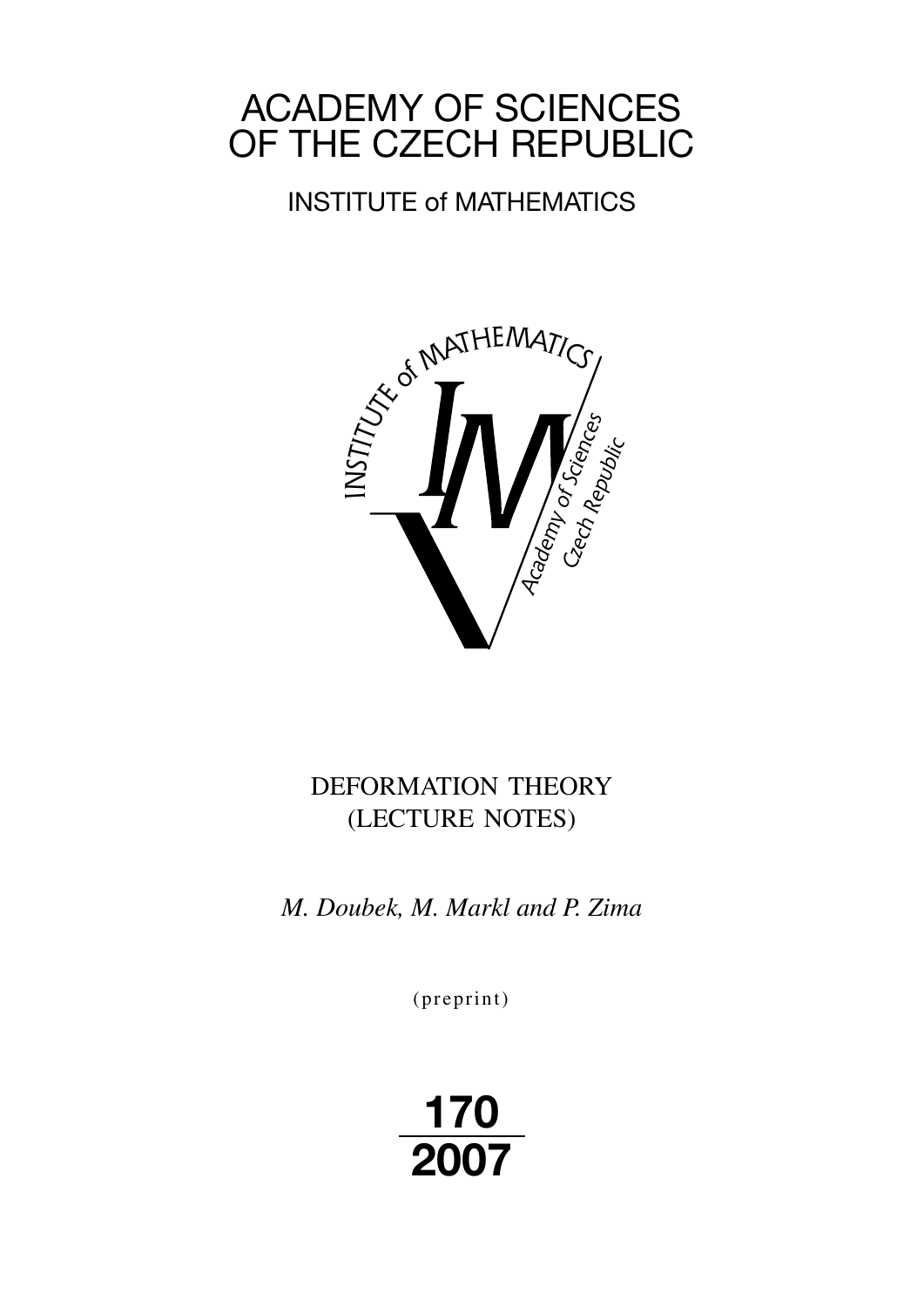# ACADEMY OF SCIENCES OF THE CZECH REPUBLIC

## INSTITUTE of MATHEMATICS

DEFORMATION THEORY
(LECTURE NOTES)

*M. Doubek, M. Markl and P. Zima*

(preprint)

**170**
**2007**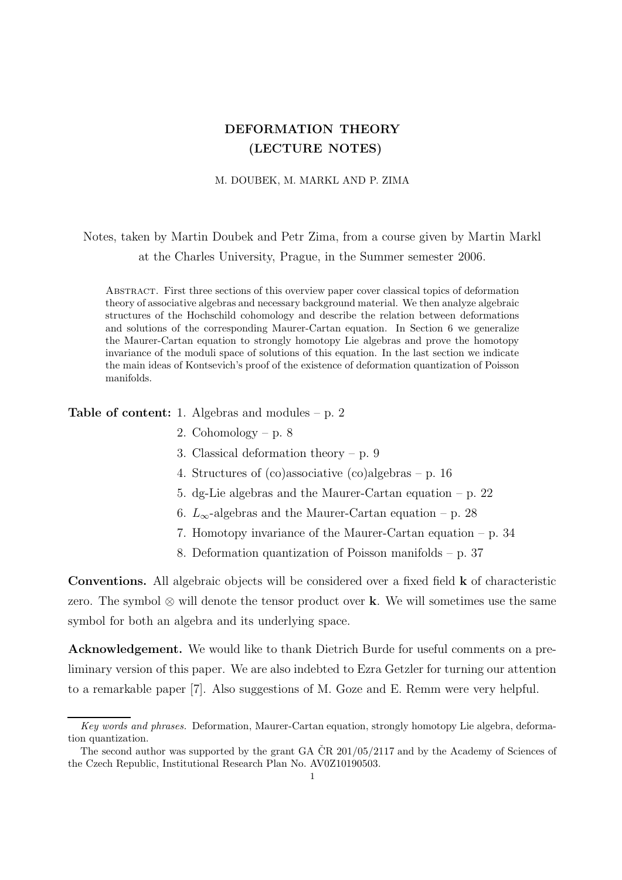# DEFORMATION THEORY (LECTURE NOTES)

M. DOUBEK, M. MARKL AND P. ZIMA

Notes, taken by Martin Doubek and Petr Zima, from a course given by Martin Markl at the Charles University, Prague, in the Summer semester 2006.

Abstract. First three sections of this overview paper cover classical topics of deformation theory of associative algebras and necessary background material. We then analyze algebraic structures of the Hochschild cohomology and describe the relation between deformations and solutions of the corresponding Maurer-Cartan equation. In Section 6 we generalize the Maurer-Cartan equation to strongly homotopy Lie algebras and prove the homotopy invariance of the moduli space of solutions of this equation. In the last section we indicate the main ideas of Kontsevich's proof of the existence of deformation quantization of Poisson manifolds.

**Table of content:**

1. Algebras and modules – p. 2
2. Cohomology – p. 8
3. Classical deformation theory – p. 9
4. Structures of (co)associative (co)algebras – p. 16
5. dg-Lie algebras and the Maurer-Cartan equation – p. 22
6. $L_\infty$-algebras and the Maurer-Cartan equation – p. 28
7. Homotopy invariance of the Maurer-Cartan equation – p. 34
8. Deformation quantization of Poisson manifolds – p. 37

**Conventions.** All algebraic objects will be considered over a fixed field $\mathbf{k}$ of characteristic zero. The symbol $\otimes$ will denote the tensor product over $\mathbf{k}$. We will sometimes use the same symbol for both an algebra and its underlying space.

**Acknowledgement.** We would like to thank Dietrich Burde for useful comments on a preliminary version of this paper. We are also indebted to Ezra Getzler for turning our attention to a remarkable paper [7]. Also suggestions of M. Goze and E. Remm were very helpful.

---

*Key words and phrases.* Deformation, Maurer-Cartan equation, strongly homotopy Lie algebra, deformation quantization.

The second author was supported by the grant GA ČR 201/05/2117 and by the Academy of Sciences of the Czech Republic, Institutional Research Plan No. AV0Z10190503.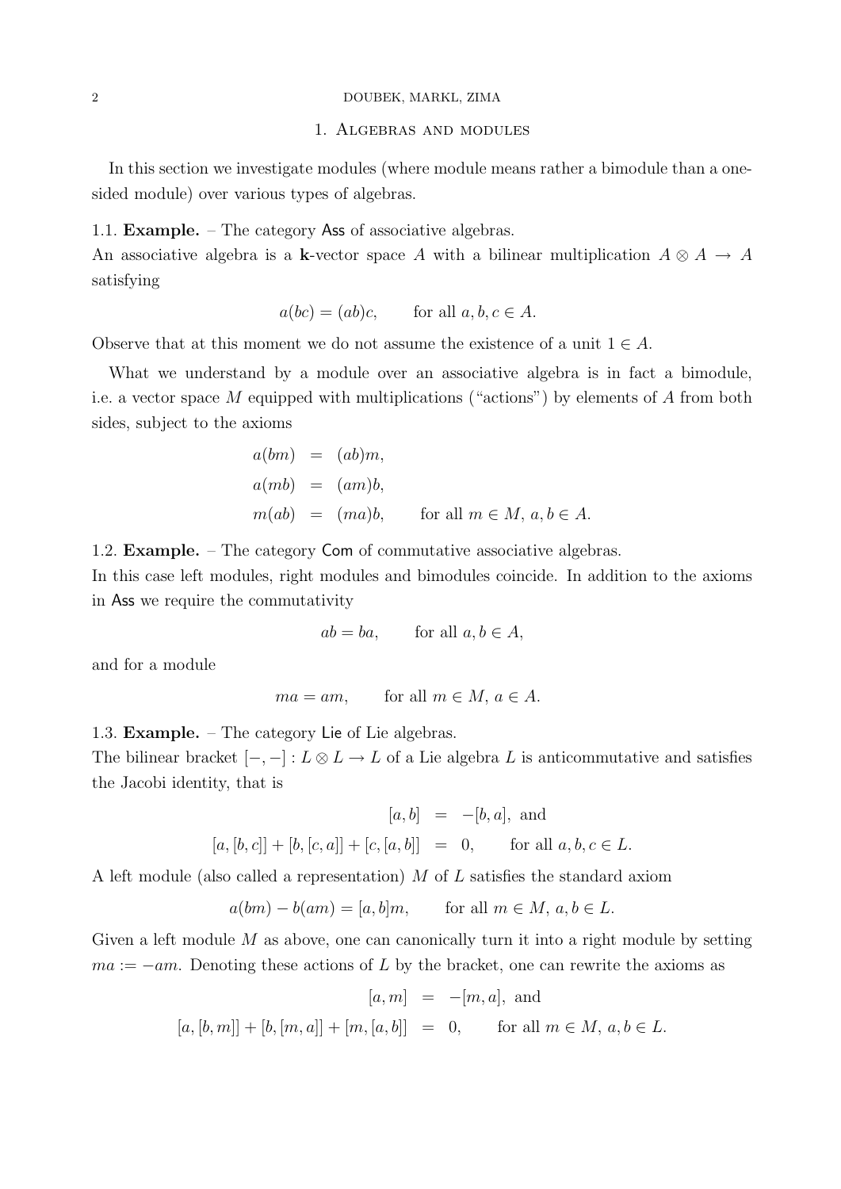## 1. Algebras and modules

In this section we investigate modules (where module means rather a bimodule than a one-sided module) over various types of algebras.

1.1. **Example.** – The category $\mathsf{Ass}$ of associative algebras.
An associative algebra is a $\mathbf{k}$-vector space $A$ with a bilinear multiplication $A \otimes A \to A$ satisfying

$$a(bc) = (ab)c, \qquad \text{for all } a, b, c \in A.$$

Observe that at this moment we do not assume the existence of a unit $1 \in A$.

What we understand by a module over an associative algebra is in fact a bimodule, i.e. a vector space $M$ equipped with multiplications ("actions") by elements of $A$ from both sides, subject to the axioms

$$\begin{aligned} a(bm) &= (ab)m, \\ a(mb) &= (am)b, \\ m(ab) &= (ma)b, \qquad \text{for all } m \in M,\ a, b \in A. \end{aligned}$$

1.2. **Example.** – The category $\mathsf{Com}$ of commutative associative algebras.
In this case left modules, right modules and bimodules coincide. In addition to the axioms in $\mathsf{Ass}$ we require the commutativity

$$ab = ba, \qquad \text{for all } a, b \in A,$$

and for a module

$$ma = am, \qquad \text{for all } m \in M,\ a \in A.$$

1.3. **Example.** – The category $\mathsf{Lie}$ of Lie algebras.
The bilinear bracket $[-,-] : L \otimes L \to L$ of a Lie algebra $L$ is anticommutative and satisfies the Jacobi identity, that is

$$\begin{aligned} [a, b] &= -[b, a], \text{ and} \\ [a, [b, c]] + [b, [c, a]] + [c, [a, b]] &= 0, \qquad \text{for all } a, b, c \in L. \end{aligned}$$

A left module (also called a representation) $M$ of $L$ satisfies the standard axiom

$$a(bm) - b(am) = [a, b]m, \qquad \text{for all } m \in M,\ a, b \in L.$$

Given a left module $M$ as above, one can canonically turn it into a right module by setting $ma := -am$. Denoting these actions of $L$ by the bracket, one can rewrite the axioms as

$$\begin{aligned} [a, m] &= -[m, a], \text{ and} \\ [a, [b, m]] + [b, [m, a]] + [m, [a, b]] &= 0, \qquad \text{for all } m \in M,\ a, b \in L. \end{aligned}$$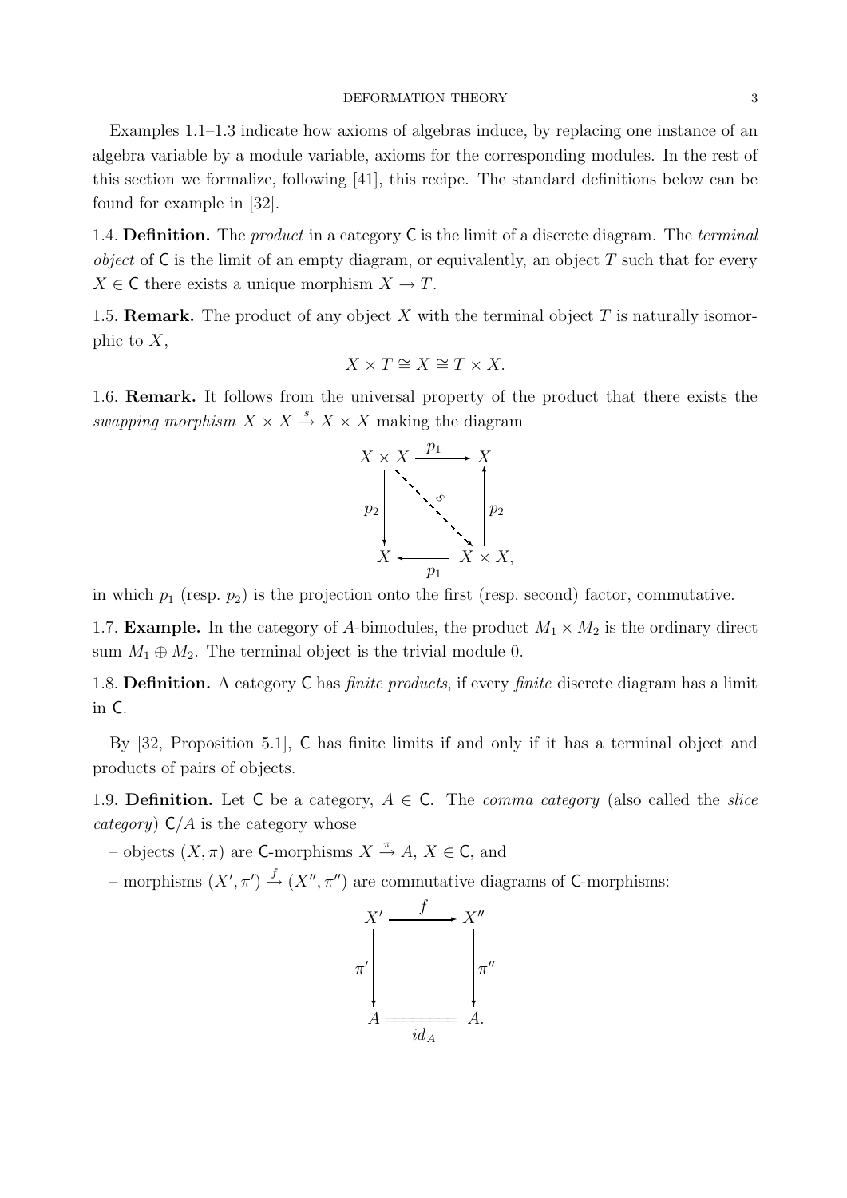Examples 1.1–1.3 indicate how axioms of algebras induce, by replacing one instance of an algebra variable by a module variable, axioms for the corresponding modules. In the rest of this section we formalize, following [41], this recipe. The standard definitions below can be found for example in [32].

1.4. **Definition.** The *product* in a category $\mathsf{C}$ is the limit of a discrete diagram. The *terminal object* of $\mathsf{C}$ is the limit of an empty diagram, or equivalently, an object $T$ such that for every $X \in \mathsf{C}$ there exists a unique morphism $X \to T$.

1.5. **Remark.** The product of any object $X$ with the terminal object $T$ is naturally isomorphic to $X$,

$$X \times T \cong X \cong T \times X.$$

1.6. **Remark.** It follows from the universal property of the product that there exists the *swapping morphism* $X \times X \xrightarrow{s} X \times X$ making the diagram

$$\begin{array}{ccc} X \times X & \xrightarrow{p_1} & X \\ {\scriptstyle p_2}\downarrow & \searrow^{s} & \uparrow{\scriptstyle p_2} \\ X & \xleftarrow[p_1]{} & X \times X, \end{array}$$

in which $p_1$ (resp. $p_2$) is the projection onto the first (resp. second) factor, commutative.

1.7. **Example.** In the category of $A$-bimodules, the product $M_1 \times M_2$ is the ordinary direct sum $M_1 \oplus M_2$. The terminal object is the trivial module 0.

1.8. **Definition.** A category $\mathsf{C}$ has *finite products*, if every *finite* discrete diagram has a limit in $\mathsf{C}$.

By [32, Proposition 5.1], $\mathsf{C}$ has finite limits if and only if it has a terminal object and products of pairs of objects.

1.9. **Definition.** Let $\mathsf{C}$ be a category, $A \in \mathsf{C}$. The *comma category* (also called the *slice category*) $\mathsf{C}/A$ is the category whose

– objects $(X, \pi)$ are $\mathsf{C}$-morphisms $X \xrightarrow{\pi} A$, $X \in \mathsf{C}$, and

– morphisms $(X', \pi') \xrightarrow{f} (X'', \pi'')$ are commutative diagrams of $\mathsf{C}$-morphisms:

$$\begin{array}{ccc} X' & \xrightarrow{f} & X'' \\ {\scriptstyle \pi'}\downarrow & & \downarrow{\scriptstyle \pi''} \\ A & \underset{id_A}{=\!=\!=} & A. \end{array}$$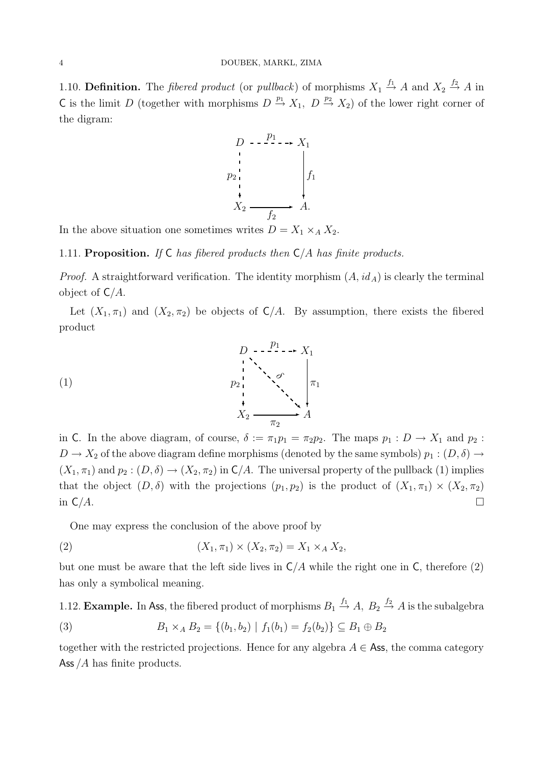1.10. **Definition.** The *fibered product* (or *pullback*) of morphisms $X_1 \stackrel{f_1}{\to} A$ and $X_2 \stackrel{f_2}{\to} A$ in $\mathsf{C}$ is the limit $D$ (together with morphisms $D \stackrel{p_1}{\to} X_1$, $D \stackrel{p_2}{\to} X_2$) of the lower right corner of the digram:

$$
\begin{array}{ccc}
D & \stackrel{p_1}{\dashrightarrow} & X_1 \\
{\scriptstyle p_2} \downarrow & & \downarrow {\scriptstyle f_1} \\
X_2 & \xrightarrow[f_2]{} & A.
\end{array}
$$

In the above situation one sometimes writes $D = X_1 \times_A X_2$.

1.11. **Proposition.** *If $\mathsf{C}$ has fibered products then $\mathsf{C}/A$ has finite products.*

*Proof.* A straightforward verification. The identity morphism $(A, id_A)$ is clearly the terminal object of $\mathsf{C}/A$.

Let $(X_1, \pi_1)$ and $(X_2, \pi_2)$ be objects of $\mathsf{C}/A$. By assumption, there exists the fibered product

$$
\begin{array}{ccc}
D & \stackrel{p_1}{\dashrightarrow} & X_1 \\
{\scriptstyle p_2} \downarrow & \searrow^{\delta} & \downarrow {\scriptstyle \pi_1} \\
X_2 & \xrightarrow[\pi_2]{} & A
\end{array}
\tag{1}
$$

in $\mathsf{C}$. In the above diagram, of course, $\delta := \pi_1 p_1 = \pi_2 p_2$. The maps $p_1 : D \to X_1$ and $p_2 : D \to X_2$ of the above diagram define morphisms (denoted by the same symbols) $p_1 : (D, \delta) \to (X_1, \pi_1)$ and $p_2 : (D, \delta) \to (X_2, \pi_2)$ in $\mathsf{C}/A$. The universal property of the pullback (1) implies that the object $(D, \delta)$ with the projections $(p_1, p_2)$ is the product of $(X_1, \pi_1) \times (X_2, \pi_2)$ in $\mathsf{C}/A$. $\square$

One may express the conclusion of the above proof by

$$
(X_1, \pi_1) \times (X_2, \pi_2) = X_1 \times_A X_2, \tag{2}
$$

but one must be aware that the left side lives in $\mathsf{C}/A$ while the right one in $\mathsf{C}$, therefore (2) has only a symbolical meaning.

1.12. **Example.** In $\mathsf{Ass}$, the fibered product of morphisms $B_1 \stackrel{f_1}{\to} A$, $B_2 \stackrel{f_2}{\to} A$ is the subalgebra

$$
B_1 \times_A B_2 = \{(b_1, b_2) \mid f_1(b_1) = f_2(b_2)\} \subseteq B_1 \oplus B_2 \tag{3}
$$

together with the restricted projections. Hence for any algebra $A \in \mathsf{Ass}$, the comma category $\mathsf{Ass}/A$ has finite products.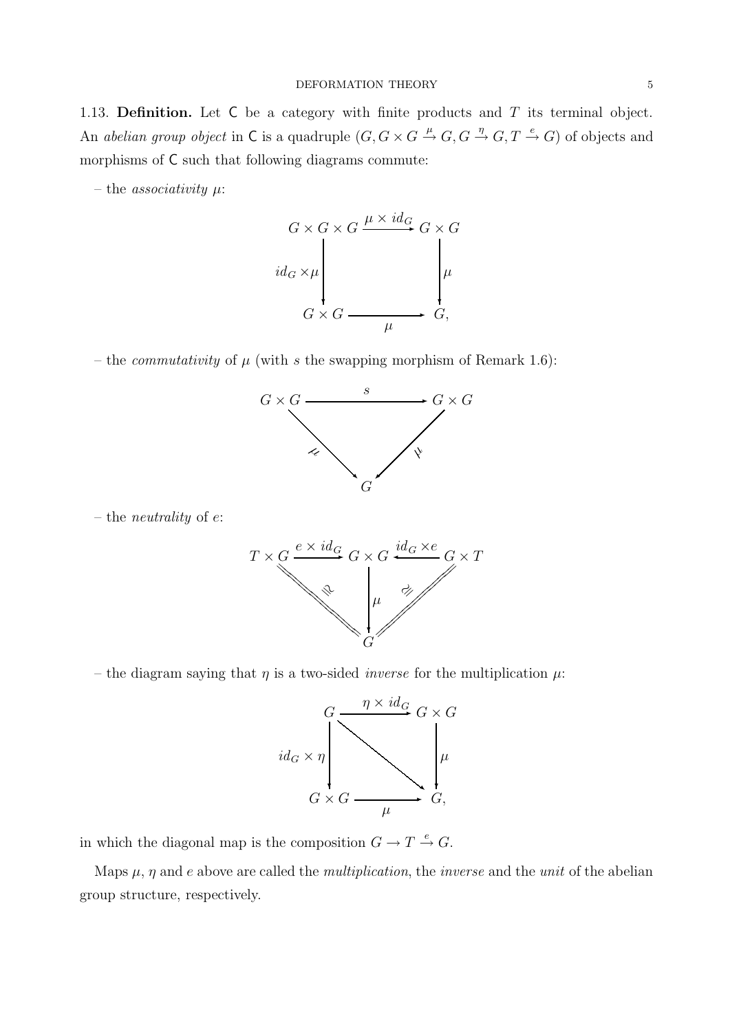1.13. **Definition.** Let $\mathsf{C}$ be a category with finite products and $T$ its terminal object. An *abelian group object* in $\mathsf{C}$ is a quadruple $(G, G \times G \stackrel{\mu}{\to} G, G \stackrel{\eta}{\to} G, T \stackrel{e}{\to} G)$ of objects and morphisms of $\mathsf{C}$ such that following diagrams commute:

– the *associativity* $\mu$:

$$
\begin{array}{ccc}
G \times G \times G & \xrightarrow{\mu \times id_G} & G \times G \\
{\scriptstyle id_G \times \mu}\downarrow & & \downarrow{\scriptstyle \mu} \\
G \times G & \xrightarrow[\mu]{} & G,
\end{array}
$$

– the *commutativity* of $\mu$ (with $s$ the swapping morphism of Remark 1.6):

$$
\begin{array}{ccc}
G \times G & \xrightarrow{s} & G \times G \\
& {\scriptstyle \mu}\searrow \quad \swarrow{\scriptstyle \mu} & \\
& G &
\end{array}
$$

– the *neutrality* of $e$:

$$
\begin{array}{ccccc}
T \times G & \xrightarrow{e \times id_G} & G \times G & \xleftarrow{id_G \times e} & G \times T \\
& \cong\searrow & \downarrow{\scriptstyle \mu} & \swarrow\cong & \\
& & G & &
\end{array}
$$

– the diagram saying that $\eta$ is a two-sided *inverse* for the multiplication $\mu$:

$$
\begin{array}{ccc}
G & \xrightarrow{\eta \times id_G} & G \times G \\
{\scriptstyle id_G \times \eta}\downarrow & \searrow & \downarrow{\scriptstyle \mu} \\
G \times G & \xrightarrow[\mu]{} & G,
\end{array}
$$

in which the diagonal map is the composition $G \to T \stackrel{e}{\to} G$.

Maps $\mu$, $\eta$ and $e$ above are called the *multiplication*, the *inverse* and the *unit* of the abelian group structure, respectively.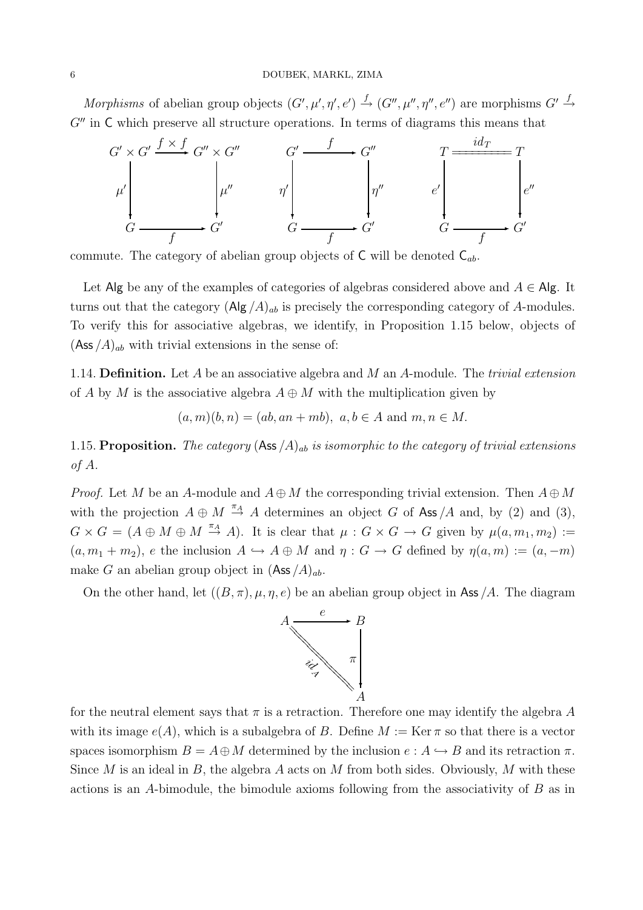*Morphisms* of abelian group objects $(G', \mu', \eta', e') \xrightarrow{f} (G'', \mu'', \eta'', e'')$ are morphisms $G' \xrightarrow{f} G''$ in $\mathsf{C}$ which preserve all structure operations. In terms of diagrams this means that

$$
\begin{array}{ccc}
G' \times G' & \xrightarrow{f \times f} & G'' \times G'' \\
\downarrow{\scriptstyle \mu'} & & \downarrow{\scriptstyle \mu''} \\
G & \xrightarrow[f]{} & G'
\end{array}
\qquad
\begin{array}{ccc}
G' & \xrightarrow{f} & G'' \\
\downarrow{\scriptstyle \eta'} & & \downarrow{\scriptstyle \eta''} \\
G & \xrightarrow[f]{} & G'
\end{array}
\qquad
\begin{array}{ccc}
T & \overset{id_T}{=\!=\!=} & T \\
\downarrow{\scriptstyle e'} & & \downarrow{\scriptstyle e''} \\
G & \xrightarrow[f]{} & G'
\end{array}
$$

commute. The category of abelian group objects of $\mathsf{C}$ will be denoted $\mathsf{C}_{ab}$.

Let $\mathsf{Alg}$ be any of the examples of categories of algebras considered above and $A \in \mathsf{Alg}$. It turns out that the category $(\mathsf{Alg}/A)_{ab}$ is precisely the corresponding category of $A$-modules. To verify this for associative algebras, we identify, in Proposition 1.15 below, objects of $(\mathsf{Ass}/A)_{ab}$ with trivial extensions in the sense of:

1.14. **Definition.** Let $A$ be an associative algebra and $M$ an $A$-module. The *trivial extension* of $A$ by $M$ is the associative algebra $A \oplus M$ with the multiplication given by

$$(a, m)(b, n) = (ab, an + mb), \;\; a, b \in A \text{ and } m, n \in M.$$

1.15. **Proposition.** *The category $(\mathsf{Ass}/A)_{ab}$ is isomorphic to the category of trivial extensions of $A$.*

*Proof.* Let $M$ be an $A$-module and $A \oplus M$ the corresponding trivial extension. Then $A \oplus M$ with the projection $A \oplus M \xrightarrow{\pi_A} A$ determines an object $G$ of $\mathsf{Ass}/A$ and, by (2) and (3), $G \times G = (A \oplus M \oplus M \xrightarrow{\pi_A} A)$. It is clear that $\mu : G \times G \to G$ given by $\mu(a, m_1, m_2) := (a, m_1 + m_2)$, $e$ the inclusion $A \hookrightarrow A \oplus M$ and $\eta : G \to G$ defined by $\eta(a, m) := (a, -m)$ make $G$ an abelian group object in $(\mathsf{Ass}/A)_{ab}$.

On the other hand, let $((B, \pi), \mu, \eta, e)$ be an abelian group object in $\mathsf{Ass}/A$. The diagram

$$
\begin{array}{ccc}
A & \xrightarrow{e} & B \\
& {\scriptstyle id_A} \searrow & \downarrow{\scriptstyle \pi} \\
& & A
\end{array}
$$

for the neutral element says that $\pi$ is a retraction. Therefore one may identify the algebra $A$ with its image $e(A)$, which is a subalgebra of $B$. Define $M := \operatorname{Ker} \pi$ so that there is a vector spaces isomorphism $B = A \oplus M$ determined by the inclusion $e : A \hookrightarrow B$ and its retraction $\pi$. Since $M$ is an ideal in $B$, the algebra $A$ acts on $M$ from both sides. Obviously, $M$ with these actions is an $A$-bimodule, the bimodule axioms following from the associativity of $B$ as in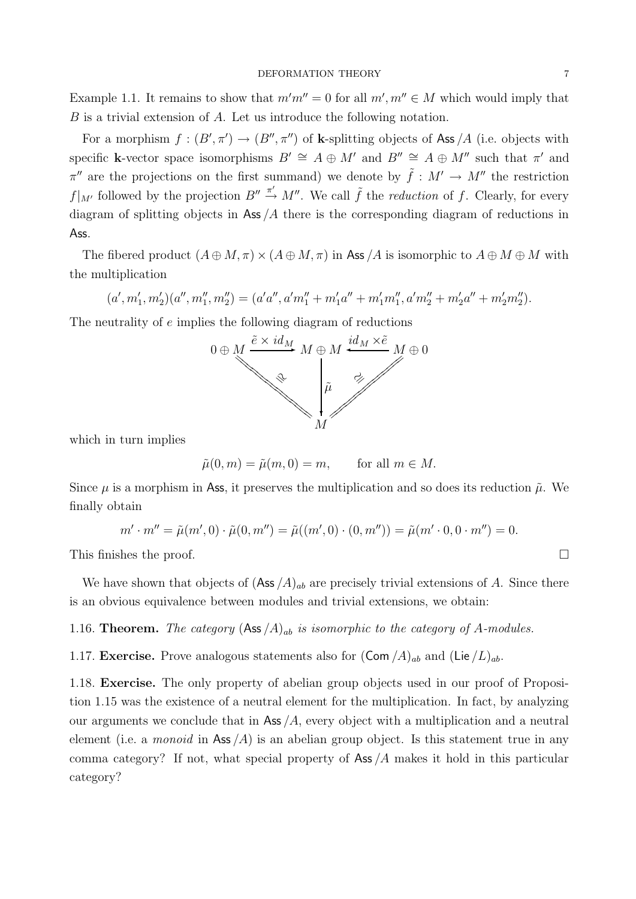Example 1.1. It remains to show that $m'm'' = 0$ for all $m', m'' \in M$ which would imply that $B$ is a trivial extension of $A$. Let us introduce the following notation.

For a morphism $f : (B', \pi') \to (B'', \pi'')$ of **k**-splitting objects of $\mathsf{Ass}/A$ (i.e. objects with specific **k**-vector space isomorphisms $B' \cong A \oplus M'$ and $B'' \cong A \oplus M''$ such that $\pi'$ and $\pi''$ are the projections on the first summand) we denote by $\tilde{f} : M' \to M''$ the restriction $f|_{M'}$ followed by the projection $B'' \xrightarrow{\pi'} M''$. We call $\tilde{f}$ the *reduction* of $f$. Clearly, for every diagram of splitting objects in $\mathsf{Ass}/A$ there is the corresponding diagram of reductions in $\mathsf{Ass}$.

The fibered product $(A \oplus M, \pi) \times (A \oplus M, \pi)$ in $\mathsf{Ass}/A$ is isomorphic to $A \oplus M \oplus M$ with the multiplication

$$(a', m_1', m_2')(a'', m_1'', m_2'') = (a'a'', a'm_1'' + m_1'a'' + m_1'm_1'', a'm_2'' + m_2'a'' + m_2'm_2'').$$

The neutrality of $e$ implies the following diagram of reductions

$$\begin{array}{ccccc} 0 \oplus M & \xrightarrow{\tilde{e} \times id_M} & M \oplus M & \xleftarrow{id_M \times \tilde{e}} & M \oplus 0 \\ & \cong\searrow & \downarrow \tilde{\mu} & \swarrow\cong & \\ & & M & & \end{array}$$

which in turn implies

$$\tilde{\mu}(0, m) = \tilde{\mu}(m, 0) = m, \qquad \text{for all } m \in M.$$

Since $\mu$ is a morphism in $\mathsf{Ass}$, it preserves the multiplication and so does its reduction $\tilde{\mu}$. We finally obtain

$$m' \cdot m'' = \tilde{\mu}(m', 0) \cdot \tilde{\mu}(0, m'') = \tilde{\mu}((m', 0) \cdot (0, m'')) = \tilde{\mu}(m' \cdot 0, 0 \cdot m'') = 0.$$

This finishes the proof. $\square$

We have shown that objects of $(\mathsf{Ass}/A)_{ab}$ are precisely trivial extensions of $A$. Since there is an obvious equivalence between modules and trivial extensions, we obtain:

1.16. **Theorem.** *The category $(\mathsf{Ass}/A)_{ab}$ is isomorphic to the category of $A$-modules.*

1.17. **Exercise.** Prove analogous statements also for $(\mathsf{Com}/A)_{ab}$ and $(\mathsf{Lie}/L)_{ab}$.

1.18. **Exercise.** The only property of abelian group objects used in our proof of Proposition 1.15 was the existence of a neutral element for the multiplication. In fact, by analyzing our arguments we conclude that in $\mathsf{Ass}/A$, every object with a multiplication and a neutral element (i.e. a *monoid* in $\mathsf{Ass}/A$) is an abelian group object. Is this statement true in any comma category? If not, what special property of $\mathsf{Ass}/A$ makes it hold in this particular category?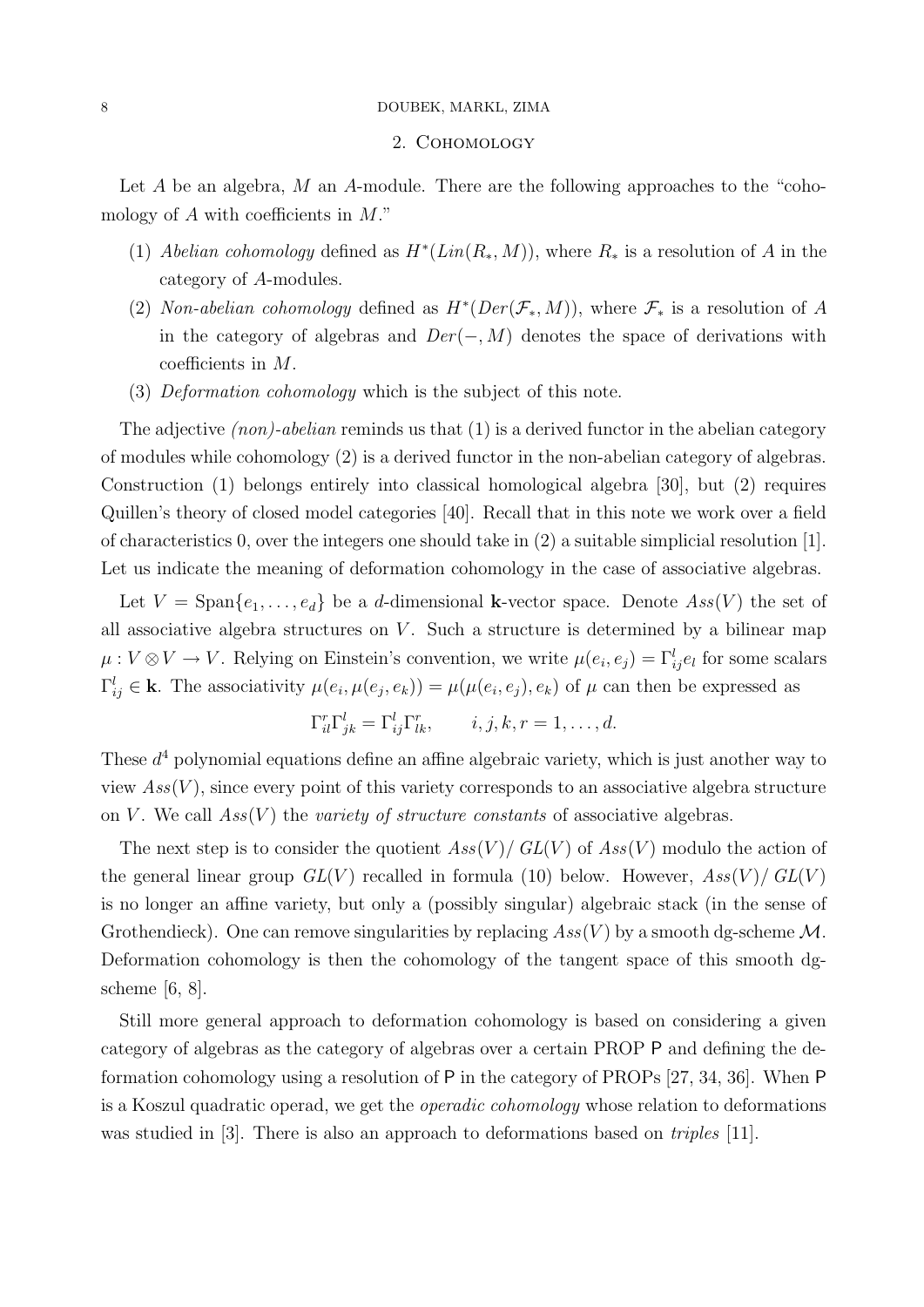## 2. Cohomology

Let $A$ be an algebra, $M$ an $A$-module. There are the following approaches to the "cohomology of $A$ with coefficients in $M$."

1. *Abelian cohomology* defined as $H^*(Lin(R_*, M))$, where $R_*$ is a resolution of $A$ in the category of $A$-modules.
2. *Non-abelian cohomology* defined as $H^*(Der(\mathcal{F}_*, M))$, where $\mathcal{F}_*$ is a resolution of $A$ in the category of algebras and $Der(-, M)$ denotes the space of derivations with coefficients in $M$.
3. *Deformation cohomology* which is the subject of this note.

The adjective *(non)-abelian* reminds us that (1) is a derived functor in the abelian category of modules while cohomology (2) is a derived functor in the non-abelian category of algebras. Construction (1) belongs entirely into classical homological algebra [30], but (2) requires Quillen's theory of closed model categories [40]. Recall that in this note we work over a field of characteristics 0, over the integers one should take in (2) a suitable simplicial resolution [1]. Let us indicate the meaning of deformation cohomology in the case of associative algebras.

Let $V = \mathrm{Span}\{e_1, \ldots, e_d\}$ be a $d$-dimensional $\mathbf{k}$-vector space. Denote $Ass(V)$ the set of all associative algebra structures on $V$. Such a structure is determined by a bilinear map $\mu : V \otimes V \to V$. Relying on Einstein's convention, we write $\mu(e_i, e_j) = \Gamma_{ij}^l e_l$ for some scalars $\Gamma_{ij}^l \in \mathbf{k}$. The associativity $\mu(e_i, \mu(e_j, e_k)) = \mu(\mu(e_i, e_j), e_k)$ of $\mu$ can then be expressed as

$$\Gamma_{il}^r \Gamma_{jk}^l = \Gamma_{ij}^l \Gamma_{lk}^r, \qquad i, j, k, r = 1, \ldots, d.$$

These $d^4$ polynomial equations define an affine algebraic variety, which is just another way to view $Ass(V)$, since every point of this variety corresponds to an associative algebra structure on $V$. We call $Ass(V)$ the *variety of structure constants* of associative algebras.

The next step is to consider the quotient $Ass(V)/\,GL(V)$ of $Ass(V)$ modulo the action of the general linear group $GL(V)$ recalled in formula (10) below. However, $Ass(V)/\,GL(V)$ is no longer an affine variety, but only a (possibly singular) algebraic stack (in the sense of Grothendieck). One can remove singularities by replacing $Ass(V)$ by a smooth dg-scheme $\mathcal{M}$. Deformation cohomology is then the cohomology of the tangent space of this smooth dg-scheme [6, 8].

Still more general approach to deformation cohomology is based on considering a given category of algebras as the category of algebras over a certain PROP $\mathsf{P}$ and defining the deformation cohomology using a resolution of $\mathsf{P}$ in the category of PROPs [27, 34, 36]. When $\mathsf{P}$ is a Koszul quadratic operad, we get the *operadic cohomology* whose relation to deformations was studied in [3]. There is also an approach to deformations based on *triples* [11].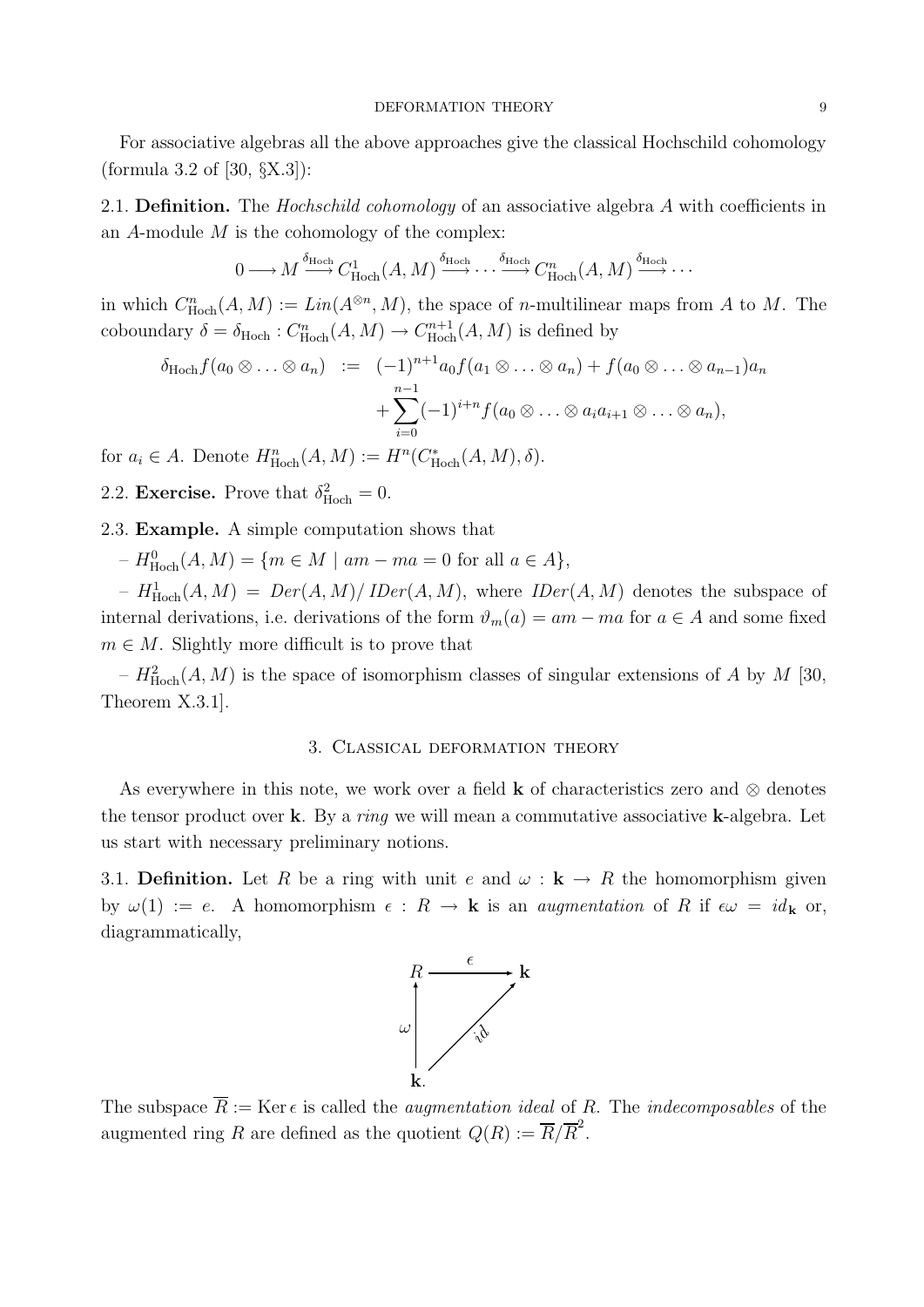For associative algebras all the above approaches give the classical Hochschild cohomology (formula 3.2 of [30, §X.3]):

2.1. **Definition.** The *Hochschild cohomology* of an associative algebra $A$ with coefficients in an $A$-module $M$ is the cohomology of the complex:

$$0 \longrightarrow M \xrightarrow{\delta_{\mathrm{Hoch}}} C^1_{\mathrm{Hoch}}(A, M) \xrightarrow{\delta_{\mathrm{Hoch}}} \cdots \xrightarrow{\delta_{\mathrm{Hoch}}} C^n_{\mathrm{Hoch}}(A, M) \xrightarrow{\delta_{\mathrm{Hoch}}} \cdots$$

in which $C^n_{\mathrm{Hoch}}(A, M) := Lin(A^{\otimes n}, M)$, the space of $n$-multilinear maps from $A$ to $M$. The coboundary $\delta = \delta_{\mathrm{Hoch}} : C^n_{\mathrm{Hoch}}(A, M) \to C^{n+1}_{\mathrm{Hoch}}(A, M)$ is defined by

$$\begin{aligned}\delta_{\mathrm{Hoch}} f(a_0 \otimes \ldots \otimes a_n) \;\; := \;\; & (-1)^{n+1} a_0 f(a_1 \otimes \ldots \otimes a_n) + f(a_0 \otimes \ldots \otimes a_{n-1}) a_n \\ & + \sum_{i=0}^{n-1} (-1)^{i+n} f(a_0 \otimes \ldots \otimes a_i a_{i+1} \otimes \ldots \otimes a_n),\end{aligned}$$

for $a_i \in A$. Denote $H^n_{\mathrm{Hoch}}(A, M) := H^n(C^*_{\mathrm{Hoch}}(A, M), \delta)$.

2.2. **Exercise.** Prove that $\delta^2_{\mathrm{Hoch}} = 0$.

2.3. **Example.** A simple computation shows that

– $H^0_{\mathrm{Hoch}}(A, M) = \{m \in M \mid am - ma = 0 \text{ for all } a \in A\}$,

– $H^1_{\mathrm{Hoch}}(A, M) = Der(A, M)/\, IDer(A, M)$, where $IDer(A, M)$ denotes the subspace of internal derivations, i.e. derivations of the form $\vartheta_m(a) = am - ma$ for $a \in A$ and some fixed $m \in M$. Slightly more difficult is to prove that

– $H^2_{\mathrm{Hoch}}(A, M)$ is the space of isomorphism classes of singular extensions of $A$ by $M$ [30, Theorem X.3.1].

## 3. Classical deformation theory

As everywhere in this note, we work over a field $\mathbf{k}$ of characteristics zero and $\otimes$ denotes the tensor product over $\mathbf{k}$. By a *ring* we will mean a commutative associative $\mathbf{k}$-algebra. Let us start with necessary preliminary notions.

3.1. **Definition.** Let $R$ be a ring with unit $e$ and $\omega : \mathbf{k} \to R$ the homomorphism given by $\omega(1) := e$. A homomorphism $\epsilon : R \to \mathbf{k}$ is an *augmentation* of $R$ if $\epsilon\omega = id_{\mathbf{k}}$ or, diagrammatically,

$$\begin{array}{ccc} R & \xrightarrow{\;\epsilon\;} & \mathbf{k} \\ {\scriptstyle\omega}\uparrow & \nearrow_{id} & \\ \mathbf{k}. & & \end{array}$$

The subspace $\overline{R} := \operatorname{Ker} \epsilon$ is called the *augmentation ideal* of $R$. The *indecomposables* of the augmented ring $R$ are defined as the quotient $Q(R) := \overline{R}/\overline{R}^2$.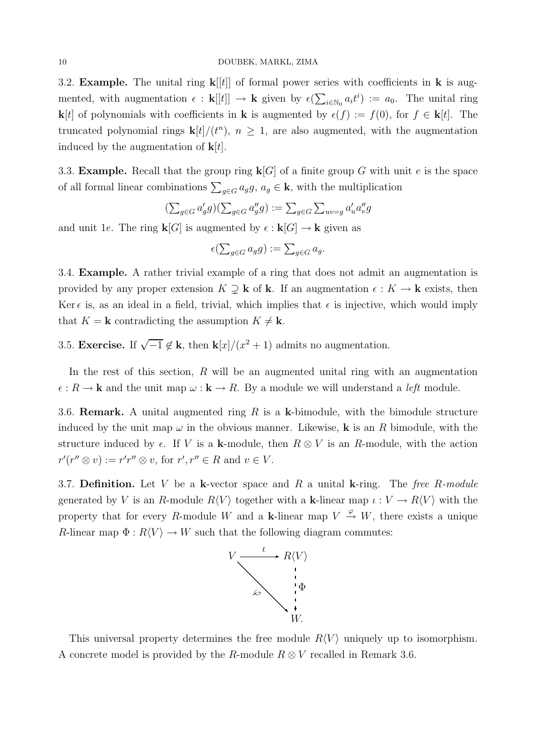3.2. **Example.** The unital ring $\mathbf{k}[[t]]$ of formal power series with coefficients in $\mathbf{k}$ is augmented, with augmentation $\epsilon : \mathbf{k}[[t]] \to \mathbf{k}$ given by $\epsilon(\sum_{i\in\mathbb{N}_0} a_i t^i) := a_0$. The unital ring $\mathbf{k}[t]$ of polynomials with coefficients in $\mathbf{k}$ is augmented by $\epsilon(f) := f(0)$, for $f \in \mathbf{k}[t]$. The truncated polynomial rings $\mathbf{k}[t]/(t^n)$, $n \geq 1$, are also augmented, with the augmentation induced by the augmentation of $\mathbf{k}[t]$.

3.3. **Example.** Recall that the group ring $\mathbf{k}[G]$ of a finite group $G$ with unit $e$ is the space of all formal linear combinations $\sum_{g\in G} a_g g$, $a_g \in \mathbf{k}$, with the multiplication

$$(\textstyle\sum_{g\in G} a'_g g)(\sum_{g\in G} a''_g g) := \sum_{g\in G} \sum_{uv=g} a'_u a''_v g$$

and unit $1e$. The ring $\mathbf{k}[G]$ is augmented by $\epsilon : \mathbf{k}[G] \to \mathbf{k}$ given as

$$\epsilon(\textstyle\sum_{g\in G} a_g g) := \sum_{g\in G} a_g.$$

3.4. **Example.** A rather trivial example of a ring that does not admit an augmentation is provided by any proper extension $K \supsetneq \mathbf{k}$ of $\mathbf{k}$. If an augmentation $\epsilon : K \to \mathbf{k}$ exists, then $\operatorname{Ker} \epsilon$ is, as an ideal in a field, trivial, which implies that $\epsilon$ is injective, which would imply that $K = \mathbf{k}$ contradicting the assumption $K \neq \mathbf{k}$.

3.5. **Exercise.** If $\sqrt{-1} \notin \mathbf{k}$, then $\mathbf{k}[x]/(x^2 + 1)$ admits no augmentation.

In the rest of this section, $R$ will be an augmented unital ring with an augmentation $\epsilon : R \to \mathbf{k}$ and the unit map $\omega : \mathbf{k} \to R$. By a module we will understand a *left* module.

3.6. **Remark.** A unital augmented ring $R$ is a $\mathbf{k}$-bimodule, with the bimodule structure induced by the unit map $\omega$ in the obvious manner. Likewise, $\mathbf{k}$ is an $R$ bimodule, with the structure induced by $\epsilon$. If $V$ is a $\mathbf{k}$-module, then $R \otimes V$ is an $R$-module, with the action $r'(r'' \otimes v) := r'r'' \otimes v$, for $r', r'' \in R$ and $v \in V$.

3.7. **Definition.** Let $V$ be a $\mathbf{k}$-vector space and $R$ a unital $\mathbf{k}$-ring. The *free $R$-module* generated by $V$ is an $R$-module $R\langle V\rangle$ together with a $\mathbf{k}$-linear map $\iota : V \to R\langle V\rangle$ with the property that for every $R$-module $W$ and a $\mathbf{k}$-linear map $V \xrightarrow{\varphi} W$, there exists a unique $R$-linear map $\Phi : R\langle V\rangle \to W$ such that the following diagram commutes:

$$\begin{array}{ccc} V & \xrightarrow{\iota} & R\langle V\rangle \\ & \searrow^{\varphi} & \downarrow{\scriptstyle \Phi} \\ & & W. \end{array}$$

This universal property determines the free module $R\langle V\rangle$ uniquely up to isomorphism. A concrete model is provided by the $R$-module $R \otimes V$ recalled in Remark 3.6.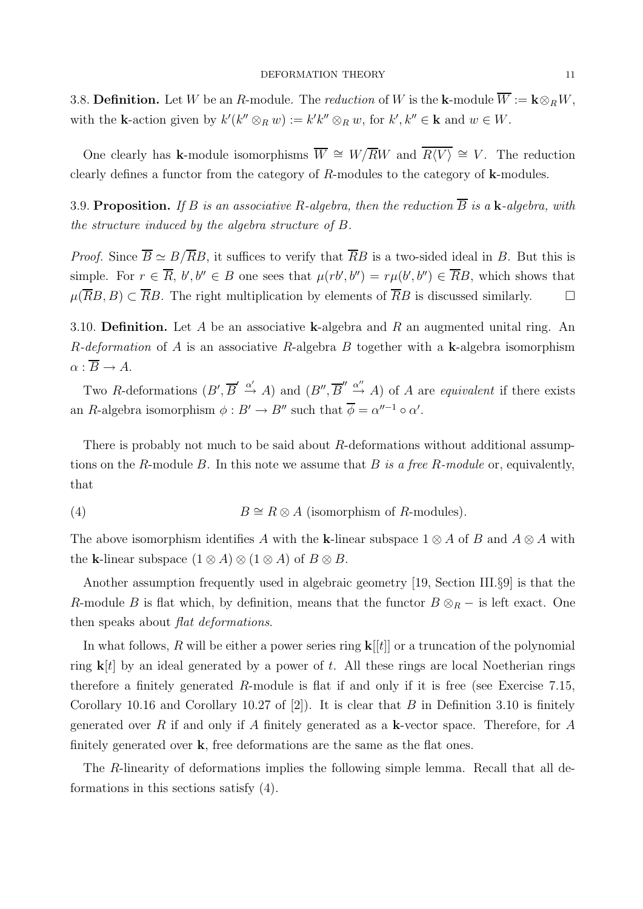3.8. **Definition.** Let $W$ be an $R$-module. The *reduction* of $W$ is the $\mathbf{k}$-module $\overline{W} := \mathbf{k} \otimes_R W$, with the $\mathbf{k}$-action given by $k'(k'' \otimes_R w) := k'k'' \otimes_R w$, for $k', k'' \in \mathbf{k}$ and $w \in W$.

One clearly has $\mathbf{k}$-module isomorphisms $\overline{W} \cong W/\overline{R}W$ and $\overline{R\langle V \rangle} \cong V$. The reduction clearly defines a functor from the category of $R$-modules to the category of $\mathbf{k}$-modules.

3.9. **Proposition.** *If $B$ is an associative $R$-algebra, then the reduction $\overline{B}$ is a $\mathbf{k}$-algebra, with the structure induced by the algebra structure of $B$.*

*Proof.* Since $\overline{B} \simeq B/\overline{R}B$, it suffices to verify that $\overline{R}B$ is a two-sided ideal in $B$. But this is simple. For $r \in \overline{R}$, $b', b'' \in B$ one sees that $\mu(rb', b'') = r\mu(b', b'') \in \overline{R}B$, which shows that $\mu(\overline{R}B, B) \subset \overline{R}B$. The right multiplication by elements of $\overline{R}B$ is discussed similarly. $\square$

3.10. **Definition.** Let $A$ be an associative $\mathbf{k}$-algebra and $R$ an augmented unital ring. An *$R$-deformation* of $A$ is an associative $R$-algebra $B$ together with a $\mathbf{k}$-algebra isomorphism $\alpha : \overline{B} \to A$.

Two $R$-deformations $(B', \overline{B}' \stackrel{\alpha'}{\to} A)$ and $(B'', \overline{B}'' \stackrel{\alpha''}{\to} A)$ of $A$ are *equivalent* if there exists an $R$-algebra isomorphism $\phi : B' \to B''$ such that $\overline{\phi} = \alpha''^{-1} \circ \alpha'$.

There is probably not much to be said about $R$-deformations without additional assumptions on the $R$-module $B$. In this note we assume that $B$ *is a free $R$-module* or, equivalently, that

$$B \cong R \otimes A \text{ (isomorphism of } R\text{-modules).} \tag{4}$$

The above isomorphism identifies $A$ with the $\mathbf{k}$-linear subspace $1 \otimes A$ of $B$ and $A \otimes A$ with the $\mathbf{k}$-linear subspace $(1 \otimes A) \otimes (1 \otimes A)$ of $B \otimes B$.

Another assumption frequently used in algebraic geometry [19, Section III.§9] is that the $R$-module $B$ is flat which, by definition, means that the functor $B \otimes_R -$ is left exact. One then speaks about *flat deformations*.

In what follows, $R$ will be either a power series ring $\mathbf{k}[[t]]$ or a truncation of the polynomial ring $\mathbf{k}[t]$ by an ideal generated by a power of $t$. All these rings are local Noetherian rings therefore a finitely generated $R$-module is flat if and only if it is free (see Exercise 7.15, Corollary 10.16 and Corollary 10.27 of [2]). It is clear that $B$ in Definition 3.10 is finitely generated over $R$ if and only if $A$ finitely generated as a $\mathbf{k}$-vector space. Therefore, for $A$ finitely generated over $\mathbf{k}$, free deformations are the same as the flat ones.

The $R$-linearity of deformations implies the following simple lemma. Recall that all deformations in this sections satisfy (4).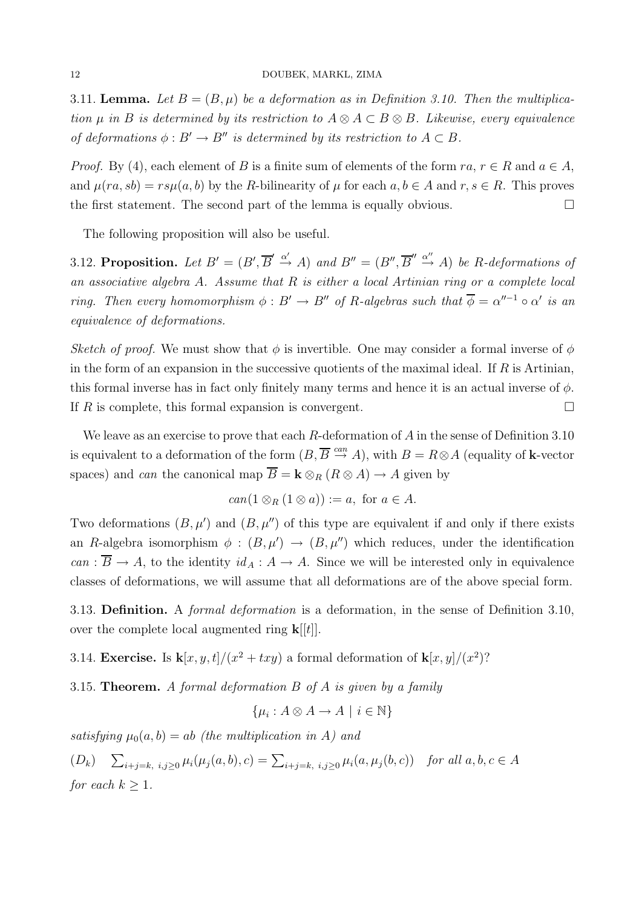**3.11. Lemma.** *Let $B = (B, \mu)$ be a deformation as in Definition 3.10. Then the multiplication $\mu$ in $B$ is determined by its restriction to $A \otimes A \subset B \otimes B$. Likewise, every equivalence of deformations $\phi : B' \to B''$ is determined by its restriction to $A \subset B$.*

*Proof.* By (4), each element of $B$ is a finite sum of elements of the form $ra$, $r \in R$ and $a \in A$, and $\mu(ra, sb) = rs\mu(a, b)$ by the $R$-bilinearity of $\mu$ for each $a, b \in A$ and $r, s \in R$. This proves the first statement. The second part of the lemma is equally obvious. □

The following proposition will also be useful.

**3.12. Proposition.** *Let $B' = (B', \overline{B}' \stackrel{\alpha'}{\to} A)$ and $B'' = (B'', \overline{B}'' \stackrel{\alpha''}{\to} A)$ be $R$-deformations of an associative algebra $A$. Assume that $R$ is either a local Artinian ring or a complete local ring. Then every homomorphism $\phi : B' \to B''$ of $R$-algebras such that $\overline{\phi} = \alpha''^{-1} \circ \alpha'$ is an equivalence of deformations.*

*Sketch of proof.* We must show that $\phi$ is invertible. One may consider a formal inverse of $\phi$ in the form of an expansion in the successive quotients of the maximal ideal. If $R$ is Artinian, this formal inverse has in fact only finitely many terms and hence it is an actual inverse of $\phi$. If $R$ is complete, this formal expansion is convergent. □

We leave as an exercise to prove that each $R$-deformation of $A$ in the sense of Definition 3.10 is equivalent to a deformation of the form $(B, \overline{B} \stackrel{can}{\to} A)$, with $B = R \otimes A$ (equality of $\mathbf{k}$-vector spaces) and *can* the canonical map $\overline{B} = \mathbf{k} \otimes_R (R \otimes A) \to A$ given by

$$can(1 \otimes_R (1 \otimes a)) := a, \text{ for } a \in A.$$

Two deformations $(B, \mu')$ and $(B, \mu'')$ of this type are equivalent if and only if there exists an $R$-algebra isomorphism $\phi : (B, \mu') \to (B, \mu'')$ which reduces, under the identification $can : \overline{B} \to A$, to the identity $id_A : A \to A$. Since we will be interested only in equivalence classes of deformations, we will assume that all deformations are of the above special form.

**3.13. Definition.** A *formal deformation* is a deformation, in the sense of Definition 3.10, over the complete local augmented ring $\mathbf{k}[[t]]$.

**3.14. Exercise.** Is $\mathbf{k}[x, y, t]/(x^2 + txy)$ a formal deformation of $\mathbf{k}[x, y]/(x^2)$?

**3.15. Theorem.** *A formal deformation $B$ of $A$ is given by a family*

$$\{\mu_i : A \otimes A \to A \mid i \in \mathbb{N}\}$$

*satisfying $\mu_0(a, b) = ab$ (the multiplication in $A$) and*

$(D_k)$ $\quad \sum_{i+j=k,\ i,j \geq 0} \mu_i(\mu_j(a, b), c) = \sum_{i+j=k,\ i,j \geq 0} \mu_i(a, \mu_j(b, c))$ *for all $a, b, c \in A$*

*for each $k \geq 1$.*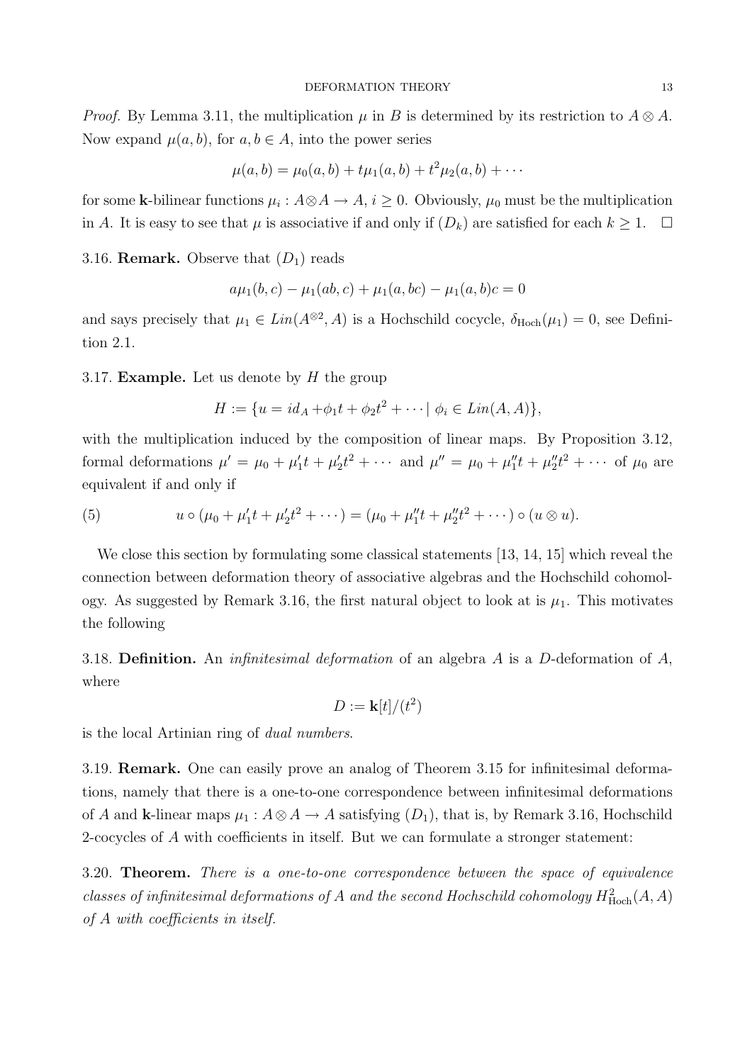*Proof.* By Lemma 3.11, the multiplication $\mu$ in $B$ is determined by its restriction to $A \otimes A$. Now expand $\mu(a, b)$, for $a, b \in A$, into the power series

$$\mu(a, b) = \mu_0(a, b) + t\mu_1(a, b) + t^2\mu_2(a, b) + \cdots$$

for some $\mathbf{k}$-bilinear functions $\mu_i : A \otimes A \to A$, $i \geq 0$. Obviously, $\mu_0$ must be the multiplication in $A$. It is easy to see that $\mu$ is associative if and only if $(D_k)$ are satisfied for each $k \geq 1$. $\square$

3.16. **Remark.** Observe that $(D_1)$ reads

$$a\mu_1(b, c) - \mu_1(ab, c) + \mu_1(a, bc) - \mu_1(a, b)c = 0$$

and says precisely that $\mu_1 \in Lin(A^{\otimes 2}, A)$ is a Hochschild cocycle, $\delta_{\mathrm{Hoch}}(\mu_1) = 0$, see Definition 2.1.

3.17. **Example.** Let us denote by $H$ the group

$$H := \{u = id_A + \phi_1 t + \phi_2 t^2 + \cdots \mid \phi_i \in Lin(A, A)\},$$

with the multiplication induced by the composition of linear maps. By Proposition 3.12, formal deformations $\mu' = \mu_0 + \mu_1' t + \mu_2' t^2 + \cdots$ and $\mu'' = \mu_0 + \mu_1'' t + \mu_2'' t^2 + \cdots$ of $\mu_0$ are equivalent if and only if

$$u \circ (\mu_0 + \mu_1' t + \mu_2' t^2 + \cdots) = (\mu_0 + \mu_1'' t + \mu_2'' t^2 + \cdots) \circ (u \otimes u). \tag{5}$$

We close this section by formulating some classical statements [13, 14, 15] which reveal the connection between deformation theory of associative algebras and the Hochschild cohomology. As suggested by Remark 3.16, the first natural object to look at is $\mu_1$. This motivates the following

3.18. **Definition.** An *infinitesimal deformation* of an algebra $A$ is a $D$-deformation of $A$, where

$$D := \mathbf{k}[t]/(t^2)$$

is the local Artinian ring of *dual numbers*.

3.19. **Remark.** One can easily prove an analog of Theorem 3.15 for infinitesimal deformations, namely that there is a one-to-one correspondence between infinitesimal deformations of $A$ and $\mathbf{k}$-linear maps $\mu_1 : A \otimes A \to A$ satisfying $(D_1)$, that is, by Remark 3.16, Hochschild 2-cocycles of $A$ with coefficients in itself. But we can formulate a stronger statement:

3.20. **Theorem.** *There is a one-to-one correspondence between the space of equivalence classes of infinitesimal deformations of $A$ and the second Hochschild cohomology $H^2_{\mathrm{Hoch}}(A, A)$ of $A$ with coefficients in itself.*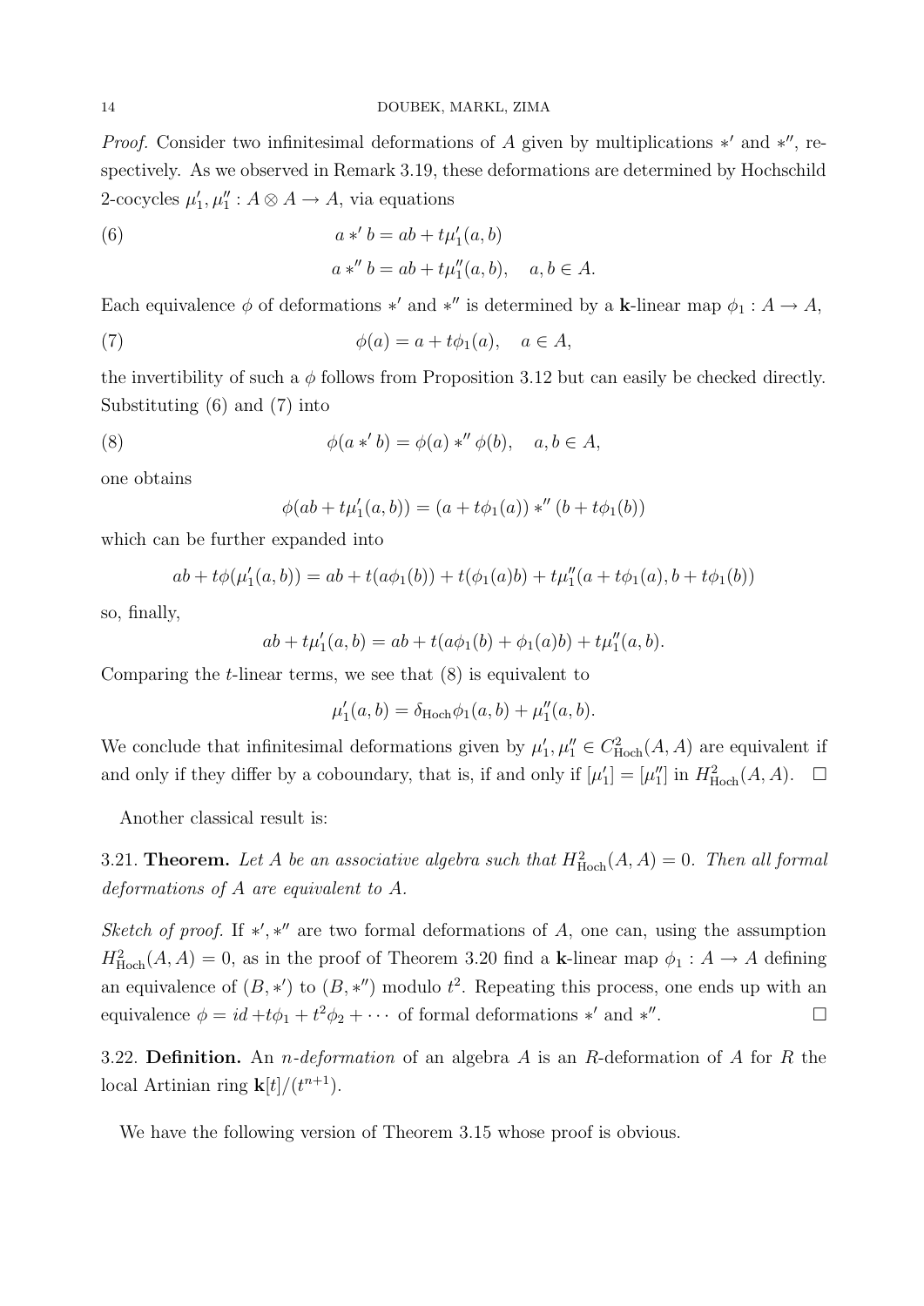*Proof.* Consider two infinitesimal deformations of $A$ given by multiplications $*'$ and $*''$, respectively. As we observed in Remark 3.19, these deformations are determined by Hochschild 2-cocycles $\mu_1', \mu_1'' : A \otimes A \to A$, via equations

$$
\begin{aligned}
&a *' b = ab + t\mu_1'(a, b) \\
&a *'' b = ab + t\mu_1''(a, b), \quad a, b \in A.
\end{aligned}
\tag{6}
$$

Each equivalence $\phi$ of deformations $*'$ and $*''$ is determined by a $\mathbf{k}$-linear map $\phi_1 : A \to A$,

$$
\phi(a) = a + t\phi_1(a), \quad a \in A,
\tag{7}
$$

the invertibility of such a $\phi$ follows from Proposition 3.12 but can easily be checked directly. Substituting (6) and (7) into

$$
\phi(a *' b) = \phi(a) *'' \phi(b), \quad a, b \in A,
\tag{8}
$$

one obtains

$$
\phi(ab + t\mu_1'(a, b)) = (a + t\phi_1(a)) *'' (b + t\phi_1(b))
$$

which can be further expanded into

$$
ab + t\phi(\mu_1'(a, b)) = ab + t(a\phi_1(b)) + t(\phi_1(a)b) + t\mu_1''(a + t\phi_1(a), b + t\phi_1(b))
$$

so, finally,

$$
ab + t\mu_1'(a, b) = ab + t(a\phi_1(b) + \phi_1(a)b) + t\mu_1''(a, b).
$$

Comparing the $t$-linear terms, we see that (8) is equivalent to

$$
\mu_1'(a, b) = \delta_{\mathrm{Hoch}}\phi_1(a, b) + \mu_1''(a, b).
$$

We conclude that infinitesimal deformations given by $\mu_1', \mu_1'' \in C^2_{\mathrm{Hoch}}(A, A)$ are equivalent if and only if they differ by a coboundary, that is, if and only if $[\mu_1'] = [\mu_1'']$ in $H^2_{\mathrm{Hoch}}(A, A)$. $\square$

Another classical result is:

**3.21. Theorem.** *Let $A$ be an associative algebra such that $H^2_{\mathrm{Hoch}}(A, A) = 0$. Then all formal deformations of $A$ are equivalent to $A$.*

*Sketch of proof.* If $*', *''$ are two formal deformations of $A$, one can, using the assumption $H^2_{\mathrm{Hoch}}(A, A) = 0$, as in the proof of Theorem 3.20 find a $\mathbf{k}$-linear map $\phi_1 : A \to A$ defining an equivalence of $(B, *')$ to $(B, *'')$ modulo $t^2$. Repeating this process, one ends up with an equivalence $\phi = id + t\phi_1 + t^2\phi_2 + \cdots$ of formal deformations $*'$ and $*''$. $\square$

**3.22. Definition.** An *$n$-deformation* of an algebra $A$ is an $R$-deformation of $A$ for $R$ the local Artinian ring $\mathbf{k}[t]/(t^{n+1})$.

We have the following version of Theorem 3.15 whose proof is obvious.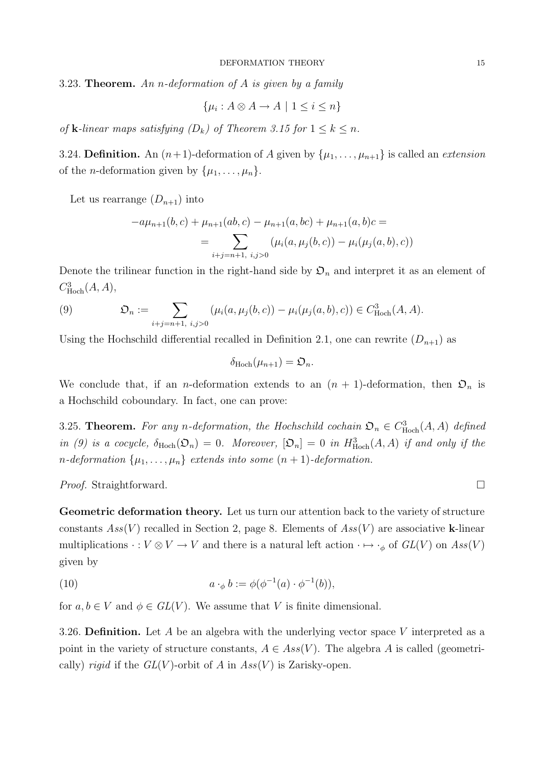3.23. **Theorem.** *An $n$-deformation of $A$ is given by a family*

$$\{\mu_i : A \otimes A \to A \mid 1 \leq i \leq n\}$$

*of* $\mathbf{k}$*-linear maps satisfying* $(D_k)$ *of Theorem 3.15 for* $1 \leq k \leq n$.

3.24. **Definition.** An $(n+1)$-deformation of $A$ given by $\{\mu_1, \ldots, \mu_{n+1}\}$ is called an *extension* of the $n$-deformation given by $\{\mu_1, \ldots, \mu_n\}$.

Let us rearrange $(D_{n+1})$ into

$$-a\mu_{n+1}(b,c) + \mu_{n+1}(ab,c) - \mu_{n+1}(a,bc) + \mu_{n+1}(a,b)c = \\ = \sum_{i+j=n+1,\ i,j>0} (\mu_i(a, \mu_j(b,c)) - \mu_i(\mu_j(a,b),c))$$

Denote the trilinear function in the right-hand side by $\mathfrak{O}_n$ and interpret it as an element of $C^3_{\mathrm{Hoch}}(A,A)$,

$$\mathfrak{O}_n := \sum_{i+j=n+1,\ i,j>0} (\mu_i(a, \mu_j(b,c)) - \mu_i(\mu_j(a,b),c)) \in C^3_{\mathrm{Hoch}}(A,A). \tag{9}$$

Using the Hochschild differential recalled in Definition 2.1, one can rewrite $(D_{n+1})$ as

$$\delta_{\mathrm{Hoch}}(\mu_{n+1}) = \mathfrak{O}_n.$$

We conclude that, if an $n$-deformation extends to an $(n+1)$-deformation, then $\mathfrak{O}_n$ is a Hochschild coboundary. In fact, one can prove:

3.25. **Theorem.** *For any $n$-deformation, the Hochschild cochain $\mathfrak{O}_n \in C^3_{\mathrm{Hoch}}(A,A)$ defined in (9) is a cocycle, $\delta_{\mathrm{Hoch}}(\mathfrak{O}_n) = 0$. Moreover, $[\mathfrak{O}_n] = 0$ in $H^3_{\mathrm{Hoch}}(A,A)$ if and only if the $n$-deformation $\{\mu_1, \ldots, \mu_n\}$ extends into some $(n+1)$-deformation.*

*Proof.* Straightforward. □

**Geometric deformation theory.** Let us turn our attention back to the variety of structure constants $Ass(V)$ recalled in Section 2, page 8. Elements of $Ass(V)$ are associative $\mathbf{k}$-linear multiplications $\cdot : V \otimes V \to V$ and there is a natural left action $\cdot \mapsto \cdot_\phi$ of $GL(V)$ on $Ass(V)$ given by

$$a \cdot_\phi b := \phi(\phi^{-1}(a) \cdot \phi^{-1}(b)), \tag{10}$$

for $a, b \in V$ and $\phi \in GL(V)$. We assume that $V$ is finite dimensional.

3.26. **Definition.** Let $A$ be an algebra with the underlying vector space $V$ interpreted as a point in the variety of structure constants, $A \in Ass(V)$. The algebra $A$ is called (geometrically) *rigid* if the $GL(V)$-orbit of $A$ in $Ass(V)$ is Zarisky-open.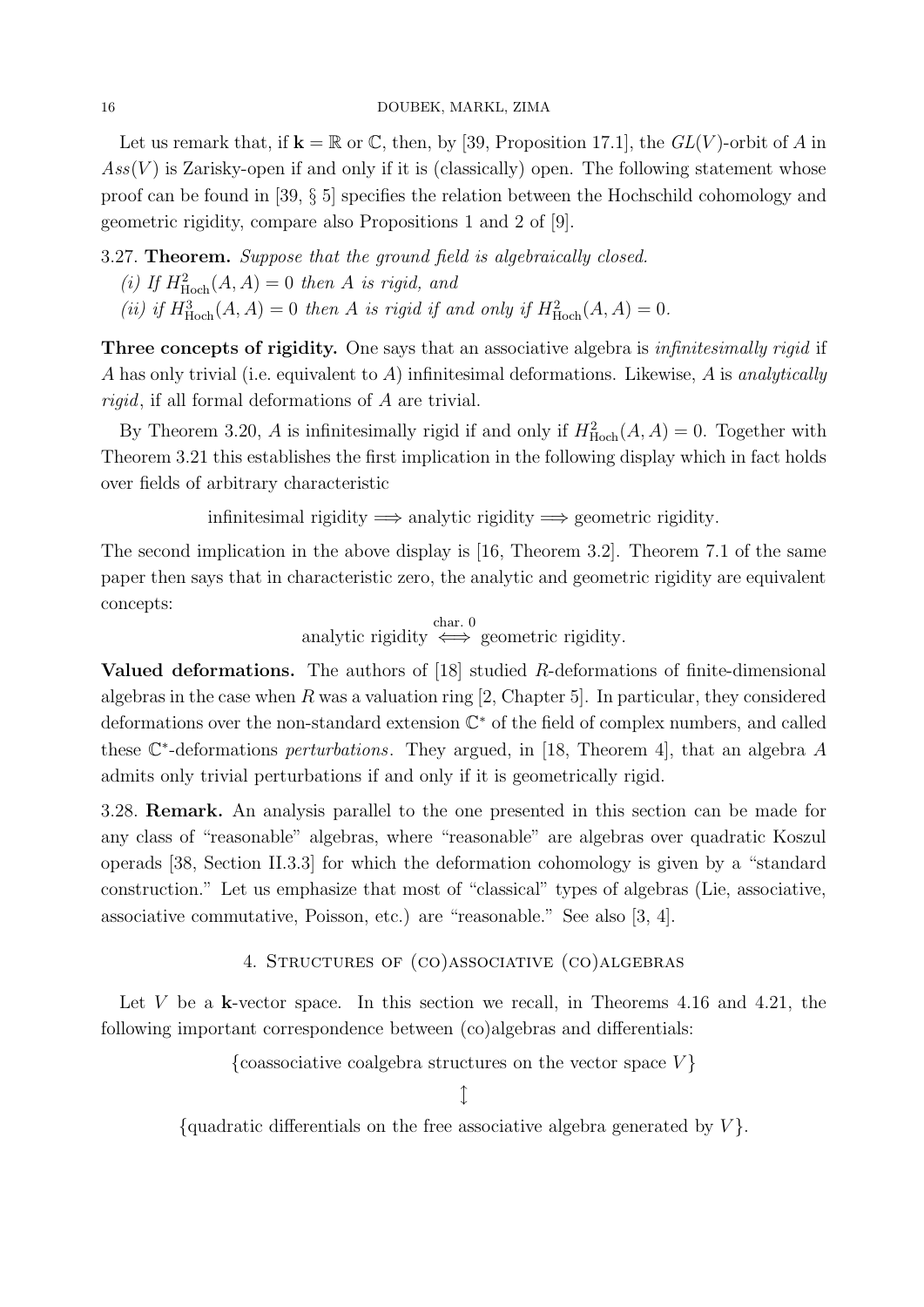Let us remark that, if $\mathbf{k} = \mathbb{R}$ or $\mathbb{C}$, then, by [39, Proposition 17.1], the $GL(V)$-orbit of $A$ in $Ass(V)$ is Zarisky-open if and only if it is (classically) open. The following statement whose proof can be found in [39, § 5] specifies the relation between the Hochschild cohomology and geometric rigidity, compare also Propositions 1 and 2 of [9].

3.27. **Theorem.** *Suppose that the ground field is algebraically closed.*

*(i) If $H^2_{\rm Hoch}(A,A) = 0$ then $A$ is rigid, and*

*(ii) if $H^3_{\rm Hoch}(A,A) = 0$ then $A$ is rigid if and only if $H^2_{\rm Hoch}(A,A) = 0$.*

**Three concepts of rigidity.** One says that an associative algebra is *infinitesimally rigid* if $A$ has only trivial (i.e. equivalent to $A$) infinitesimal deformations. Likewise, $A$ is *analytically rigid*, if all formal deformations of $A$ are trivial.

By Theorem 3.20, $A$ is infinitesimally rigid if and only if $H^2_{\rm Hoch}(A,A) = 0$. Together with Theorem 3.21 this establishes the first implication in the following display which in fact holds over fields of arbitrary characteristic

$$\text{infinitesimal rigidity} \Longrightarrow \text{analytic rigidity} \Longrightarrow \text{geometric rigidity}.$$

The second implication in the above display is [16, Theorem 3.2]. Theorem 7.1 of the same paper then says that in characteristic zero, the analytic and geometric rigidity are equivalent concepts:

$$\text{analytic rigidity} \stackrel{\text{char. } 0}{\Longleftrightarrow} \text{geometric rigidity}.$$

**Valued deformations.** The authors of [18] studied $R$-deformations of finite-dimensional algebras in the case when $R$ was a valuation ring [2, Chapter 5]. In particular, they considered deformations over the non-standard extension $\mathbb{C}^*$ of the field of complex numbers, and called these $\mathbb{C}^*$-deformations *perturbations*. They argued, in [18, Theorem 4], that an algebra $A$ admits only trivial perturbations if and only if it is geometrically rigid.

3.28. **Remark.** An analysis parallel to the one presented in this section can be made for any class of "reasonable" algebras, where "reasonable" are algebras over quadratic Koszul operads [38, Section II.3.3] for which the deformation cohomology is given by a "standard construction." Let us emphasize that most of "classical" types of algebras (Lie, associative, associative commutative, Poisson, etc.) are "reasonable." See also [3, 4].

## 4. Structures of (co)associative (co)algebras

Let $V$ be a $\mathbf{k}$-vector space. In this section we recall, in Theorems 4.16 and 4.21, the following important correspondence between (co)algebras and differentials:

$$\{\text{coassociative coalgebra structures on the vector space } V\}$$
$$\updownarrow$$
$$\{\text{quadratic differentials on the free associative algebra generated by } V\}.$$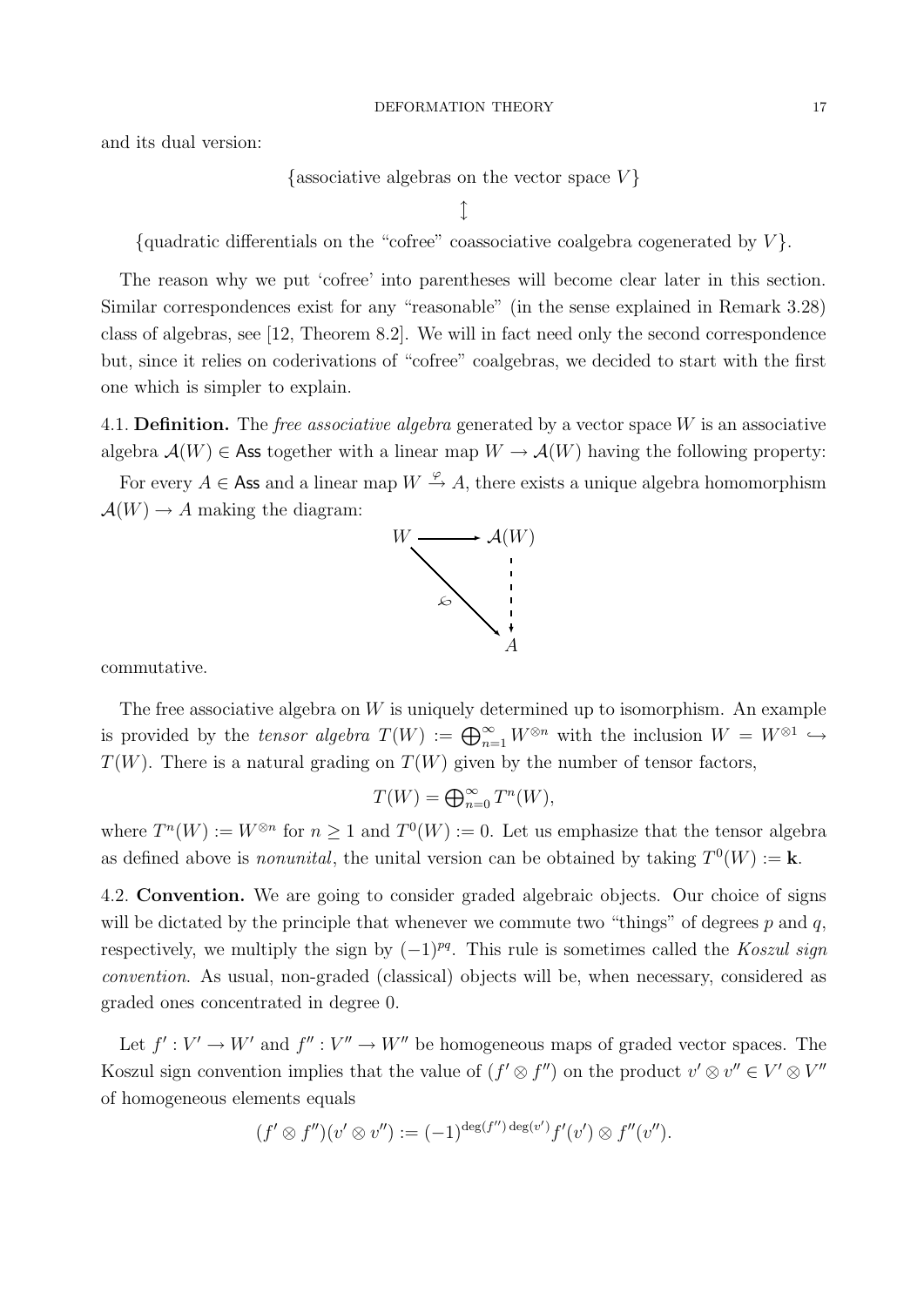and its dual version:

$$\{\text{associative algebras on the vector space } V\}$$
$$\updownarrow$$
$$\{\text{quadratic differentials on the “cofree” coassociative coalgebra cogenerated by } V\}.$$

The reason why we put ‘cofree’ into parentheses will become clear later in this section. Similar correspondences exist for any “reasonable” (in the sense explained in Remark 3.28) class of algebras, see [12, Theorem 8.2]. We will in fact need only the second correspondence but, since it relies on coderivations of “cofree” coalgebras, we decided to start with the first one which is simpler to explain.

4.1. **Definition.** The *free associative algebra* generated by a vector space $W$ is an associative algebra $\mathcal{A}(W) \in \mathsf{Ass}$ together with a linear map $W \to \mathcal{A}(W)$ having the following property:

For every $A \in \mathsf{Ass}$ and a linear map $W \xrightarrow{\varphi} A$, there exists a unique algebra homomorphism $\mathcal{A}(W) \to A$ making the diagram:

$$\begin{array}{ccc} W & \longrightarrow & \mathcal{A}(W) \\ & \searrow^{\varphi} & \vdots \\ & & A \end{array}$$

commutative.

The free associative algebra on $W$ is uniquely determined up to isomorphism. An example is provided by the *tensor algebra* $T(W) := \bigoplus_{n=1}^{\infty} W^{\otimes n}$ with the inclusion $W = W^{\otimes 1} \hookrightarrow T(W)$. There is a natural grading on $T(W)$ given by the number of tensor factors,

$$T(W) = \bigoplus\nolimits_{n=0}^{\infty} T^n(W),$$

where $T^n(W) := W^{\otimes n}$ for $n \geq 1$ and $T^0(W) := 0$. Let us emphasize that the tensor algebra as defined above is *nonunital*, the unital version can be obtained by taking $T^0(W) := \mathbf{k}$.

4.2. **Convention.** We are going to consider graded algebraic objects. Our choice of signs will be dictated by the principle that whenever we commute two “things” of degrees $p$ and $q$, respectively, we multiply the sign by $(-1)^{pq}$. This rule is sometimes called the *Koszul sign convention*. As usual, non-graded (classical) objects will be, when necessary, considered as graded ones concentrated in degree 0.

Let $f' : V' \to W'$ and $f'' : V'' \to W''$ be homogeneous maps of graded vector spaces. The Koszul sign convention implies that the value of $(f' \otimes f'')$ on the product $v' \otimes v'' \in V' \otimes V''$ of homogeneous elements equals

$$(f' \otimes f'')(v' \otimes v'') := (-1)^{\deg(f'')\deg(v')} f'(v') \otimes f''(v'').$$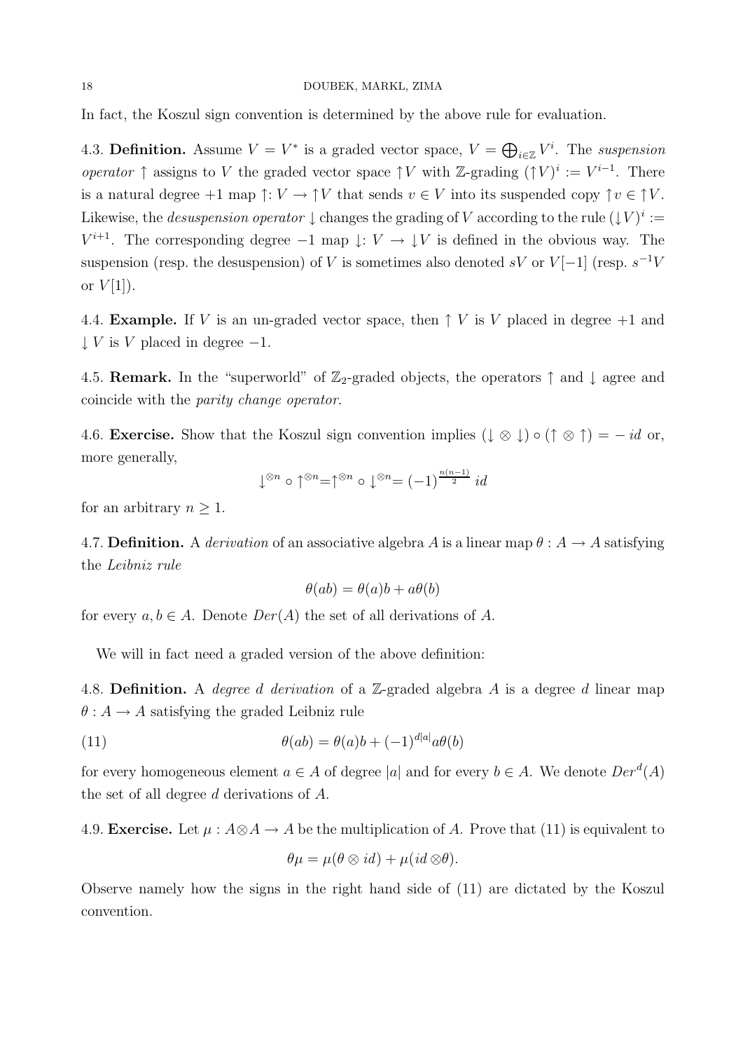In fact, the Koszul sign convention is determined by the above rule for evaluation.

4.3. **Definition.** Assume $V = V^*$ is a graded vector space, $V = \bigoplus_{i \in \mathbb{Z}} V^i$. The *suspension operator* $\uparrow$ assigns to $V$ the graded vector space $\uparrow V$ with $\mathbb{Z}$-grading $(\uparrow V)^i := V^{i-1}$. There is a natural degree $+1$ map $\uparrow: V \to \uparrow V$ that sends $v \in V$ into its suspended copy $\uparrow v \in \uparrow V$. Likewise, the *desuspension operator* $\downarrow$ changes the grading of $V$ according to the rule $(\downarrow V)^i := V^{i+1}$. The corresponding degree $-1$ map $\downarrow: V \to \downarrow V$ is defined in the obvious way. The suspension (resp. the desuspension) of $V$ is sometimes also denoted $sV$ or $V[-1]$ (resp. $s^{-1}V$ or $V[1]$).

4.4. **Example.** If $V$ is an un-graded vector space, then $\uparrow V$ is $V$ placed in degree $+1$ and $\downarrow V$ is $V$ placed in degree $-1$.

4.5. **Remark.** In the "superworld" of $\mathbb{Z}_2$-graded objects, the operators $\uparrow$ and $\downarrow$ agree and coincide with the *parity change operator*.

4.6. **Exercise.** Show that the Koszul sign convention implies $(\downarrow \otimes \downarrow) \circ (\uparrow \otimes \uparrow) = -\,id$ or, more generally,

$$\downarrow^{\otimes n} \circ \uparrow^{\otimes n} = \uparrow^{\otimes n} \circ \downarrow^{\otimes n} = (-1)^{\frac{n(n-1)}{2}}\, id$$

for an arbitrary $n \geq 1$.

4.7. **Definition.** A *derivation* of an associative algebra $A$ is a linear map $\theta : A \to A$ satisfying the *Leibniz rule*

$$\theta(ab) = \theta(a)b + a\theta(b)$$

for every $a, b \in A$. Denote $Der(A)$ the set of all derivations of $A$.

We will in fact need a graded version of the above definition:

4.8. **Definition.** A *degree d derivation* of a $\mathbb{Z}$-graded algebra $A$ is a degree $d$ linear map $\theta : A \to A$ satisfying the graded Leibniz rule

$$\theta(ab) = \theta(a)b + (-1)^{d|a|} a\theta(b) \tag{11}$$

for every homogeneous element $a \in A$ of degree $|a|$ and for every $b \in A$. We denote $Der^d(A)$ the set of all degree $d$ derivations of $A$.

4.9. **Exercise.** Let $\mu : A \otimes A \to A$ be the multiplication of $A$. Prove that (11) is equivalent to

$$\theta\mu = \mu(\theta \otimes id) + \mu(id \otimes \theta).$$

Observe namely how the signs in the right hand side of (11) are dictated by the Koszul convention.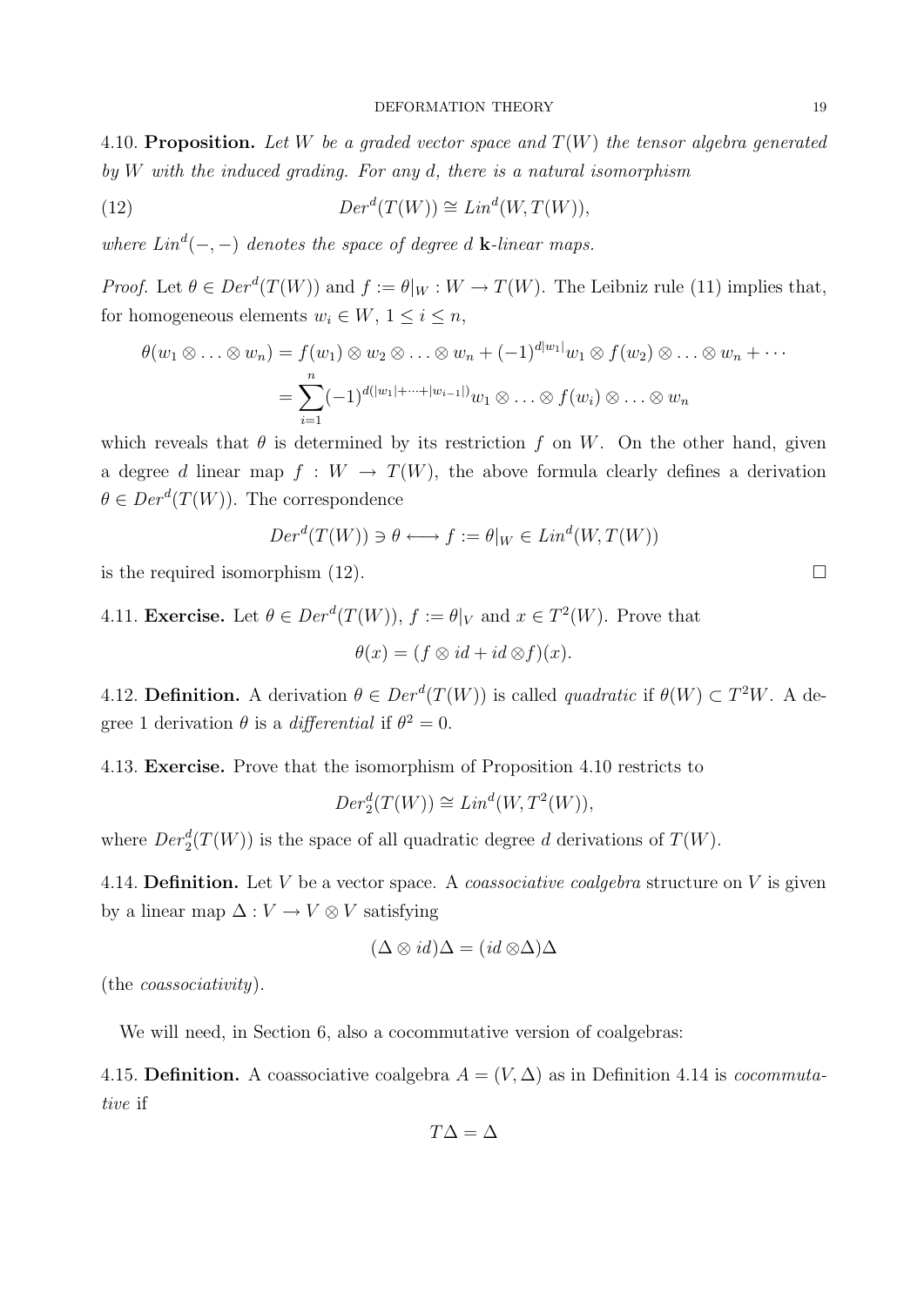4.10. **Proposition.** *Let $W$ be a graded vector space and $T(W)$ the tensor algebra generated by $W$ with the induced grading. For any $d$, there is a natural isomorphism*

$$Der^d(T(W)) \cong Lin^d(W, T(W)), \tag{12}$$

*where $Lin^d(-,-)$ denotes the space of degree $d$ $\mathbf{k}$-linear maps.*

*Proof.* Let $\theta \in Der^d(T(W))$ and $f := \theta|_W : W \to T(W)$. The Leibniz rule (11) implies that, for homogeneous elements $w_i \in W$, $1 \leq i \leq n$,

$$\begin{aligned}\theta(w_1 \otimes \ldots \otimes w_n) &= f(w_1) \otimes w_2 \otimes \ldots \otimes w_n + (-1)^{d|w_1|} w_1 \otimes f(w_2) \otimes \ldots \otimes w_n + \cdots \\ &= \sum_{i=1}^{n} (-1)^{d(|w_1| + \cdots + |w_{i-1}|)} w_1 \otimes \ldots \otimes f(w_i) \otimes \ldots \otimes w_n\end{aligned}$$

which reveals that $\theta$ is determined by its restriction $f$ on $W$. On the other hand, given a degree $d$ linear map $f : W \to T(W)$, the above formula clearly defines a derivation $\theta \in Der^d(T(W))$. The correspondence

$$Der^d(T(W)) \ni \theta \longleftrightarrow f := \theta|_W \in Lin^d(W, T(W))$$

is the required isomorphism (12). $\square$

4.11. **Exercise.** Let $\theta \in Der^d(T(W))$, $f := \theta|_V$ and $x \in T^2(W)$. Prove that

$$\theta(x) = (f \otimes id + id \otimes f)(x).$$

4.12. **Definition.** A derivation $\theta \in Der^d(T(W))$ is called *quadratic* if $\theta(W) \subset T^2 W$. A degree 1 derivation $\theta$ is a *differential* if $\theta^2 = 0$.

4.13. **Exercise.** Prove that the isomorphism of Proposition 4.10 restricts to

$$Der_2^d(T(W)) \cong Lin^d(W, T^2(W)),$$

where $Der_2^d(T(W))$ is the space of all quadratic degree $d$ derivations of $T(W)$.

4.14. **Definition.** Let $V$ be a vector space. A *coassociative coalgebra* structure on $V$ is given by a linear map $\Delta : V \to V \otimes V$ satisfying

$$(\Delta \otimes id)\Delta = (id \otimes \Delta)\Delta$$

(the *coassociativity*).

We will need, in Section 6, also a cocommutative version of coalgebras:

4.15. **Definition.** A coassociative coalgebra $A = (V, \Delta)$ as in Definition 4.14 is *cocommutative* if

$$T\Delta = \Delta$$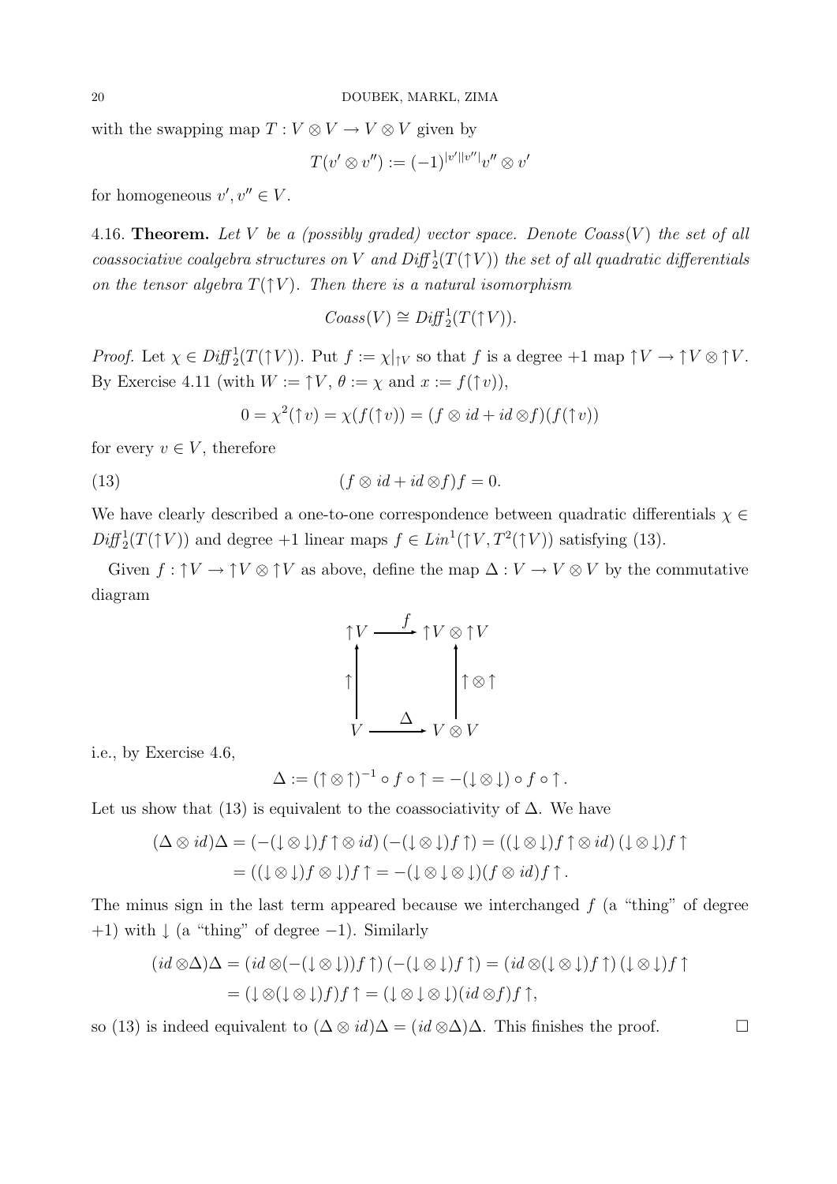with the swapping map $T : V \otimes V \to V \otimes V$ given by

$$T(v' \otimes v'') := (-1)^{|v'||v''|} v'' \otimes v'$$

for homogeneous $v', v'' \in V$.

4.16. **Theorem.** *Let $V$ be a (possibly graded) vector space. Denote $Coass(V)$ the set of all coassociative coalgebra structures on $V$ and $Diff^1_2(T(\uparrow V))$ the set of all quadratic differentials on the tensor algebra $T(\uparrow V)$. Then there is a natural isomorphism*

$$Coass(V) \cong Diff^1_2(T(\uparrow V)).$$

*Proof.* Let $\chi \in Diff^1_2(T(\uparrow V))$. Put $f := \chi|_{\uparrow V}$ so that $f$ is a degree $+1$ map $\uparrow V \to \uparrow V \otimes \uparrow V$. By Exercise 4.11 (with $W := \uparrow V$, $\theta := \chi$ and $x := f(\uparrow v)$),

$$0 = \chi^2(\uparrow v) = \chi(f(\uparrow v)) = (f \otimes id + id \otimes f)(f(\uparrow v))$$

for every $v \in V$, therefore

$$(f \otimes id + id \otimes f) f = 0. \tag{13}$$

We have clearly described a one-to-one correspondence between quadratic differentials $\chi \in Diff^1_2(T(\uparrow V))$ and degree $+1$ linear maps $f \in Lin^1(\uparrow V, T^2(\uparrow V))$ satisfying (13).

Given $f : \uparrow V \to \uparrow V \otimes \uparrow V$ as above, define the map $\Delta : V \to V \otimes V$ by the commutative diagram

$$\begin{array}{ccc} \uparrow V & \xrightarrow{\ f\ } & \uparrow V \otimes \uparrow V \\ \uparrow \Big\uparrow & & \Big\uparrow \uparrow \otimes \uparrow \\ V & \xrightarrow{\ \Delta\ } & V \otimes V \end{array}$$

i.e., by Exercise 4.6,

$$\Delta := (\uparrow \otimes \uparrow)^{-1} \circ f \circ \uparrow = -(\downarrow \otimes \downarrow) \circ f \circ \uparrow .$$

Let us show that (13) is equivalent to the coassociativity of $\Delta$. We have

$$\begin{aligned} (\Delta \otimes id)\Delta &= (-(\downarrow \otimes \downarrow) f \uparrow \otimes id)\, (-(\downarrow \otimes \downarrow) f \uparrow) = ((\downarrow \otimes \downarrow) f \uparrow \otimes id)\, (\downarrow \otimes \downarrow) f \uparrow \\ &= ((\downarrow \otimes \downarrow) f \otimes \downarrow) f \uparrow = -(\downarrow \otimes \downarrow \otimes \downarrow)(f \otimes id) f \uparrow . \end{aligned}$$

The minus sign in the last term appeared because we interchanged $f$ (a "thing" of degree $+1$) with $\downarrow$ (a "thing" of degree $-1$). Similarly

$$\begin{aligned} (id \otimes \Delta)\Delta &= (id \otimes (-(\downarrow \otimes \downarrow)) f \uparrow)\, (-(\downarrow \otimes \downarrow) f \uparrow) = (id \otimes (\downarrow \otimes \downarrow) f \uparrow)\, (\downarrow \otimes \downarrow) f \uparrow \\ &= (\downarrow \otimes (\downarrow \otimes \downarrow) f) f \uparrow = (\downarrow \otimes \downarrow \otimes \downarrow)(id \otimes f) f \uparrow, \end{aligned}$$

so (13) is indeed equivalent to $(\Delta \otimes id)\Delta = (id \otimes \Delta)\Delta$. This finishes the proof. $\square$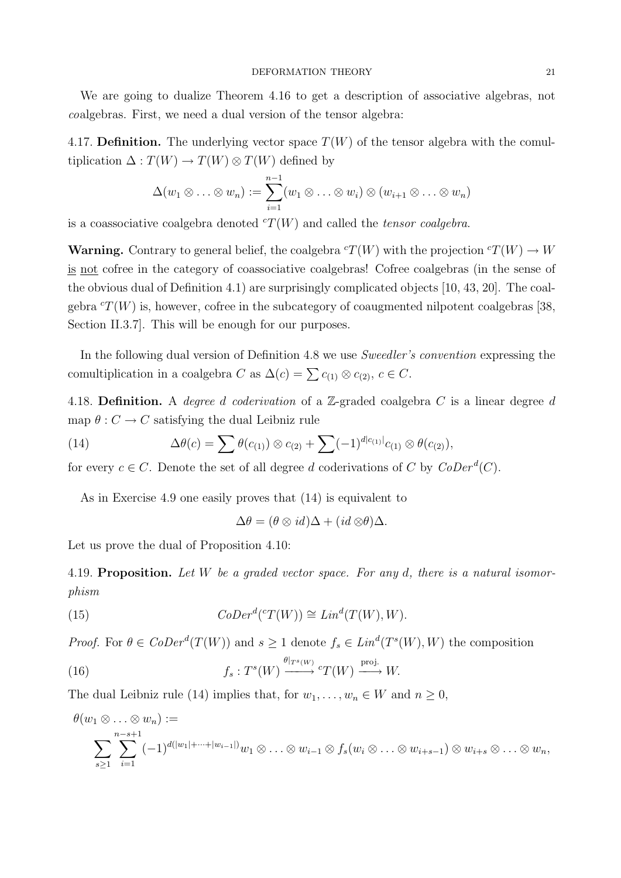We are going to dualize Theorem 4.16 to get a description of associative algebras, not *co*algebras. First, we need a dual version of the tensor algebra:

4.17. **Definition.** The underlying vector space $T(W)$ of the tensor algebra with the comultiplication $\Delta : T(W) \to T(W) \otimes T(W)$ defined by

$$\Delta(w_1 \otimes \ldots \otimes w_n) := \sum_{i=1}^{n-1} (w_1 \otimes \ldots \otimes w_i) \otimes (w_{i+1} \otimes \ldots \otimes w_n)$$

is a coassociative coalgebra denoted ${}^cT(W)$ and called the *tensor coalgebra*.

**Warning.** Contrary to general belief, the coalgebra ${}^cT(W)$ with the projection ${}^cT(W) \to W$ is not cofree in the category of coassociative coalgebras! Cofree coalgebras (in the sense of the obvious dual of Definition 4.1) are surprisingly complicated objects [10, 43, 20]. The coalgebra ${}^cT(W)$ is, however, cofree in the subcategory of coaugmented nilpotent coalgebras [38, Section II.3.7]. This will be enough for our purposes.

In the following dual version of Definition 4.8 we use *Sweedler's convention* expressing the comultiplication in a coalgebra $C$ as $\Delta(c) = \sum c_{(1)} \otimes c_{(2)}$, $c \in C$.

4.18. **Definition.** A *degree d coderivation* of a $\mathbb{Z}$-graded coalgebra $C$ is a linear degree $d$ map $\theta : C \to C$ satisfying the dual Leibniz rule

$$\Delta\theta(c) = \sum \theta(c_{(1)}) \otimes c_{(2)} + \sum (-1)^{d|c_{(1)}|} c_{(1)} \otimes \theta(c_{(2)}), \tag{14}$$

for every $c \in C$. Denote the set of all degree $d$ coderivations of $C$ by $CoDer^d(C)$.

As in Exercise 4.9 one easily proves that (14) is equivalent to

$$\Delta\theta = (\theta \otimes id)\Delta + (id \otimes \theta)\Delta.$$

Let us prove the dual of Proposition 4.10:

4.19. **Proposition.** *Let $W$ be a graded vector space. For any $d$, there is a natural isomorphism*

$$CoDer^d({}^cT(W)) \cong Lin^d(T(W), W). \tag{15}$$

*Proof.* For $\theta \in CoDer^d(T(W))$ and $s \geq 1$ denote $f_s \in Lin^d(T^s(W), W)$ the composition

$$f_s : T^s(W) \xrightarrow{\theta|_{T^s(W)}} {}^cT(W) \xrightarrow{\text{proj.}} W. \tag{16}$$

The dual Leibniz rule (14) implies that, for $w_1, \ldots, w_n \in W$ and $n \geq 0$,

$$\theta(w_1 \otimes \ldots \otimes w_n) := \sum_{s \geq 1} \sum_{i=1}^{n-s+1} (-1)^{d(|w_1| + \cdots + |w_{i-1}|)} w_1 \otimes \ldots \otimes w_{i-1} \otimes f_s(w_i \otimes \ldots \otimes w_{i+s-1}) \otimes w_{i+s} \otimes \ldots \otimes w_n,$$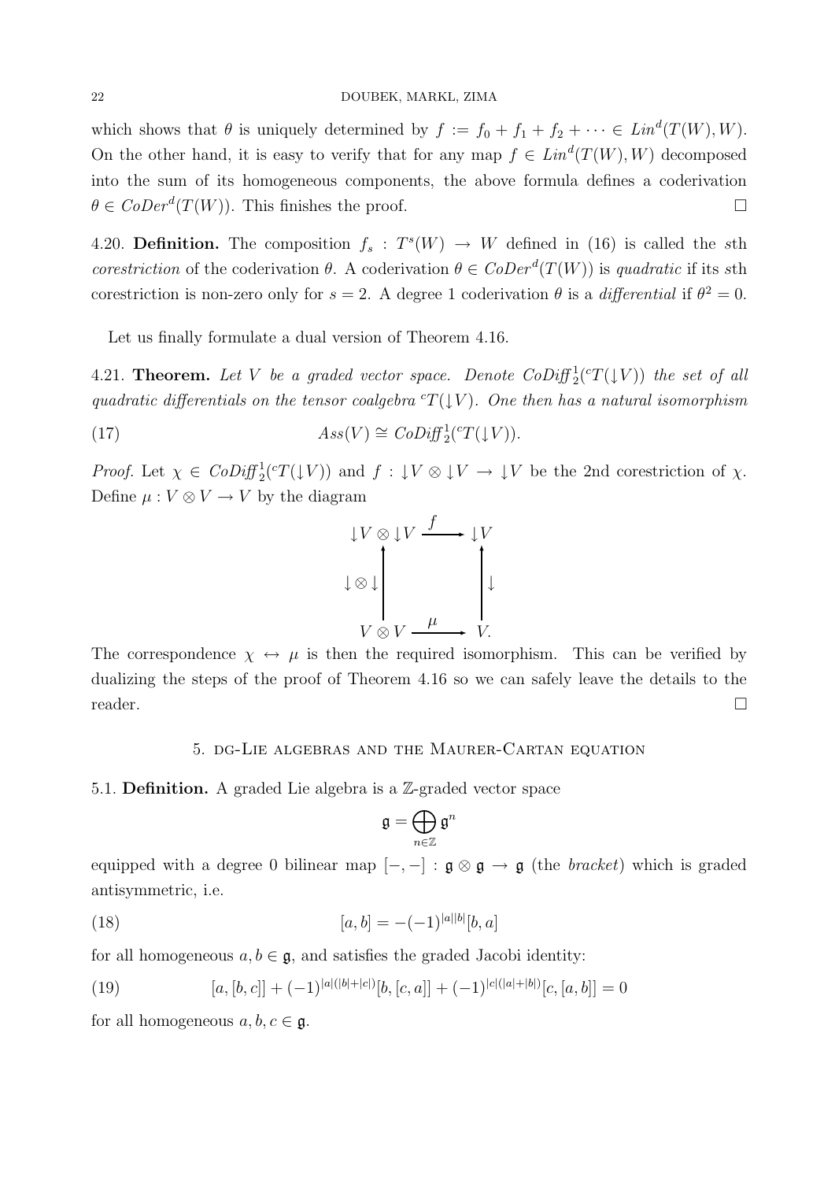which shows that $\theta$ is uniquely determined by $f := f_0 + f_1 + f_2 + \cdots \in Lin^d(T(W), W)$. On the other hand, it is easy to verify that for any map $f \in Lin^d(T(W), W)$ decomposed into the sum of its homogeneous components, the above formula defines a coderivation $\theta \in CoDer^d(T(W))$. This finishes the proof. □

4.20. **Definition.** The composition $f_s : T^s(W) \to W$ defined in (16) is called the $s$th *corestriction* of the coderivation $\theta$. A coderivation $\theta \in CoDer^d(T(W))$ is *quadratic* if its $s$th corestriction is non-zero only for $s = 2$. A degree 1 coderivation $\theta$ is a *differential* if $\theta^2 = 0$.

Let us finally formulate a dual version of Theorem 4.16.

4.21. **Theorem.** *Let $V$ be a graded vector space. Denote $CoDiff^1_2({}^cT(\downarrow V))$ the set of all quadratic differentials on the tensor coalgebra ${}^cT(\downarrow V)$. One then has a natural isomorphism*

$$Ass(V) \cong CoDiff^1_2({}^cT(\downarrow V)). \tag{17}$$

*Proof.* Let $\chi \in CoDiff^1_2({}^cT(\downarrow V))$ and $f : \downarrow V \otimes \downarrow V \to \downarrow V$ be the 2nd corestriction of $\chi$. Define $\mu : V \otimes V \to V$ by the diagram

$$\begin{array}{ccc} \downarrow V \otimes \downarrow V & \xrightarrow{\ f\ } & \downarrow V \\ \big\uparrow {\scriptstyle \downarrow \otimes \downarrow} & & \big\uparrow {\scriptstyle \downarrow} \\ V \otimes V & \xrightarrow{\ \mu\ } & V. \end{array}$$

The correspondence $\chi \leftrightarrow \mu$ is then the required isomorphism. This can be verified by dualizing the steps of the proof of Theorem 4.16 so we can safely leave the details to the reader. □

## 5. dg-Lie algebras and the Maurer-Cartan equation

5.1. **Definition.** A graded Lie algebra is a $\mathbb{Z}$-graded vector space

$$\mathfrak{g} = \bigoplus_{n \in \mathbb{Z}} \mathfrak{g}^n$$

equipped with a degree 0 bilinear map $[-,-] : \mathfrak{g} \otimes \mathfrak{g} \to \mathfrak{g}$ (the *bracket*) which is graded antisymmetric, i.e.

$$[a, b] = -(-1)^{|a||b|}[b, a] \tag{18}$$

for all homogeneous $a, b \in \mathfrak{g}$, and satisfies the graded Jacobi identity:

$$[a, [b, c]] + (-1)^{|a|(|b|+|c|)}[b, [c, a]] + (-1)^{|c|(|a|+|b|)}[c, [a, b]] = 0 \tag{19}$$

for all homogeneous $a, b, c \in \mathfrak{g}$.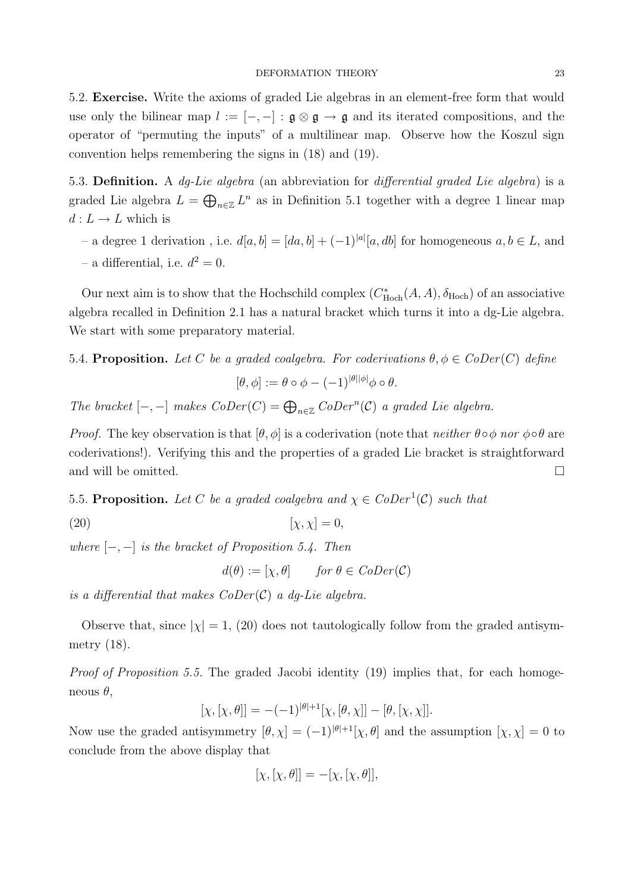5.2. **Exercise.** Write the axioms of graded Lie algebras in an element-free form that would use only the bilinear map $l := [-,-] : \mathfrak{g} \otimes \mathfrak{g} \to \mathfrak{g}$ and its iterated compositions, and the operator of "permuting the inputs" of a multilinear map. Observe how the Koszul sign convention helps remembering the signs in (18) and (19).

5.3. **Definition.** A *dg-Lie algebra* (an abbreviation for *differential graded Lie algebra*) is a graded Lie algebra $L = \bigoplus_{n \in \mathbb{Z}} L^n$ as in Definition 5.1 together with a degree 1 linear map $d : L \to L$ which is

– a degree 1 derivation , i.e. $d[a,b] = [da,b] + (-1)^{|a|}[a,db]$ for homogeneous $a, b \in L$, and
– a differential, i.e. $d^2 = 0$.

Our next aim is to show that the Hochschild complex $(C^*_{\rm Hoch}(A,A), \delta_{\rm Hoch})$ of an associative algebra recalled in Definition 2.1 has a natural bracket which turns it into a dg-Lie algebra. We start with some preparatory material.

5.4. **Proposition.** *Let $C$ be a graded coalgebra. For coderivations $\theta, \phi \in CoDer(C)$ define*

$$[\theta, \phi] := \theta \circ \phi - (-1)^{|\theta||\phi|} \phi \circ \theta.$$

*The bracket $[-,-]$ makes $CoDer(C) = \bigoplus_{n \in \mathbb{Z}} CoDer^n(\mathcal{C})$ a graded Lie algebra.*

*Proof.* The key observation is that $[\theta, \phi]$ is a coderivation (note that *neither $\theta \circ \phi$ nor $\phi \circ \theta$* are coderivations!). Verifying this and the properties of a graded Lie bracket is straightforward and will be omitted. □

5.5. **Proposition.** *Let $C$ be a graded coalgebra and $\chi \in CoDer^1(\mathcal{C})$ such that*

$$[\chi, \chi] = 0, \tag{20}$$

*where $[-,-]$ is the bracket of Proposition 5.4. Then*

$$d(\theta) := [\chi, \theta] \qquad \text{for } \theta \in CoDer(\mathcal{C})$$

*is a differential that makes $CoDer(\mathcal{C})$ a dg-Lie algebra.*

Observe that, since $|\chi| = 1$, (20) does not tautologically follow from the graded antisymmetry (18).

*Proof of Proposition 5.5.* The graded Jacobi identity (19) implies that, for each homogeneous $\theta$,

$$[\chi, [\chi, \theta]] = -(-1)^{|\theta|+1}[\chi, [\theta, \chi]] - [\theta, [\chi, \chi]].$$

Now use the graded antisymmetry $[\theta, \chi] = (-1)^{|\theta|+1}[\chi, \theta]$ and the assumption $[\chi, \chi] = 0$ to conclude from the above display that

$$[\chi, [\chi, \theta]] = -[\chi, [\chi, \theta]],$$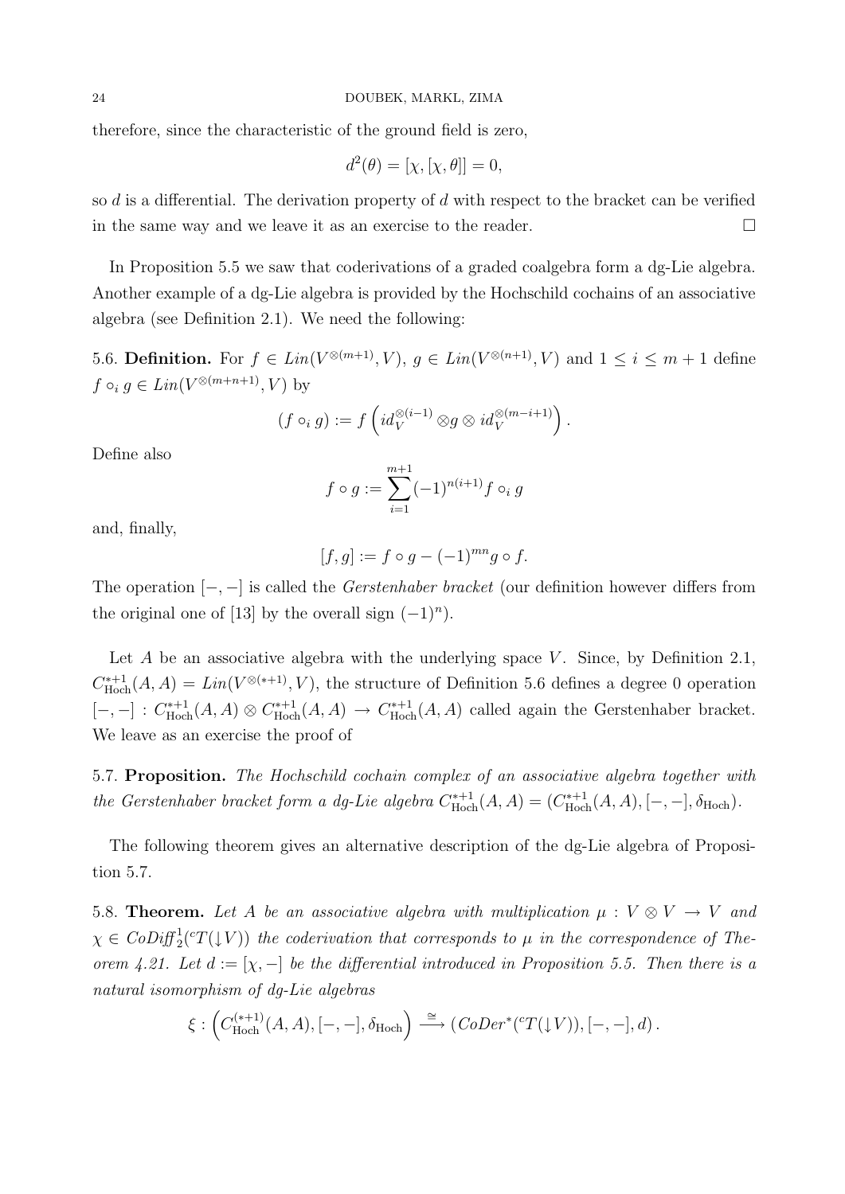therefore, since the characteristic of the ground field is zero,

$$d^2(\theta) = [\chi, [\chi, \theta]] = 0,$$

so $d$ is a differential. The derivation property of $d$ with respect to the bracket can be verified in the same way and we leave it as an exercise to the reader. $\square$

In Proposition 5.5 we saw that coderivations of a graded coalgebra form a dg-Lie algebra. Another example of a dg-Lie algebra is provided by the Hochschild cochains of an associative algebra (see Definition 2.1). We need the following:

5.6. **Definition.** For $f \in Lin(V^{\otimes(m+1)}, V)$, $g \in Lin(V^{\otimes(n+1)}, V)$ and $1 \leq i \leq m+1$ define $f \circ_i g \in Lin(V^{\otimes(m+n+1)}, V)$ by

$$(f \circ_i g) := f\left(id_V^{\otimes(i-1)} \otimes g \otimes id_V^{\otimes(m-i+1)}\right).$$

Define also

$$f \circ g := \sum_{i=1}^{m+1} (-1)^{n(i+1)} f \circ_i g$$

and, finally,

$$[f, g] := f \circ g - (-1)^{mn} g \circ f.$$

The operation $[-,-]$ is called the *Gerstenhaber bracket* (our definition however differs from the original one of [13] by the overall sign $(-1)^n$).

Let $A$ be an associative algebra with the underlying space $V$. Since, by Definition 2.1, $C^{*+1}_{\mathrm{Hoch}}(A, A) = Lin(V^{\otimes(*+1)}, V)$, the structure of Definition 5.6 defines a degree 0 operation $[-,-] : C^{*+1}_{\mathrm{Hoch}}(A, A) \otimes C^{*+1}_{\mathrm{Hoch}}(A, A) \to C^{*+1}_{\mathrm{Hoch}}(A, A)$ called again the Gerstenhaber bracket. We leave as an exercise the proof of

5.7. **Proposition.** *The Hochschild cochain complex of an associative algebra together with the Gerstenhaber bracket form a dg-Lie algebra $C^{*+1}_{\mathrm{Hoch}}(A, A) = (C^{*+1}_{\mathrm{Hoch}}(A, A), [-,-], \delta_{\mathrm{Hoch}})$.*

The following theorem gives an alternative description of the dg-Lie algebra of Proposition 5.7.

5.8. **Theorem.** *Let $A$ be an associative algebra with multiplication $\mu : V \otimes V \to V$ and $\chi \in CoDiff^1_2({}^cT(\downarrow V))$ the coderivation that corresponds to $\mu$ in the correspondence of Theorem 4.21. Let $d := [\chi, -]$ be the differential introduced in Proposition 5.5. Then there is a natural isomorphism of dg-Lie algebras*

$$\xi : \left(C^{(*+1)}_{\mathrm{Hoch}}(A, A), [-,-], \delta_{\mathrm{Hoch}}\right) \xrightarrow{\cong} (CoDer^*({}^cT(\downarrow V)), [-,-], d).$$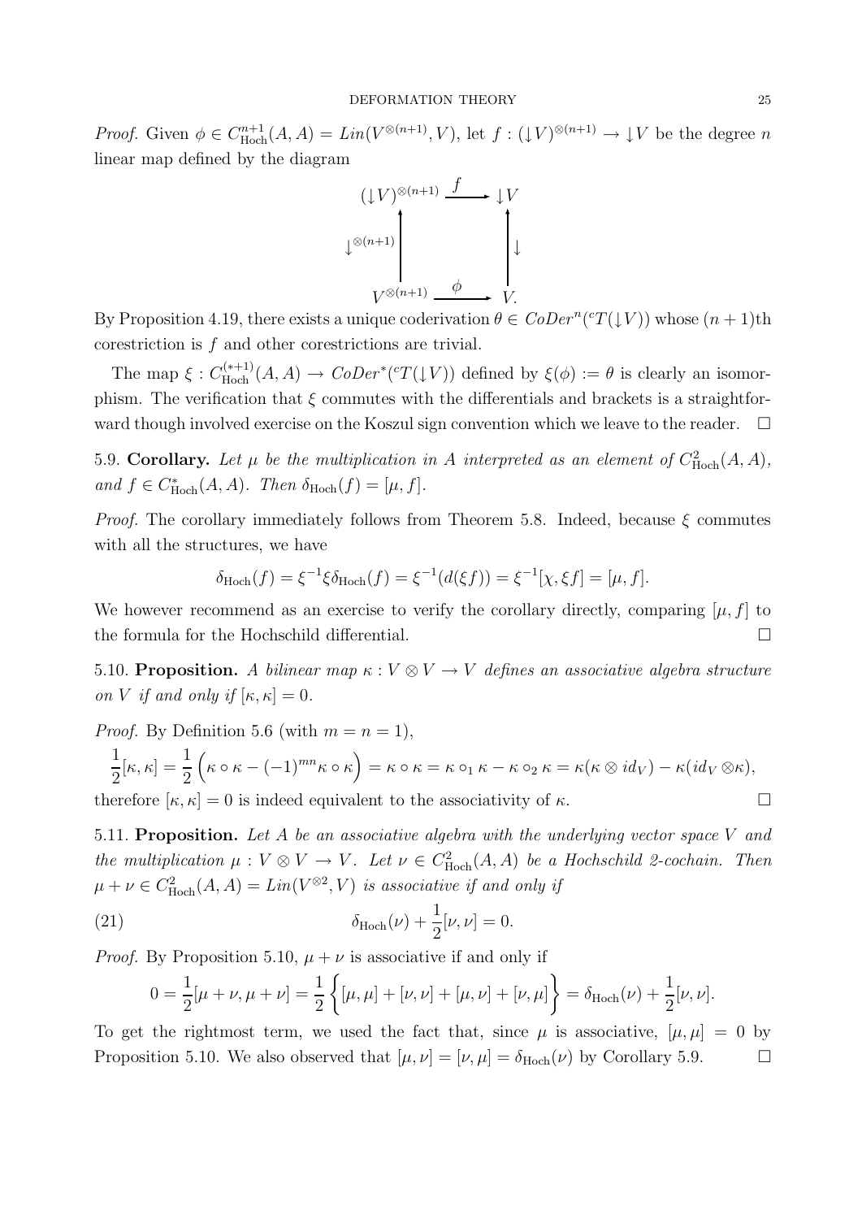*Proof.* Given $\phi \in C^{n+1}_{\mathrm{Hoch}}(A, A) = Lin(V^{\otimes(n+1)}, V)$, let $f : (\downarrow V)^{\otimes(n+1)} \to \downarrow V$ be the degree $n$ linear map defined by the diagram

$$\begin{array}{ccc} (\downarrow V)^{\otimes(n+1)} & \xrightarrow{\ f\ } & \downarrow V \\ \big\uparrow {\scriptstyle \downarrow^{\otimes(n+1)}} & & \big\uparrow {\scriptstyle \downarrow} \\ V^{\otimes(n+1)} & \xrightarrow{\ \phi\ } & V. \end{array}$$

By Proposition 4.19, there exists a unique coderivation $\theta \in CoDer^n({}^cT(\downarrow V))$ whose $(n+1)$th corestriction is $f$ and other corestrictions are trivial.

The map $\xi : C^{(*+1)}_{\mathrm{Hoch}}(A, A) \to CoDer^*({}^cT(\downarrow V))$ defined by $\xi(\phi) := \theta$ is clearly an isomorphism. The verification that $\xi$ commutes with the differentials and brackets is a straightforward though involved exercise on the Koszul sign convention which we leave to the reader. $\square$

5.9. **Corollary.** *Let $\mu$ be the multiplication in $A$ interpreted as an element of $C^2_{\mathrm{Hoch}}(A, A)$, and $f \in C^*_{\mathrm{Hoch}}(A, A)$. Then $\delta_{\mathrm{Hoch}}(f) = [\mu, f]$.*

*Proof.* The corollary immediately follows from Theorem 5.8. Indeed, because $\xi$ commutes with all the structures, we have

$$\delta_{\mathrm{Hoch}}(f) = \xi^{-1}\xi\delta_{\mathrm{Hoch}}(f) = \xi^{-1}(d(\xi f)) = \xi^{-1}[\chi, \xi f] = [\mu, f].$$

We however recommend as an exercise to verify the corollary directly, comparing $[\mu, f]$ to the formula for the Hochschild differential. $\square$

5.10. **Proposition.** *A bilinear map $\kappa : V \otimes V \to V$ defines an associative algebra structure on $V$ if and only if $[\kappa, \kappa] = 0$.*

*Proof.* By Definition 5.6 (with $m = n = 1$),

$$\frac{1}{2}[\kappa, \kappa] = \frac{1}{2}\left(\kappa \circ \kappa - (-1)^{mn}\kappa \circ \kappa\right) = \kappa \circ \kappa = \kappa \circ_1 \kappa - \kappa \circ_2 \kappa = \kappa(\kappa \otimes id_V) - \kappa(id_V \otimes \kappa),$$

therefore $[\kappa, \kappa] = 0$ is indeed equivalent to the associativity of $\kappa$. $\square$

5.11. **Proposition.** *Let $A$ be an associative algebra with the underlying vector space $V$ and the multiplication $\mu : V \otimes V \to V$. Let $\nu \in C^2_{\mathrm{Hoch}}(A, A)$ be a Hochschild 2-cochain. Then $\mu + \nu \in C^2_{\mathrm{Hoch}}(A, A) = Lin(V^{\otimes 2}, V)$ is associative if and only if*

$$\delta_{\mathrm{Hoch}}(\nu) + \frac{1}{2}[\nu, \nu] = 0. \tag{21}$$

*Proof.* By Proposition 5.10, $\mu + \nu$ is associative if and only if

$$0 = \frac{1}{2}[\mu + \nu, \mu + \nu] = \frac{1}{2}\left\{[\mu, \mu] + [\nu, \nu] + [\mu, \nu] + [\nu, \mu]\right\} = \delta_{\mathrm{Hoch}}(\nu) + \frac{1}{2}[\nu, \nu].$$

To get the rightmost term, we used the fact that, since $\mu$ is associative, $[\mu, \mu] = 0$ by Proposition 5.10. We also observed that $[\mu, \nu] = [\nu, \mu] = \delta_{\mathrm{Hoch}}(\nu)$ by Corollary 5.9. $\square$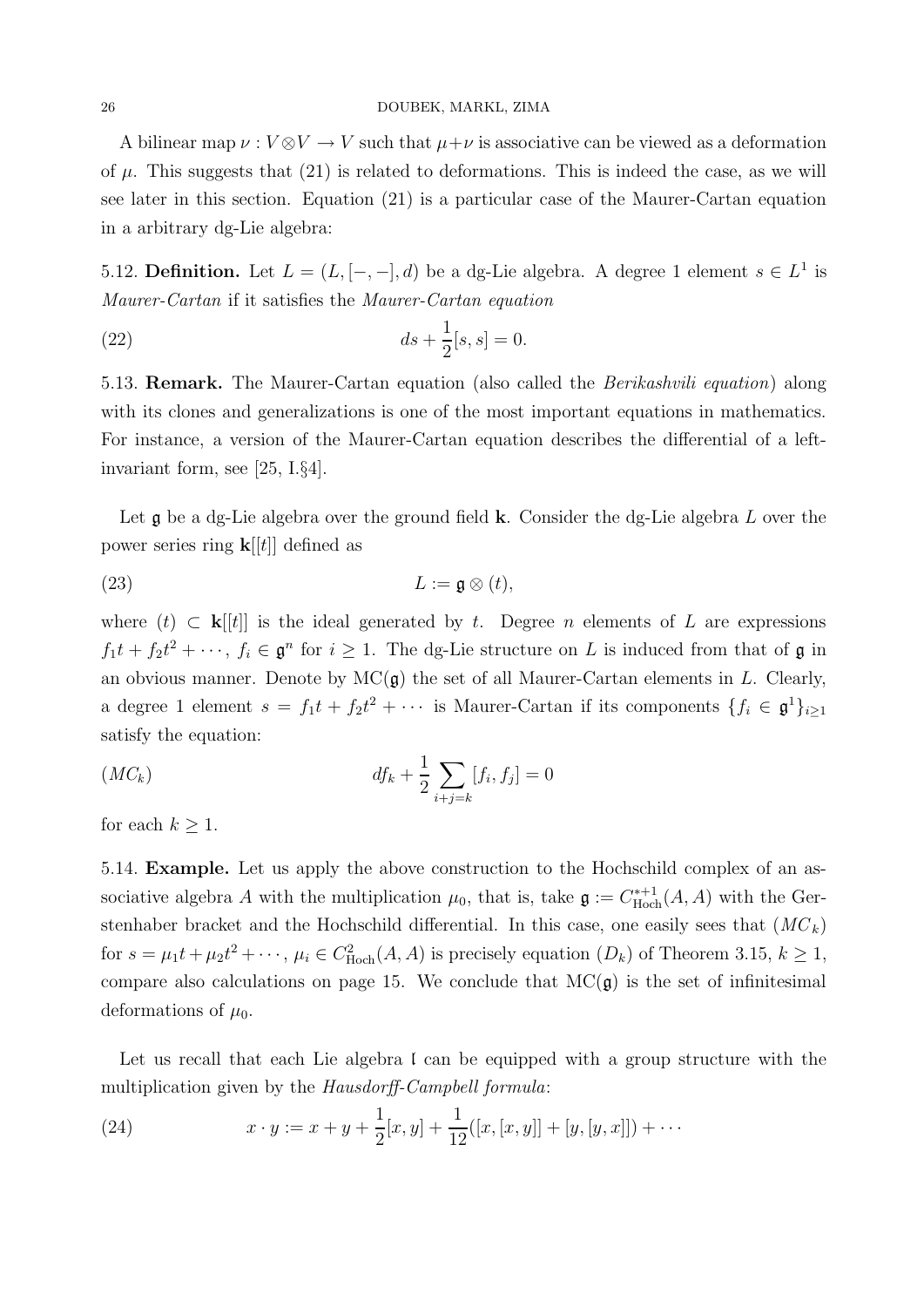A bilinear map $\nu : V \otimes V \to V$ such that $\mu + \nu$ is associative can be viewed as a deformation of $\mu$. This suggests that (21) is related to deformations. This is indeed the case, as we will see later in this section. Equation (21) is a particular case of the Maurer-Cartan equation in a arbitrary dg-Lie algebra:

5.12. **Definition.** Let $L = (L, [-,-], d)$ be a dg-Lie algebra. A degree 1 element $s \in L^1$ is *Maurer-Cartan* if it satisfies the *Maurer-Cartan equation*

$$ds + \frac{1}{2}[s, s] = 0. \tag{22}$$

5.13. **Remark.** The Maurer-Cartan equation (also called the *Berikashvili equation*) along with its clones and generalizations is one of the most important equations in mathematics. For instance, a version of the Maurer-Cartan equation describes the differential of a left-invariant form, see [25, I.§4].

Let $\mathfrak{g}$ be a dg-Lie algebra over the ground field $\mathbf{k}$. Consider the dg-Lie algebra $L$ over the power series ring $\mathbf{k}[[t]]$ defined as

$$L := \mathfrak{g} \otimes (t), \tag{23}$$

where $(t) \subset \mathbf{k}[[t]]$ is the ideal generated by $t$. Degree $n$ elements of $L$ are expressions $f_1 t + f_2 t^2 + \cdots$, $f_i \in \mathfrak{g}^n$ for $i \geq 1$. The dg-Lie structure on $L$ is induced from that of $\mathfrak{g}$ in an obvious manner. Denote by $\mathrm{MC}(\mathfrak{g})$ the set of all Maurer-Cartan elements in $L$. Clearly, a degree 1 element $s = f_1 t + f_2 t^2 + \cdots$ is Maurer-Cartan if its components $\{f_i \in \mathfrak{g}^1\}_{i \geq 1}$ satisfy the equation:

$$df_k + \frac{1}{2}\sum_{i+j=k} [f_i, f_j] = 0 \tag{$MC_k$}$$

for each $k \geq 1$.

5.14. **Example.** Let us apply the above construction to the Hochschild complex of an associative algebra $A$ with the multiplication $\mu_0$, that is, take $\mathfrak{g} := C^{*+1}_{\mathrm{Hoch}}(A, A)$ with the Gerstenhaber bracket and the Hochschild differential. In this case, one easily sees that $(MC_k)$ for $s = \mu_1 t + \mu_2 t^2 + \cdots$, $\mu_i \in C^2_{\mathrm{Hoch}}(A, A)$ is precisely equation $(D_k)$ of Theorem 3.15, $k \geq 1$, compare also calculations on page 15. We conclude that $\mathrm{MC}(\mathfrak{g})$ is the set of infinitesimal deformations of $\mu_0$.

Let us recall that each Lie algebra $\mathfrak{l}$ can be equipped with a group structure with the multiplication given by the *Hausdorff-Campbell formula*:

$$x \cdot y := x + y + \frac{1}{2}[x, y] + \frac{1}{12}([x, [x, y]] + [y, [y, x]]) + \cdots \tag{24}$$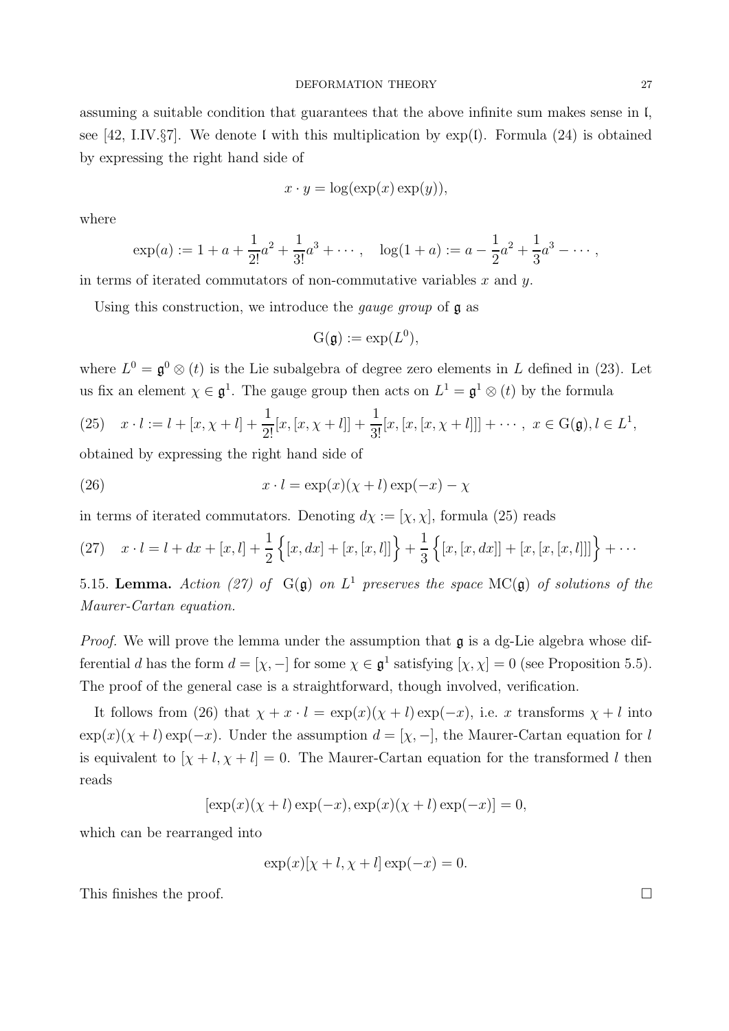assuming a suitable condition that guarantees that the above infinite sum makes sense in $\mathfrak{l}$, see [42, I.IV.§7]. We denote $\mathfrak{l}$ with this multiplication by $\exp(\mathfrak{l})$. Formula (24) is obtained by expressing the right hand side of

$$x \cdot y = \log(\exp(x)\exp(y)),$$

where

$$\exp(a) := 1 + a + \frac{1}{2!}a^2 + \frac{1}{3!}a^3 + \cdots, \quad \log(1+a) := a - \frac{1}{2}a^2 + \frac{1}{3}a^3 - \cdots,$$

in terms of iterated commutators of non-commutative variables $x$ and $y$.

Using this construction, we introduce the *gauge group* of $\mathfrak{g}$ as

$$\mathrm{G}(\mathfrak{g}) := \exp(L^0),$$

where $L^0 = \mathfrak{g}^0 \otimes (t)$ is the Lie subalgebra of degree zero elements in $L$ defined in (23). Let us fix an element $\chi \in \mathfrak{g}^1$. The gauge group then acts on $L^1 = \mathfrak{g}^1 \otimes (t)$ by the formula

$$x \cdot l := l + [x, \chi + l] + \frac{1}{2!}[x,[x,\chi+l]] + \frac{1}{3!}[x,[x,[x,\chi+l]]] + \cdots, \ x \in \mathrm{G}(\mathfrak{g}), l \in L^1, \tag{25}$$

obtained by expressing the right hand side of

$$x \cdot l = \exp(x)(\chi + l)\exp(-x) - \chi \tag{26}$$

in terms of iterated commutators. Denoting $d\chi := [\chi, \chi]$, formula (25) reads

$$x \cdot l = l + dx + [x,l] + \frac{1}{2}\Big\{[x,dx] + [x,[x,l]]\Big\} + \frac{1}{3}\Big\{[x,[x,dx]] + [x,[x,[x,l]]]\Big\} + \cdots \tag{27}$$

5.15. **Lemma.** *Action (27) of* $\mathrm{G}(\mathfrak{g})$ *on* $L^1$ *preserves the space* $\mathrm{MC}(\mathfrak{g})$ *of solutions of the Maurer-Cartan equation.*

*Proof.* We will prove the lemma under the assumption that $\mathfrak{g}$ is a dg-Lie algebra whose differential $d$ has the form $d = [\chi, -]$ for some $\chi \in \mathfrak{g}^1$ satisfying $[\chi, \chi] = 0$ (see Proposition 5.5). The proof of the general case is a straightforward, though involved, verification.

It follows from (26) that $\chi + x \cdot l = \exp(x)(\chi + l)\exp(-x)$, i.e. $x$ transforms $\chi + l$ into $\exp(x)(\chi+l)\exp(-x)$. Under the assumption $d = [\chi, -]$, the Maurer-Cartan equation for $l$ is equivalent to $[\chi + l, \chi + l] = 0$. The Maurer-Cartan equation for the transformed $l$ then reads

$$[\exp(x)(\chi+l)\exp(-x), \exp(x)(\chi+l)\exp(-x)] = 0,$$

which can be rearranged into

$$\exp(x)[\chi + l, \chi + l]\exp(-x) = 0.$$

This finishes the proof. □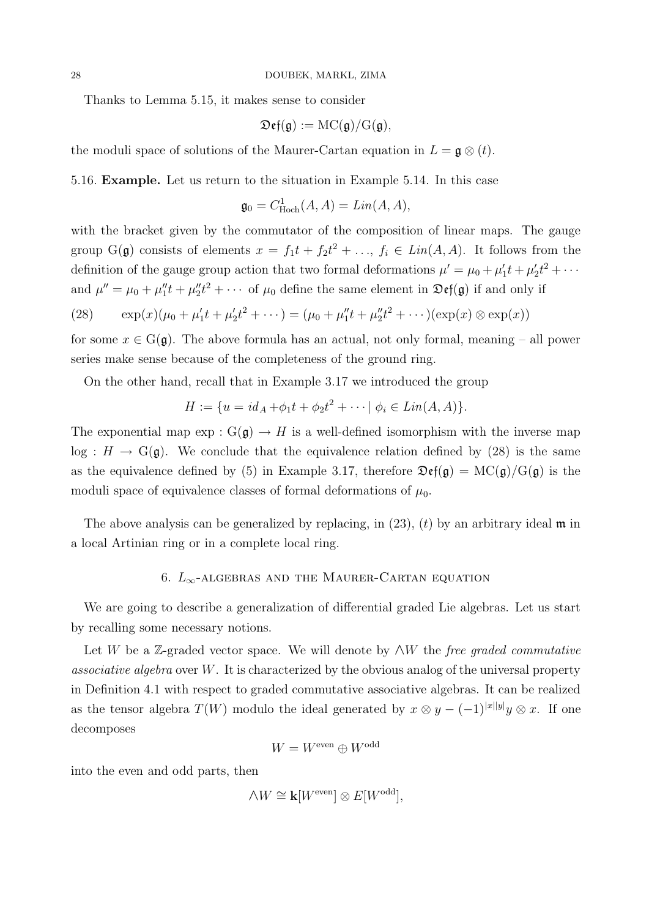Thanks to Lemma 5.15, it makes sense to consider

$$\mathfrak{Def}(\mathfrak{g}) := \mathrm{MC}(\mathfrak{g})/\mathrm{G}(\mathfrak{g}),$$

the moduli space of solutions of the Maurer-Cartan equation in $L = \mathfrak{g} \otimes (t)$.

5.16. **Example.** Let us return to the situation in Example 5.14. In this case

$$\mathfrak{g}_0 = C^1_{\mathrm{Hoch}}(A, A) = Lin(A, A),$$

with the bracket given by the commutator of the composition of linear maps. The gauge group $\mathrm{G}(\mathfrak{g})$ consists of elements $x = f_1 t + f_2 t^2 + \ldots$, $f_i \in Lin(A, A)$. It follows from the definition of the gauge group action that two formal deformations $\mu' = \mu_0 + \mu'_1 t + \mu'_2 t^2 + \cdots$ and $\mu'' = \mu_0 + \mu''_1 t + \mu''_2 t^2 + \cdots$ of $\mu_0$ define the same element in $\mathfrak{Def}(\mathfrak{g})$ if and only if

$$\exp(x)(\mu_0 + \mu'_1 t + \mu'_2 t^2 + \cdots) = (\mu_0 + \mu''_1 t + \mu''_2 t^2 + \cdots)(\exp(x) \otimes \exp(x)) \tag{28}$$

for some $x \in \mathrm{G}(\mathfrak{g})$. The above formula has an actual, not only formal, meaning – all power series make sense because of the completeness of the ground ring.

On the other hand, recall that in Example 3.17 we introduced the group

$$H := \{u = id_A + \phi_1 t + \phi_2 t^2 + \cdots \mid \phi_i \in Lin(A, A)\}.$$

The exponential map $\exp : \mathrm{G}(\mathfrak{g}) \to H$ is a well-defined isomorphism with the inverse map $\log : H \to \mathrm{G}(\mathfrak{g})$. We conclude that the equivalence relation defined by (28) is the same as the equivalence defined by (5) in Example 3.17, therefore $\mathfrak{Def}(\mathfrak{g}) = \mathrm{MC}(\mathfrak{g})/\mathrm{G}(\mathfrak{g})$ is the moduli space of equivalence classes of formal deformations of $\mu_0$.

The above analysis can be generalized by replacing, in (23), $(t)$ by an arbitrary ideal $\mathfrak{m}$ in a local Artinian ring or in a complete local ring.

## 6. $L_\infty$-algebras and the Maurer-Cartan equation

We are going to describe a generalization of differential graded Lie algebras. Let us start by recalling some necessary notions.

Let $W$ be a $\mathbb{Z}$-graded vector space. We will denote by $\wedge W$ the *free graded commutative associative algebra* over $W$. It is characterized by the obvious analog of the universal property in Definition 4.1 with respect to graded commutative associative algebras. It can be realized as the tensor algebra $T(W)$ modulo the ideal generated by $x \otimes y - (-1)^{|x||y|} y \otimes x$. If one decomposes

$$W = W^{\mathrm{even}} \oplus W^{\mathrm{odd}}$$

into the even and odd parts, then

$$\wedge W \cong \mathbf{k}[W^{\mathrm{even}}] \otimes E[W^{\mathrm{odd}}],$$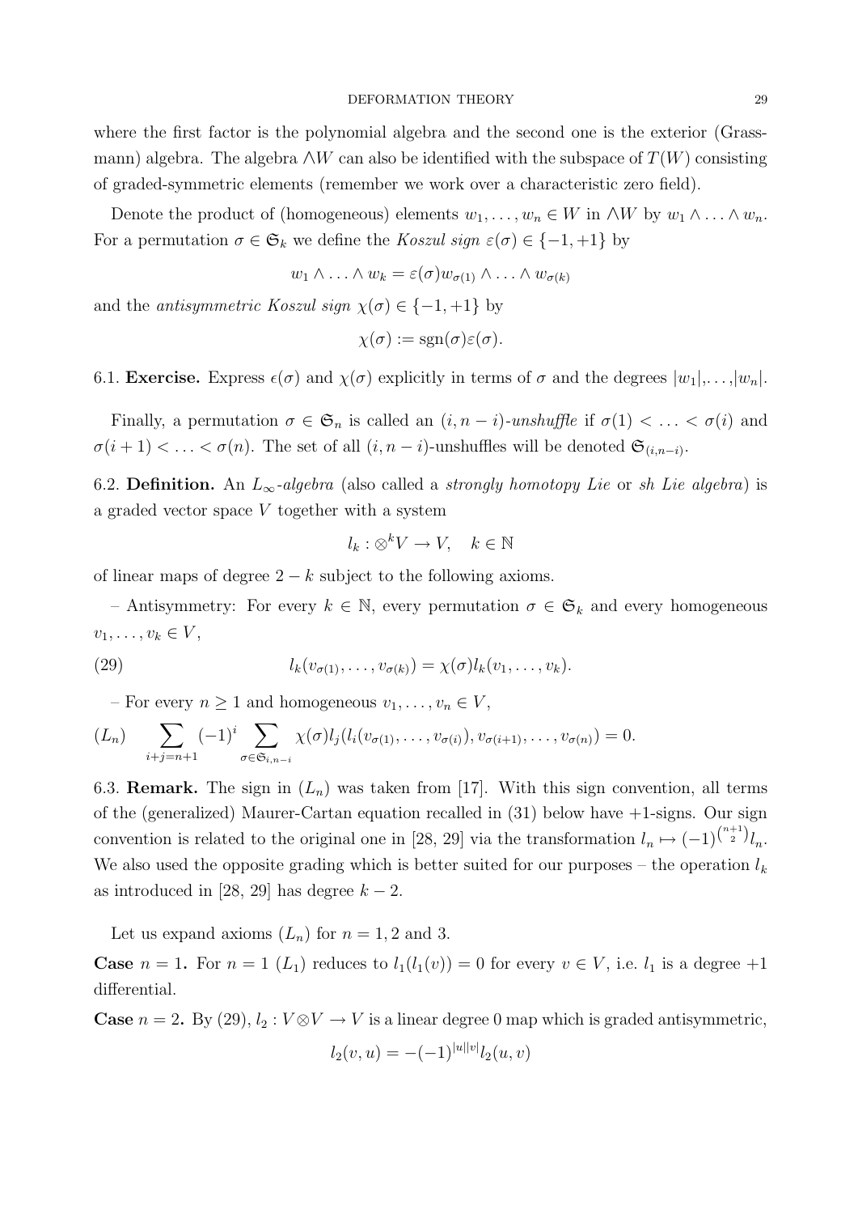where the first factor is the polynomial algebra and the second one is the exterior (Grassmann) algebra. The algebra $\wedge W$ can also be identified with the subspace of $T(W)$ consisting of graded-symmetric elements (remember we work over a characteristic zero field).

Denote the product of (homogeneous) elements $w_1, \ldots, w_n \in W$ in $\wedge W$ by $w_1 \wedge \ldots \wedge w_n$. For a permutation $\sigma \in \mathfrak{S}_k$ we define the *Koszul sign* $\varepsilon(\sigma) \in \{-1, +1\}$ by

$$w_1 \wedge \ldots \wedge w_k = \varepsilon(\sigma) w_{\sigma(1)} \wedge \ldots \wedge w_{\sigma(k)}$$

and the *antisymmetric Koszul sign* $\chi(\sigma) \in \{-1, +1\}$ by

$$\chi(\sigma) := \operatorname{sgn}(\sigma)\varepsilon(\sigma).$$

6.1. **Exercise.** Express $\epsilon(\sigma)$ and $\chi(\sigma)$ explicitly in terms of $\sigma$ and the degrees $|w_1|,\ldots,|w_n|$.

Finally, a permutation $\sigma \in \mathfrak{S}_n$ is called an $(i, n-i)$*-unshuffle* if $\sigma(1) < \ldots < \sigma(i)$ and $\sigma(i+1) < \ldots < \sigma(n)$. The set of all $(i, n-i)$-unshuffles will be denoted $\mathfrak{S}_{(i,n-i)}$.

6.2. **Definition.** An $L_\infty$*-algebra* (also called a *strongly homotopy Lie* or *sh Lie algebra*) is a graded vector space $V$ together with a system

$$l_k : \otimes^k V \to V, \quad k \in \mathbb{N}$$

of linear maps of degree $2-k$ subject to the following axioms.

– Antisymmetry: For every $k \in \mathbb{N}$, every permutation $\sigma \in \mathfrak{S}_k$ and every homogeneous $v_1, \ldots, v_k \in V$,

$$l_k(v_{\sigma(1)}, \ldots, v_{\sigma(k)}) = \chi(\sigma) l_k(v_1, \ldots, v_k). \tag{29}$$

– For every $n \geq 1$ and homogeneous $v_1, \ldots, v_n \in V$,

$$\sum_{i+j=n+1} (-1)^i \sum_{\sigma \in \mathfrak{S}_{i,n-i}} \chi(\sigma) l_j(l_i(v_{\sigma(1)}, \ldots, v_{\sigma(i)}), v_{\sigma(i+1)}, \ldots, v_{\sigma(n)}) = 0. \tag{$L_n$}$$

6.3. **Remark.** The sign in $(L_n)$ was taken from [17]. With this sign convention, all terms of the (generalized) Maurer-Cartan equation recalled in (31) below have +1-signs. Our sign convention is related to the original one in [28, 29] via the transformation $l_n \mapsto (-1)^{\binom{n+1}{2}} l_n$. We also used the opposite grading which is better suited for our purposes – the operation $l_k$ as introduced in [28, 29] has degree $k-2$.

Let us expand axioms $(L_n)$ for $n = 1, 2$ and 3.

**Case** $n = 1$**.** For $n = 1$ $(L_1)$ reduces to $l_1(l_1(v)) = 0$ for every $v \in V$, i.e. $l_1$ is a degree +1 differential.

**Case** $n = 2$**.** By (29), $l_2 : V \otimes V \to V$ is a linear degree 0 map which is graded antisymmetric,

$$l_2(v, u) = -(-1)^{|u||v|} l_2(u, v)$$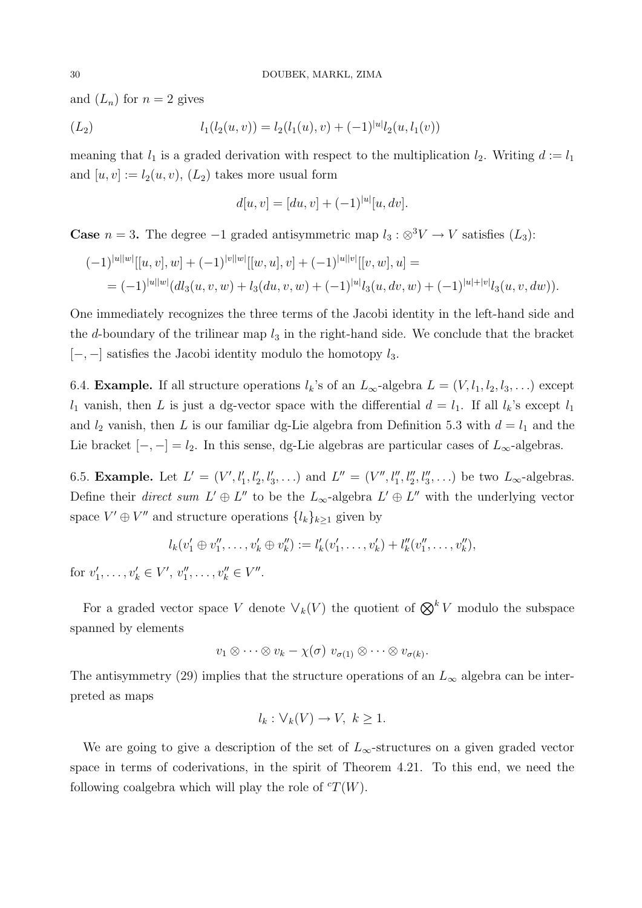and $(L_n)$ for $n = 2$ gives

$$l_1(l_2(u,v)) = l_2(l_1(u),v) + (-1)^{|u|} l_2(u, l_1(v)) \tag{$L_2$}$$

meaning that $l_1$ is a graded derivation with respect to the multiplication $l_2$. Writing $d := l_1$ and $[u,v] := l_2(u,v)$, $(L_2)$ takes more usual form

$$d[u,v] = [du,v] + (-1)^{|u|}[u,dv].$$

**Case** $n = 3$**.** The degree $-1$ graded antisymmetric map $l_3 : \otimes^3 V \to V$ satisfies $(L_3)$:

$$\begin{aligned}
&(-1)^{|u||w|}[[u,v],w] + (-1)^{|v||w|}[[w,u],v] + (-1)^{|u||v|}[[v,w],u] = \\
&\quad = (-1)^{|u||w|}(dl_3(u,v,w) + l_3(du,v,w) + (-1)^{|u|} l_3(u,dv,w) + (-1)^{|u|+|v|} l_3(u,v,dw)).
\end{aligned}$$

One immediately recognizes the three terms of the Jacobi identity in the left-hand side and the $d$-boundary of the trilinear map $l_3$ in the right-hand side. We conclude that the bracket $[-,-]$ satisfies the Jacobi identity modulo the homotopy $l_3$.

6.4. **Example.** If all structure operations $l_k$'s of an $L_\infty$-algebra $L = (V, l_1, l_2, l_3, \ldots)$ except $l_1$ vanish, then $L$ is just a dg-vector space with the differential $d = l_1$. If all $l_k$'s except $l_1$ and $l_2$ vanish, then $L$ is our familiar dg-Lie algebra from Definition 5.3 with $d = l_1$ and the Lie bracket $[-,-] = l_2$. In this sense, dg-Lie algebras are particular cases of $L_\infty$-algebras.

6.5. **Example.** Let $L' = (V', l_1', l_2', l_3', \ldots)$ and $L'' = (V'', l_1'', l_2'', l_3'', \ldots)$ be two $L_\infty$-algebras. Define their *direct sum* $L' \oplus L''$ to be the $L_\infty$-algebra $L' \oplus L''$ with the underlying vector space $V' \oplus V''$ and structure operations $\{l_k\}_{k \geq 1}$ given by

$$l_k(v_1' \oplus v_1'', \ldots, v_k' \oplus v_k'') := l_k'(v_1', \ldots, v_k') + l_k''(v_1'', \ldots, v_k''),$$

for $v_1', \ldots, v_k' \in V'$, $v_1'', \ldots, v_k'' \in V''$.

For a graded vector space $V$ denote $\vee_k(V)$ the quotient of $\bigotimes^k V$ modulo the subspace spanned by elements

$$v_1 \otimes \cdots \otimes v_k - \chi(\sigma)\ v_{\sigma(1)} \otimes \cdots \otimes v_{\sigma(k)}.$$

The antisymmetry (29) implies that the structure operations of an $L_\infty$ algebra can be interpreted as maps

$$l_k : \vee_k(V) \to V,\ k \geq 1.$$

We are going to give a description of the set of $L_\infty$-structures on a given graded vector space in terms of coderivations, in the spirit of Theorem 4.21. To this end, we need the following coalgebra which will play the role of ${}^cT(W)$.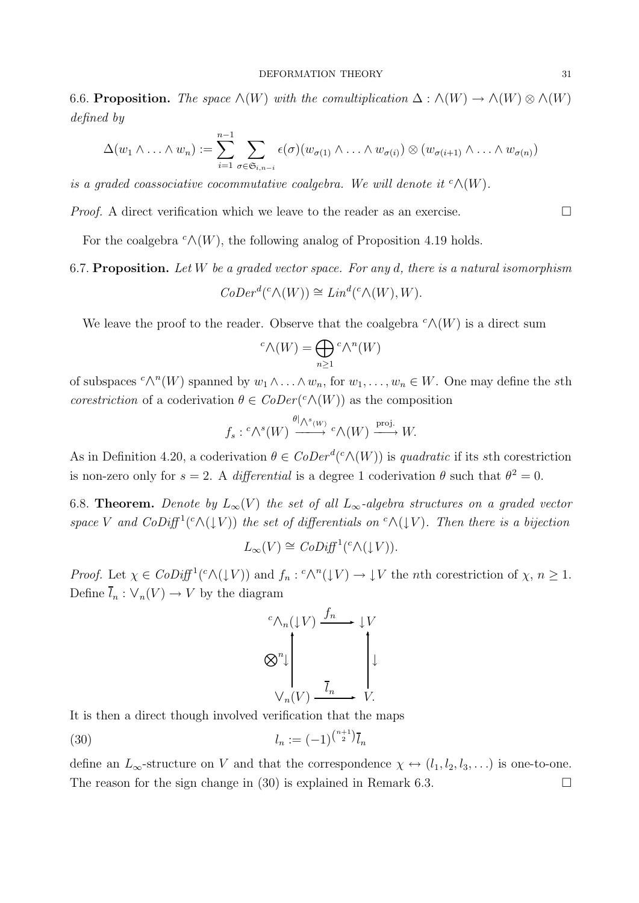6.6. **Proposition.** *The space $\wedge(W)$ with the comultiplication $\Delta : \wedge(W) \to \wedge(W) \otimes \wedge(W)$ defined by*

$$\Delta(w_1 \wedge \ldots \wedge w_n) := \sum_{i=1}^{n-1} \sum_{\sigma \in \mathfrak{S}_{i,n-i}} \epsilon(\sigma)(w_{\sigma(1)} \wedge \ldots \wedge w_{\sigma(i)}) \otimes (w_{\sigma(i+1)} \wedge \ldots \wedge w_{\sigma(n)})$$

*is a graded coassociative cocommutative coalgebra. We will denote it ${}^c\wedge(W)$.*

*Proof.* A direct verification which we leave to the reader as an exercise. $\square$

For the coalgebra ${}^c\wedge(W)$, the following analog of Proposition 4.19 holds.

6.7. **Proposition.** *Let $W$ be a graded vector space. For any $d$, there is a natural isomorphism*

$$CoDer^d({}^c\wedge(W)) \cong Lin^d({}^c\wedge(W), W).$$

We leave the proof to the reader. Observe that the coalgebra ${}^c\wedge(W)$ is a direct sum

$${}^c\wedge(W) = \bigoplus_{n \geq 1} {}^c\wedge^n(W)$$

of subspaces ${}^c\wedge^n(W)$ spanned by $w_1 \wedge \ldots \wedge w_n$, for $w_1, \ldots, w_n \in W$. One may define the $s$th *corestriction* of a coderivation $\theta \in CoDer({}^c\wedge(W))$ as the composition

$$f_s : {}^c\wedge^s(W) \xrightarrow{\theta|\wedge^s(W)} {}^c\wedge(W) \xrightarrow{\text{proj.}} W.$$

As in Definition 4.20, a coderivation $\theta \in CoDer^d({}^c\wedge(W))$ is *quadratic* if its $s$th corestriction is non-zero only for $s = 2$. A *differential* is a degree 1 coderivation $\theta$ such that $\theta^2 = 0$.

6.8. **Theorem.** *Denote by $L_\infty(V)$ the set of all $L_\infty$-algebra structures on a graded vector space $V$ and $CoDiff^1({}^c\wedge(\downarrow V))$ the set of differentials on ${}^c\wedge(\downarrow V)$. Then there is a bijection*

$$L_\infty(V) \cong CoDiff^1({}^c\wedge(\downarrow V)).$$

*Proof.* Let $\chi \in CoDiff^1({}^c\wedge(\downarrow V))$ and $f_n : {}^c\wedge^n(\downarrow V) \to \downarrow V$ the $n$th corestriction of $\chi$, $n \geq 1$. Define $\overline{l}_n : \vee_n(V) \to V$ by the diagram

$$\begin{array}{ccc} {}^c\wedge_n(\downarrow V) & \xrightarrow{f_n} & \downarrow V \\ \uparrow {\scriptstyle \otimes^n \downarrow} & & \uparrow {\scriptstyle \downarrow} \\ \vee_n(V) & \xrightarrow{\overline{l}_n} & V. \end{array}$$

It is then a direct though involved verification that the maps

$$l_n := (-1)^{\binom{n+1}{2}} \overline{l}_n \tag{30}$$

define an $L_\infty$-structure on $V$ and that the correspondence $\chi \leftrightarrow (l_1, l_2, l_3, \ldots)$ is one-to-one. The reason for the sign change in (30) is explained in Remark 6.3. $\square$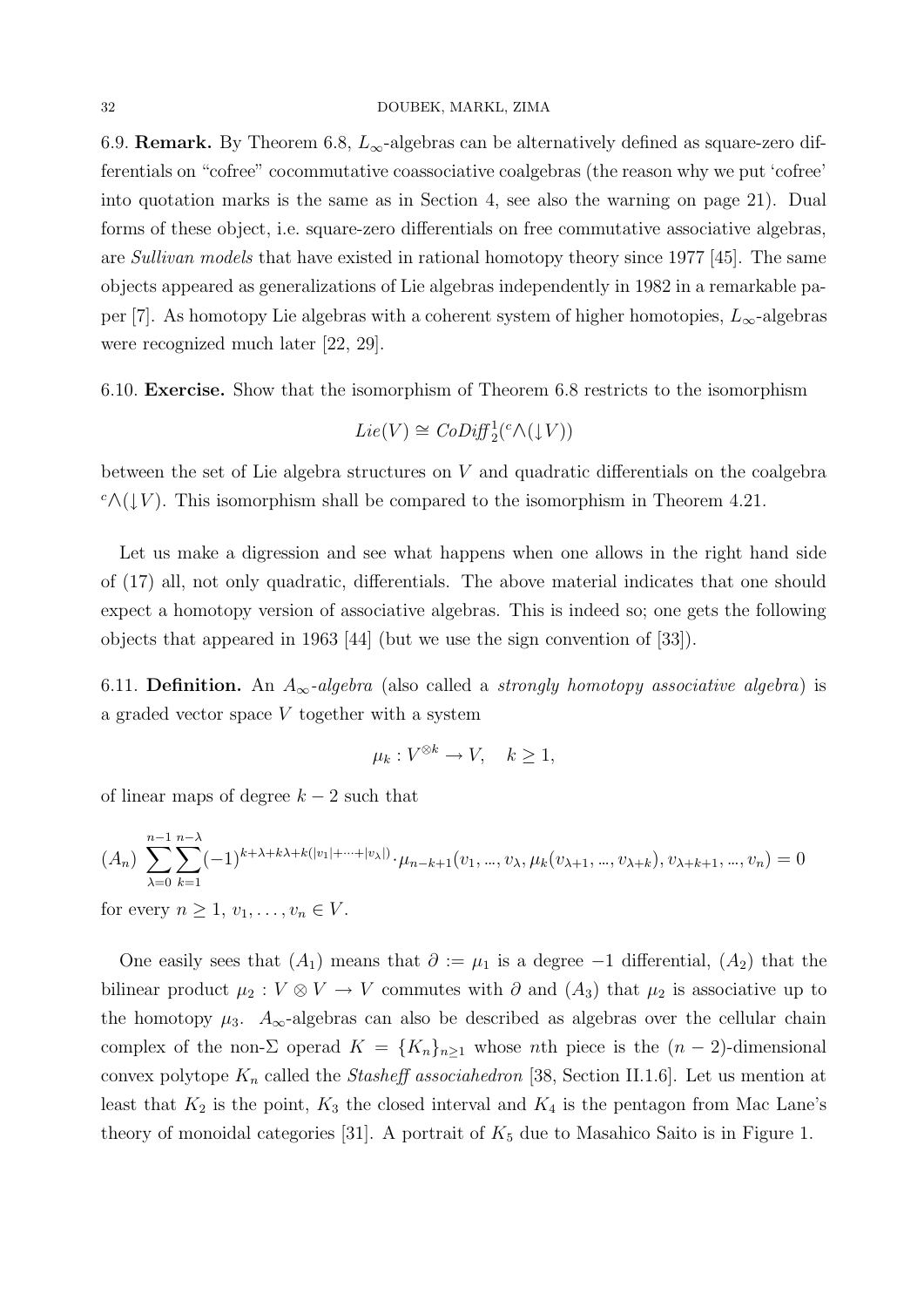**6.9. Remark.** By Theorem 6.8, $L_\infty$-algebras can be alternatively defined as square-zero differentials on "cofree" cocommutative coassociative coalgebras (the reason why we put 'cofree' into quotation marks is the same as in Section 4, see also the warning on page 21). Dual forms of these object, i.e. square-zero differentials on free commutative associative algebras, are *Sullivan models* that have existed in rational homotopy theory since 1977 [45]. The same objects appeared as generalizations of Lie algebras independently in 1982 in a remarkable paper [7]. As homotopy Lie algebras with a coherent system of higher homotopies, $L_\infty$-algebras were recognized much later [22, 29].

**6.10. Exercise.** Show that the isomorphism of Theorem 6.8 restricts to the isomorphism

$$Lie(V) \cong CoDiff^1_2({}^c\!\wedge(\downarrow V))$$

between the set of Lie algebra structures on $V$ and quadratic differentials on the coalgebra ${}^c\!\wedge(\downarrow V)$. This isomorphism shall be compared to the isomorphism in Theorem 4.21.

Let us make a digression and see what happens when one allows in the right hand side of (17) all, not only quadratic, differentials. The above material indicates that one should expect a homotopy version of associative algebras. This is indeed so; one gets the following objects that appeared in 1963 [44] (but we use the sign convention of [33]).

**6.11. Definition.** An *$A_\infty$-algebra* (also called a *strongly homotopy associative algebra*) is a graded vector space $V$ together with a system

$$\mu_k : V^{\otimes k} \to V, \quad k \geq 1,$$

of linear maps of degree $k-2$ such that

$$(A_n)\ \sum_{\lambda=0}^{n-1}\sum_{k=1}^{n-\lambda}(-1)^{k+\lambda+k\lambda+k(|v_1|+\cdots+|v_\lambda|)}\cdot\mu_{n-k+1}(v_1,\ldots,v_\lambda,\mu_k(v_{\lambda+1},\ldots,v_{\lambda+k}),v_{\lambda+k+1},\ldots,v_n) = 0$$

for every $n \geq 1$, $v_1,\ldots,v_n \in V$.

One easily sees that $(A_1)$ means that $\partial := \mu_1$ is a degree $-1$ differential, $(A_2)$ that the bilinear product $\mu_2 : V\otimes V \to V$ commutes with $\partial$ and $(A_3)$ that $\mu_2$ is associative up to the homotopy $\mu_3$. $A_\infty$-algebras can also be described as algebras over the cellular chain complex of the non-$\Sigma$ operad $K = \{K_n\}_{n\geq 1}$ whose $n$th piece is the $(n-2)$-dimensional convex polytope $K_n$ called the *Stasheff associahedron* [38, Section II.1.6]. Let us mention at least that $K_2$ is the point, $K_3$ the closed interval and $K_4$ is the pentagon from Mac Lane's theory of monoidal categories [31]. A portrait of $K_5$ due to Masahico Saito is in Figure 1.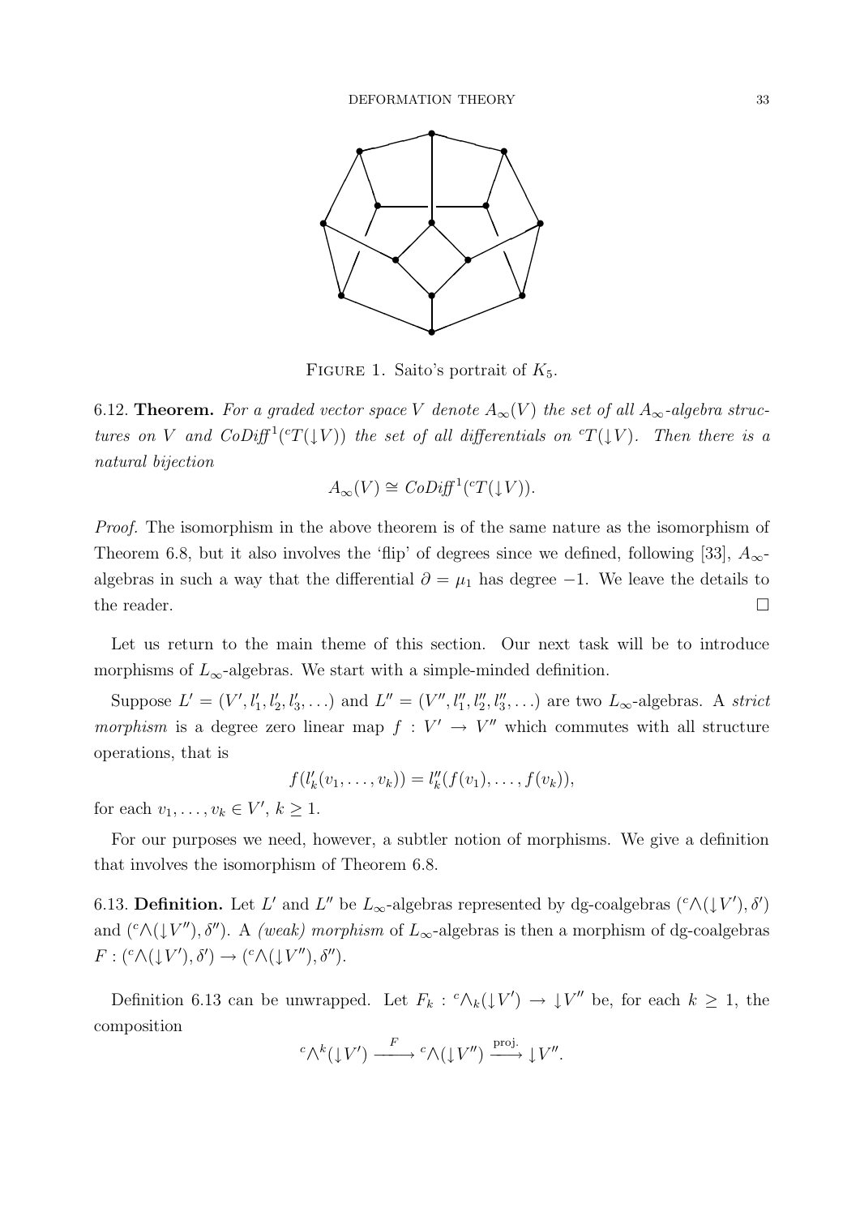FIGURE 1. Saito's portrait of $K_5$.

6.12. **Theorem.** *For a graded vector space $V$ denote $A_\infty(V)$ the set of all $A_\infty$-algebra structures on $V$ and $CoDiff^1({}^cT(\downarrow V))$ the set of all differentials on ${}^cT(\downarrow V)$. Then there is a natural bijection*

$$A_\infty(V) \cong CoDiff^1({}^cT(\downarrow V)).$$

*Proof.* The isomorphism in the above theorem is of the same nature as the isomorphism of Theorem 6.8, but it also involves the 'flip' of degrees since we defined, following [33], $A_\infty$-algebras in such a way that the differential $\partial = \mu_1$ has degree $-1$. We leave the details to the reader. □

Let us return to the main theme of this section. Our next task will be to introduce morphisms of $L_\infty$-algebras. We start with a simple-minded definition.

Suppose $L' = (V', l'_1, l'_2, l'_3, \ldots)$ and $L'' = (V'', l''_1, l''_2, l''_3, \ldots)$ are two $L_\infty$-algebras. A *strict morphism* is a degree zero linear map $f : V' \to V''$ which commutes with all structure operations, that is

$$f(l'_k(v_1, \ldots, v_k)) = l''_k(f(v_1), \ldots, f(v_k)),$$

for each $v_1, \ldots, v_k \in V'$, $k \geq 1$.

For our purposes we need, however, a subtler notion of morphisms. We give a definition that involves the isomorphism of Theorem 6.8.

6.13. **Definition.** Let $L'$ and $L''$ be $L_\infty$-algebras represented by dg-coalgebras $({}^c\wedge(\downarrow V'), \delta')$ and $({}^c\wedge(\downarrow V''), \delta'')$. A *(weak) morphism* of $L_\infty$-algebras is then a morphism of dg-coalgebras $F : ({}^c\wedge(\downarrow V'), \delta') \to ({}^c\wedge(\downarrow V''), \delta'')$.

Definition 6.13 can be unwrapped. Let $F_k : {}^c\wedge_k(\downarrow V') \to \downarrow V''$ be, for each $k \geq 1$, the composition

$${}^c\wedge^k(\downarrow V') \xrightarrow{\;F\;} {}^c\wedge(\downarrow V'') \xrightarrow{\text{proj.}} \downarrow V''.$$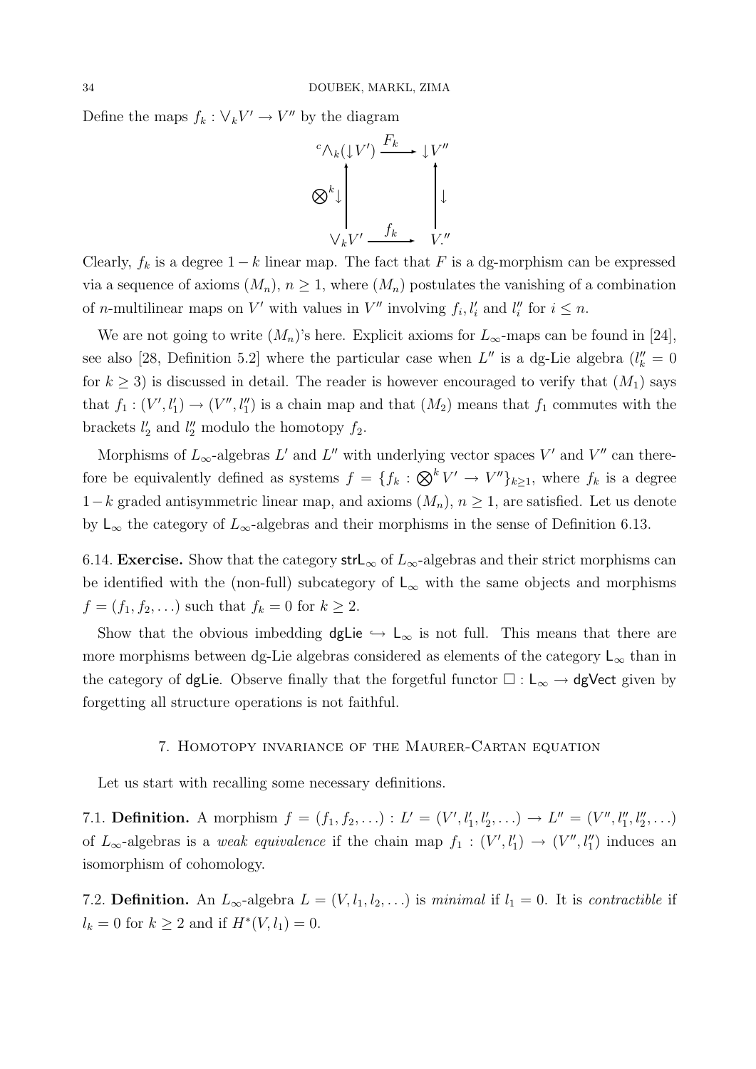Define the maps $f_k : \vee_k V' \to V''$ by the diagram

$$
\begin{array}{ccc}
{}^c\wedge_k(\downarrow V') & \xrightarrow{F_k} & \downarrow V'' \\
\Big\uparrow {\scriptstyle \bigotimes^k \downarrow} & & \Big\uparrow {\scriptstyle \downarrow} \\
\vee_k V' & \xrightarrow{f_k} & V''.
\end{array}
$$

Clearly, $f_k$ is a degree $1-k$ linear map. The fact that $F$ is a dg-morphism can be expressed via a sequence of axioms $(M_n)$, $n \geq 1$, where $(M_n)$ postulates the vanishing of a combination of $n$-multilinear maps on $V'$ with values in $V''$ involving $f_i, l'_i$ and $l''_i$ for $i \leq n$.

We are not going to write $(M_n)$'s here. Explicit axioms for $L_\infty$-maps can be found in [24], see also [28, Definition 5.2] where the particular case when $L''$ is a dg-Lie algebra ($l''_k = 0$ for $k \geq 3$) is discussed in detail. The reader is however encouraged to verify that $(M_1)$ says that $f_1 : (V', l'_1) \to (V'', l''_1)$ is a chain map and that $(M_2)$ means that $f_1$ commutes with the brackets $l'_2$ and $l''_2$ modulo the homotopy $f_2$.

Morphisms of $L_\infty$-algebras $L'$ and $L''$ with underlying vector spaces $V'$ and $V''$ can therefore be equivalently defined as systems $f = \{f_k : \bigotimes^k V' \to V''\}_{k\geq 1}$, where $f_k$ is a degree $1-k$ graded antisymmetric linear map, and axioms $(M_n)$, $n \geq 1$, are satisfied. Let us denote by $\mathsf{L}_\infty$ the category of $L_\infty$-algebras and their morphisms in the sense of Definition 6.13.

6.14. **Exercise.** Show that the category $\mathsf{strL}_\infty$ of $L_\infty$-algebras and their strict morphisms can be identified with the (non-full) subcategory of $\mathsf{L}_\infty$ with the same objects and morphisms $f = (f_1, f_2, \ldots)$ such that $f_k = 0$ for $k \geq 2$.

Show that the obvious imbedding $\mathsf{dgLie} \hookrightarrow \mathsf{L}_\infty$ is not full. This means that there are more morphisms between dg-Lie algebras considered as elements of the category $\mathsf{L}_\infty$ than in the category of $\mathsf{dgLie}$. Observe finally that the forgetful functor $\Box : \mathsf{L}_\infty \to \mathsf{dgVect}$ given by forgetting all structure operations is not faithful.

## 7. Homotopy invariance of the Maurer-Cartan equation

Let us start with recalling some necessary definitions.

7.1. **Definition.** A morphism $f = (f_1, f_2, \ldots) : L' = (V', l'_1, l'_2, \ldots) \to L'' = (V'', l''_1, l''_2, \ldots)$ of $L_\infty$-algebras is a *weak equivalence* if the chain map $f_1 : (V', l'_1) \to (V'', l''_1)$ induces an isomorphism of cohomology.

7.2. **Definition.** An $L_\infty$-algebra $L = (V, l_1, l_2, \ldots)$ is *minimal* if $l_1 = 0$. It is *contractible* if $l_k = 0$ for $k \geq 2$ and if $H^*(V, l_1) = 0$.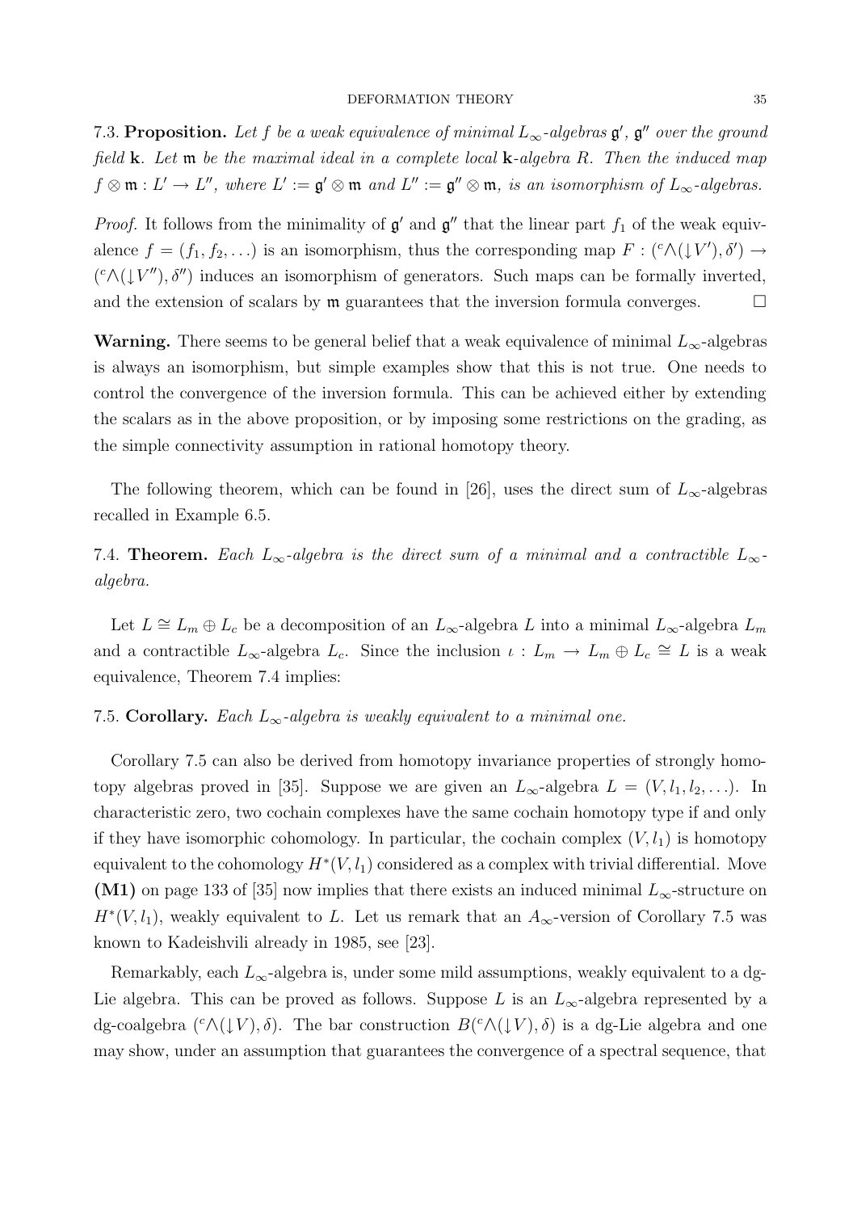7.3. **Proposition.** *Let $f$ be a weak equivalence of minimal $L_\infty$-algebras $\mathfrak{g}'$, $\mathfrak{g}''$ over the ground field $\mathbf{k}$. Let $\mathfrak{m}$ be the maximal ideal in a complete local $\mathbf{k}$-algebra $R$. Then the induced map $f \otimes \mathfrak{m} : L' \to L''$, where $L' := \mathfrak{g}' \otimes \mathfrak{m}$ and $L'' := \mathfrak{g}'' \otimes \mathfrak{m}$, is an isomorphism of $L_\infty$-algebras.*

*Proof.* It follows from the minimality of $\mathfrak{g}'$ and $\mathfrak{g}''$ that the linear part $f_1$ of the weak equivalence $f = (f_1, f_2, \ldots)$ is an isomorphism, thus the corresponding map $F : ({}^c\!\bigwedge(\downarrow V'), \delta') \to ({}^c\!\bigwedge(\downarrow V''), \delta'')$ induces an isomorphism of generators. Such maps can be formally inverted, and the extension of scalars by $\mathfrak{m}$ guarantees that the inversion formula converges. □

**Warning.** There seems to be general belief that a weak equivalence of minimal $L_\infty$-algebras is always an isomorphism, but simple examples show that this is not true. One needs to control the convergence of the inversion formula. This can be achieved either by extending the scalars as in the above proposition, or by imposing some restrictions on the grading, as the simple connectivity assumption in rational homotopy theory.

The following theorem, which can be found in [26], uses the direct sum of $L_\infty$-algebras recalled in Example 6.5.

7.4. **Theorem.** *Each $L_\infty$-algebra is the direct sum of a minimal and a contractible $L_\infty$-algebra.*

Let $L \cong L_m \oplus L_c$ be a decomposition of an $L_\infty$-algebra $L$ into a minimal $L_\infty$-algebra $L_m$ and a contractible $L_\infty$-algebra $L_c$. Since the inclusion $\iota : L_m \to L_m \oplus L_c \cong L$ is a weak equivalence, Theorem 7.4 implies:

7.5. **Corollary.** *Each $L_\infty$-algebra is weakly equivalent to a minimal one.*

Corollary 7.5 can also be derived from homotopy invariance properties of strongly homotopy algebras proved in [35]. Suppose we are given an $L_\infty$-algebra $L = (V, l_1, l_2, \ldots)$. In characteristic zero, two cochain complexes have the same cochain homotopy type if and only if they have isomorphic cohomology. In particular, the cochain complex $(V, l_1)$ is homotopy equivalent to the cohomology $H^*(V, l_1)$ considered as a complex with trivial differential. Move **(M1)** on page 133 of [35] now implies that there exists an induced minimal $L_\infty$-structure on $H^*(V, l_1)$, weakly equivalent to $L$. Let us remark that an $A_\infty$-version of Corollary 7.5 was known to Kadeishvili already in 1985, see [23].

Remarkably, each $L_\infty$-algebra is, under some mild assumptions, weakly equivalent to a dg-Lie algebra. This can be proved as follows. Suppose $L$ is an $L_\infty$-algebra represented by a dg-coalgebra $({}^c\!\bigwedge(\downarrow V), \delta)$. The bar construction $B({}^c\!\bigwedge(\downarrow V), \delta)$ is a dg-Lie algebra and one may show, under an assumption that guarantees the convergence of a spectral sequence, that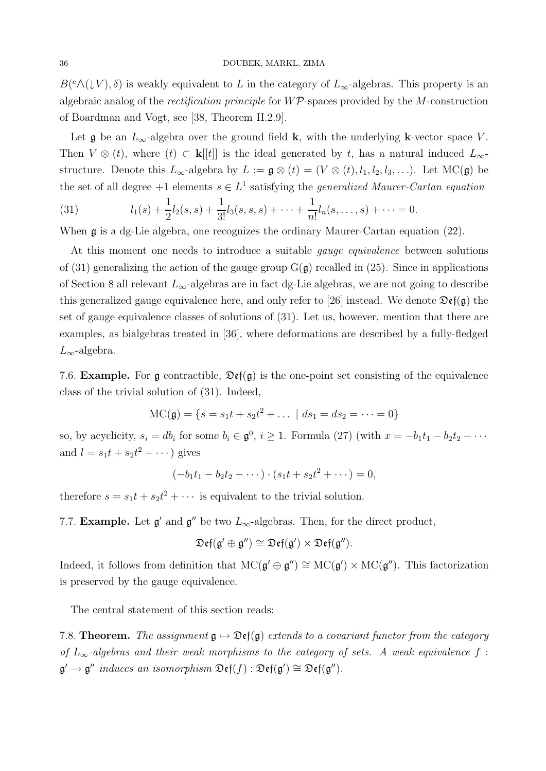$B({}^c\wedge(\downarrow V), \delta)$ is weakly equivalent to $L$ in the category of $L_\infty$-algebras. This property is an algebraic analog of the *rectification principle* for $W\mathcal{P}$-spaces provided by the $M$-construction of Boardman and Vogt, see [38, Theorem II.2.9].

Let $\mathfrak{g}$ be an $L_\infty$-algebra over the ground field $\mathbf{k}$, with the underlying $\mathbf{k}$-vector space $V$. Then $V \otimes (t)$, where $(t) \subset \mathbf{k}[[t]]$ is the ideal generated by $t$, has a natural induced $L_\infty$-structure. Denote this $L_\infty$-algebra by $L := \mathfrak{g} \otimes (t) = (V \otimes (t), l_1, l_2, l_3, \ldots)$. Let $\mathrm{MC}(\mathfrak{g})$ be the set of all degree $+1$ elements $s \in L^1$ satisfying the *generalized Maurer-Cartan equation*

$$
l_1(s) + \frac{1}{2} l_2(s,s) + \frac{1}{3!} l_3(s,s,s) + \cdots + \frac{1}{n!} l_n(s,\ldots,s) + \cdots = 0. \tag{31}
$$

When $\mathfrak{g}$ is a dg-Lie algebra, one recognizes the ordinary Maurer-Cartan equation (22).

At this moment one needs to introduce a suitable *gauge equivalence* between solutions of (31) generalizing the action of the gauge group $\mathrm{G}(\mathfrak{g})$ recalled in (25). Since in applications of Section 8 all relevant $L_\infty$-algebras are in fact dg-Lie algebras, we are not going to describe this generalized gauge equivalence here, and only refer to [26] instead. We denote $\mathfrak{Def}(\mathfrak{g})$ the set of gauge equivalence classes of solutions of (31). Let us, however, mention that there are examples, as bialgebras treated in [36], where deformations are described by a fully-fledged $L_\infty$-algebra.

7.6. **Example.** For $\mathfrak{g}$ contractible, $\mathfrak{Def}(\mathfrak{g})$ is the one-point set consisting of the equivalence class of the trivial solution of (31). Indeed,

$$
\mathrm{MC}(\mathfrak{g}) = \{ s = s_1 t + s_2 t^2 + \ldots \mid ds_1 = ds_2 = \cdots = 0 \}
$$

so, by acyclicity, $s_i = db_i$ for some $b_i \in \mathfrak{g}^0$, $i \geq 1$. Formula (27) (with $x = -b_1 t_1 - b_2 t_2 - \cdots$ and $l = s_1 t + s_2 t^2 + \cdots$) gives

$$
(-b_1 t_1 - b_2 t_2 - \cdots) \cdot (s_1 t + s_2 t^2 + \cdots) = 0,
$$

therefore $s = s_1 t + s_2 t^2 + \cdots$ is equivalent to the trivial solution.

7.7. **Example.** Let $\mathfrak{g}'$ and $\mathfrak{g}''$ be two $L_\infty$-algebras. Then, for the direct product,

$$
\mathfrak{Def}(\mathfrak{g}' \oplus \mathfrak{g}'') \cong \mathfrak{Def}(\mathfrak{g}') \times \mathfrak{Def}(\mathfrak{g}'').
$$

Indeed, it follows from definition that $\mathrm{MC}(\mathfrak{g}' \oplus \mathfrak{g}'') \cong \mathrm{MC}(\mathfrak{g}') \times \mathrm{MC}(\mathfrak{g}'')$. This factorization is preserved by the gauge equivalence.

The central statement of this section reads:

7.8. **Theorem.** *The assignment $\mathfrak{g} \mapsto \mathfrak{Def}(\mathfrak{g})$ extends to a covariant functor from the category of $L_\infty$-algebras and their weak morphisms to the category of sets. A weak equivalence $f : \mathfrak{g}' \to \mathfrak{g}''$ induces an isomorphism $\mathfrak{Def}(f) : \mathfrak{Def}(\mathfrak{g}') \cong \mathfrak{Def}(\mathfrak{g}'')$.*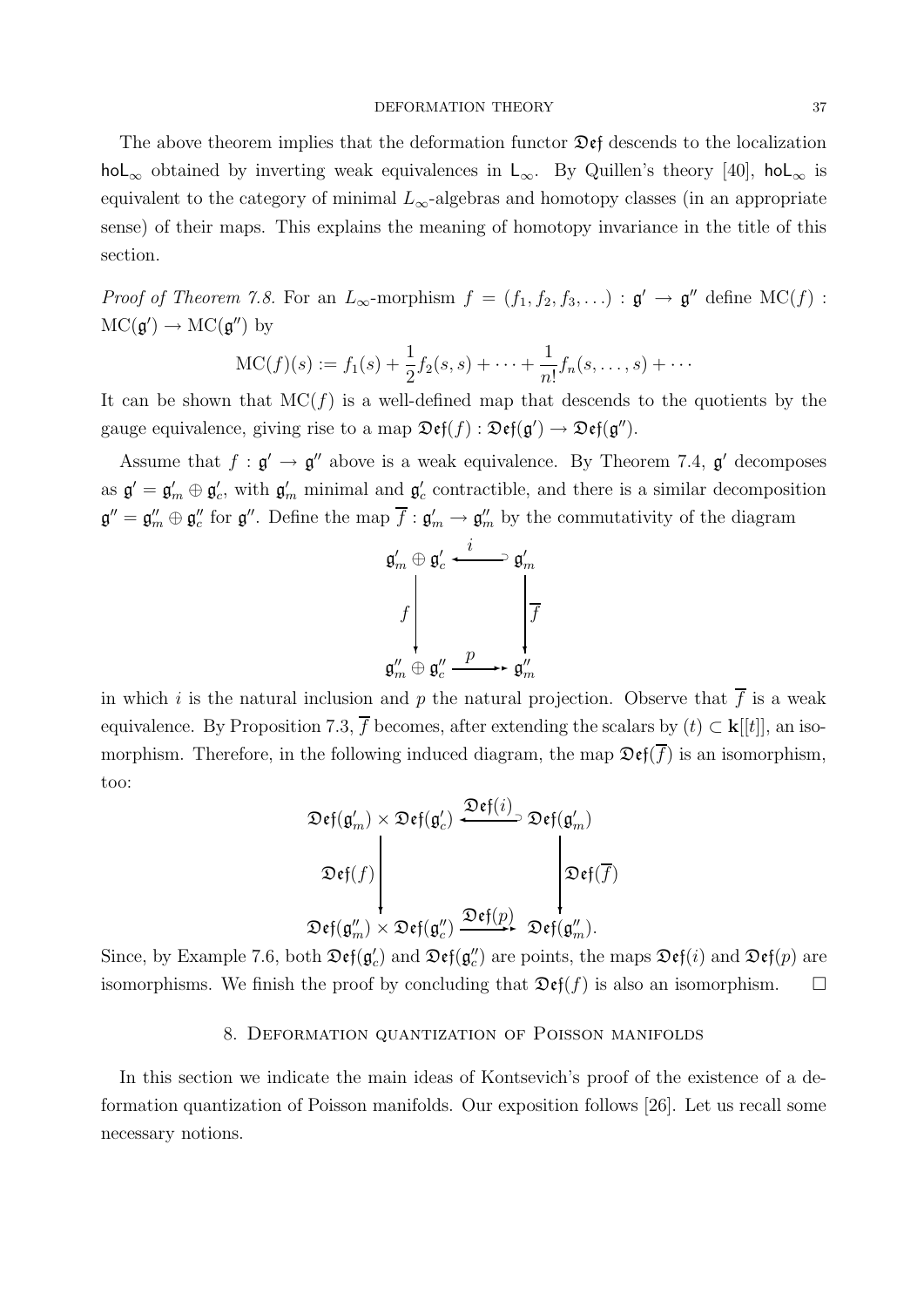The above theorem implies that the deformation functor $\mathfrak{Def}$ descends to the localization $\mathsf{hoL}_\infty$ obtained by inverting weak equivalences in $\mathsf{L}_\infty$. By Quillen's theory [40], $\mathsf{hoL}_\infty$ is equivalent to the category of minimal $L_\infty$-algebras and homotopy classes (in an appropriate sense) of their maps. This explains the meaning of homotopy invariance in the title of this section.

*Proof of Theorem 7.8.* For an $L_\infty$-morphism $f = (f_1, f_2, f_3, \ldots) : \mathfrak{g}' \to \mathfrak{g}''$ define $\mathrm{MC}(f) : \mathrm{MC}(\mathfrak{g}') \to \mathrm{MC}(\mathfrak{g}'')$ by

$$\mathrm{MC}(f)(s) := f_1(s) + \frac{1}{2} f_2(s, s) + \cdots + \frac{1}{n!} f_n(s, \ldots, s) + \cdots$$

It can be shown that $\mathrm{MC}(f)$ is a well-defined map that descends to the quotients by the gauge equivalence, giving rise to a map $\mathfrak{Def}(f) : \mathfrak{Def}(\mathfrak{g}') \to \mathfrak{Def}(\mathfrak{g}'')$.

Assume that $f : \mathfrak{g}' \to \mathfrak{g}''$ above is a weak equivalence. By Theorem 7.4, $\mathfrak{g}'$ decomposes as $\mathfrak{g}' = \mathfrak{g}'_m \oplus \mathfrak{g}'_c$, with $\mathfrak{g}'_m$ minimal and $\mathfrak{g}'_c$ contractible, and there is a similar decomposition $\mathfrak{g}'' = \mathfrak{g}''_m \oplus \mathfrak{g}''_c$ for $\mathfrak{g}''$. Define the map $\overline{f} : \mathfrak{g}'_m \to \mathfrak{g}''_m$ by the commutativity of the diagram

$$\begin{array}{ccc}
\mathfrak{g}'_m \oplus \mathfrak{g}'_c & \xleftarrow{\ \ i\ \ } & \mathfrak{g}'_m \\
{\scriptstyle f}\downarrow & & \downarrow{\scriptstyle \overline{f}} \\
\mathfrak{g}''_m \oplus \mathfrak{g}''_c & \xrightarrow{\ \ p\ \ } & \mathfrak{g}''_m
\end{array}$$

in which $i$ is the natural inclusion and $p$ the natural projection. Observe that $\overline{f}$ is a weak equivalence. By Proposition 7.3, $\overline{f}$ becomes, after extending the scalars by $(t) \subset \mathbf{k}[[t]]$, an isomorphism. Therefore, in the following induced diagram, the map $\mathfrak{Def}(\overline{f})$ is an isomorphism, too:

$$\begin{array}{ccc}
\mathfrak{Def}(\mathfrak{g}'_m) \times \mathfrak{Def}(\mathfrak{g}'_c) & \xleftarrow{\ \mathfrak{Def}(i)\ } & \mathfrak{Def}(\mathfrak{g}'_m) \\
{\scriptstyle \mathfrak{Def}(f)}\downarrow & & \downarrow{\scriptstyle \mathfrak{Def}(\overline{f})} \\
\mathfrak{Def}(\mathfrak{g}''_m) \times \mathfrak{Def}(\mathfrak{g}''_c) & \xrightarrow{\ \mathfrak{Def}(p)\ } & \mathfrak{Def}(\mathfrak{g}''_m).
\end{array}$$

Since, by Example 7.6, both $\mathfrak{Def}(\mathfrak{g}'_c)$ and $\mathfrak{Def}(\mathfrak{g}''_c)$ are points, the maps $\mathfrak{Def}(i)$ and $\mathfrak{Def}(p)$ are isomorphisms. We finish the proof by concluding that $\mathfrak{Def}(f)$ is also an isomorphism. $\square$

## 8. Deformation quantization of Poisson manifolds

In this section we indicate the main ideas of Kontsevich's proof of the existence of a deformation quantization of Poisson manifolds. Our exposition follows [26]. Let us recall some necessary notions.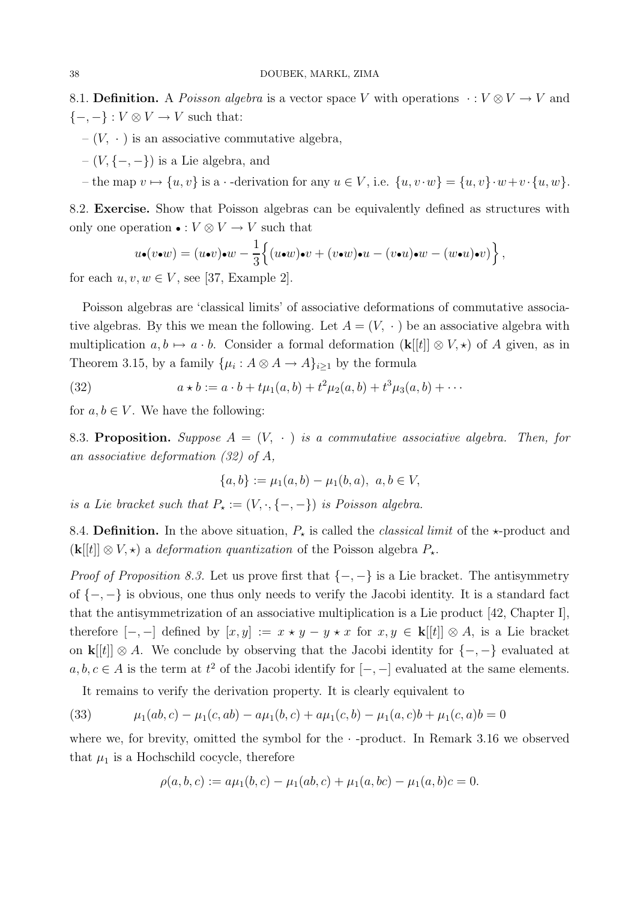**8.1. Definition.** A *Poisson algebra* is a vector space $V$ with operations $\cdot : V \otimes V \to V$ and $\{-,-\} : V \otimes V \to V$ such that:

– $(V, \cdot)$ is an associative commutative algebra,

– $(V, \{-,-\})$ is a Lie algebra, and

– the map $v \mapsto \{u, v\}$ is a $\cdot$-derivation for any $u \in V$, i.e. $\{u, v\cdot w\} = \{u, v\}\cdot w + v\cdot\{u, w\}$.

**8.2. Exercise.** Show that Poisson algebras can be equivalently defined as structures with only one operation $\bullet : V \otimes V \to V$ such that

$$u\bullet(v\bullet w) = (u\bullet v)\bullet w - \frac{1}{3}\Big\{(u\bullet w)\bullet v + (v\bullet w)\bullet u - (v\bullet u)\bullet w - (w\bullet u)\bullet v)\Big\},$$

for each $u, v, w \in V$, see [37, Example 2].

Poisson algebras are 'classical limits' of associative deformations of commutative associative algebras. By this we mean the following. Let $A = (V, \cdot)$ be an associative algebra with multiplication $a, b \mapsto a \cdot b$. Consider a formal deformation $(\mathbf{k}[[t]] \otimes V, \star)$ of $A$ given, as in Theorem 3.15, by a family $\{\mu_i : A \otimes A \to A\}_{i \geq 1}$ by the formula

$$a \star b := a \cdot b + t\mu_1(a, b) + t^2\mu_2(a, b) + t^3\mu_3(a, b) + \cdots \tag{32}$$

for $a, b \in V$. We have the following:

**8.3. Proposition.** *Suppose $A = (V, \cdot)$ is a commutative associative algebra. Then, for an associative deformation (32) of $A$,*

$$\{a, b\} := \mu_1(a, b) - \mu_1(b, a), \ a, b \in V,$$

*is a Lie bracket such that $P_\star := (V, \cdot, \{-,-\})$ is Poisson algebra.*

**8.4. Definition.** In the above situation, $P_\star$ is called the *classical limit* of the $\star$-product and $(\mathbf{k}[[t]] \otimes V, \star)$ a *deformation quantization* of the Poisson algebra $P_\star$.

*Proof of Proposition 8.3.* Let us prove first that $\{-,-\}$ is a Lie bracket. The antisymmetry of $\{-,-\}$ is obvious, one thus only needs to verify the Jacobi identity. It is a standard fact that the antisymmetrization of an associative multiplication is a Lie product [42, Chapter I], therefore $[-,-]$ defined by $[x, y] := x \star y - y \star x$ for $x, y \in \mathbf{k}[[t]] \otimes A$, is a Lie bracket on $\mathbf{k}[[t]] \otimes A$. We conclude by observing that the Jacobi identity for $\{-,-\}$ evaluated at $a, b, c \in A$ is the term at $t^2$ of the Jacobi identify for $[-,-]$ evaluated at the same elements.

It remains to verify the derivation property. It is clearly equivalent to

$$\mu_1(ab, c) - \mu_1(c, ab) - a\mu_1(b, c) + a\mu_1(c, b) - \mu_1(a, c)b + \mu_1(c, a)b = 0 \tag{33}$$

where we, for brevity, omitted the symbol for the $\cdot$-product. In Remark 3.16 we observed that $\mu_1$ is a Hochschild cocycle, therefore

$$\rho(a, b, c) := a\mu_1(b, c) - \mu_1(ab, c) + \mu_1(a, bc) - \mu_1(a, b)c = 0.$$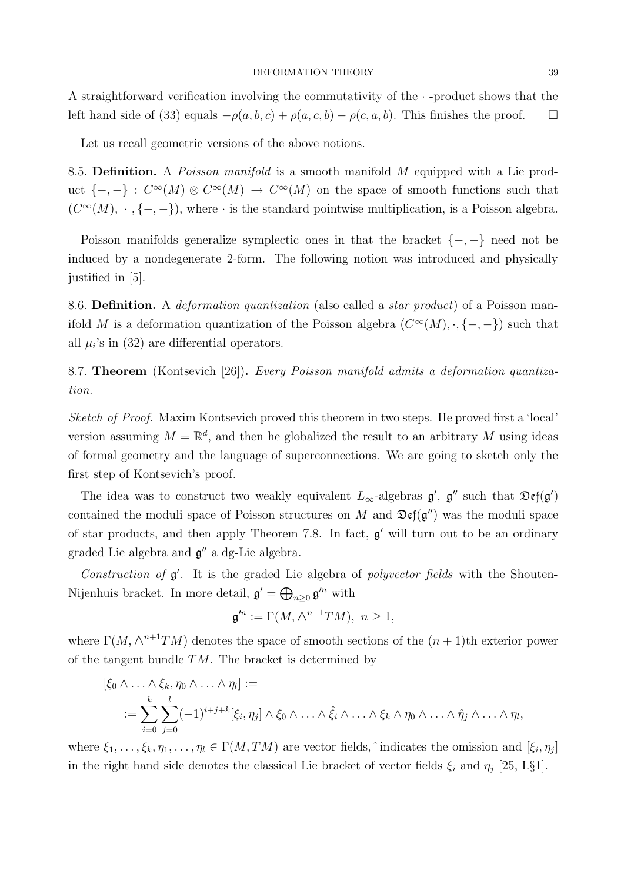A straightforward verification involving the commutativity of the $\cdot$ -product shows that the left hand side of (33) equals $-\rho(a,b,c)+\rho(a,c,b)-\rho(c,a,b)$. This finishes the proof. $\square$

Let us recall geometric versions of the above notions.

8.5. **Definition.** A *Poisson manifold* is a smooth manifold $M$ equipped with a Lie product $\{-,-\} : C^\infty(M) \otimes C^\infty(M) \to C^\infty(M)$ on the space of smooth functions such that $(C^\infty(M), \cdot, \{-,-\})$, where $\cdot$ is the standard pointwise multiplication, is a Poisson algebra.

Poisson manifolds generalize symplectic ones in that the bracket $\{-,-\}$ need not be induced by a nondegenerate 2-form. The following notion was introduced and physically justified in [5].

8.6. **Definition.** A *deformation quantization* (also called a *star product*) of a Poisson manifold $M$ is a deformation quantization of the Poisson algebra $(C^\infty(M), \cdot, \{-,-\})$ such that all $\mu_i$'s in (32) are differential operators.

8.7. **Theorem** (Kontsevich [26])**.** *Every Poisson manifold admits a deformation quantization.*

*Sketch of Proof.* Maxim Kontsevich proved this theorem in two steps. He proved first a 'local' version assuming $M = \mathbb{R}^d$, and then he globalized the result to an arbitrary $M$ using ideas of formal geometry and the language of superconnections. We are going to sketch only the first step of Kontsevich's proof.

The idea was to construct two weakly equivalent $L_\infty$-algebras $\mathfrak{g}'$, $\mathfrak{g}''$ such that $\mathfrak{Def}(\mathfrak{g}')$ contained the moduli space of Poisson structures on $M$ and $\mathfrak{Def}(\mathfrak{g}'')$ was the moduli space of star products, and then apply Theorem 7.8. In fact, $\mathfrak{g}'$ will turn out to be an ordinary graded Lie algebra and $\mathfrak{g}''$ a dg-Lie algebra.

– *Construction of* $\mathfrak{g}'$. It is the graded Lie algebra of *polyvector fields* with the Shouten-Nijenhuis bracket. In more detail, $\mathfrak{g}' = \bigoplus_{n \geq 0} \mathfrak{g}'^n$ with

$$\mathfrak{g}'^n := \Gamma(M, \wedge^{n+1} TM),\ n \geq 1,$$

where $\Gamma(M, \wedge^{n+1} TM)$ denotes the space of smooth sections of the $(n+1)$th exterior power of the tangent bundle $TM$. The bracket is determined by

$$[\xi_0 \wedge \ldots \wedge \xi_k, \eta_0 \wedge \ldots \wedge \eta_l] :=$$
$$:= \sum_{i=0}^{k} \sum_{j=0}^{l} (-1)^{i+j+k} [\xi_i, \eta_j] \wedge \xi_0 \wedge \ldots \wedge \hat{\xi}_i \wedge \ldots \wedge \xi_k \wedge \eta_0 \wedge \ldots \wedge \hat{\eta}_j \wedge \ldots \wedge \eta_l,$$

where $\xi_1, \ldots, \xi_k, \eta_1, \ldots, \eta_l \in \Gamma(M, TM)$ are vector fields, $\hat{}$ indicates the omission and $[\xi_i, \eta_j]$ in the right hand side denotes the classical Lie bracket of vector fields $\xi_i$ and $\eta_j$ [25, I.§1].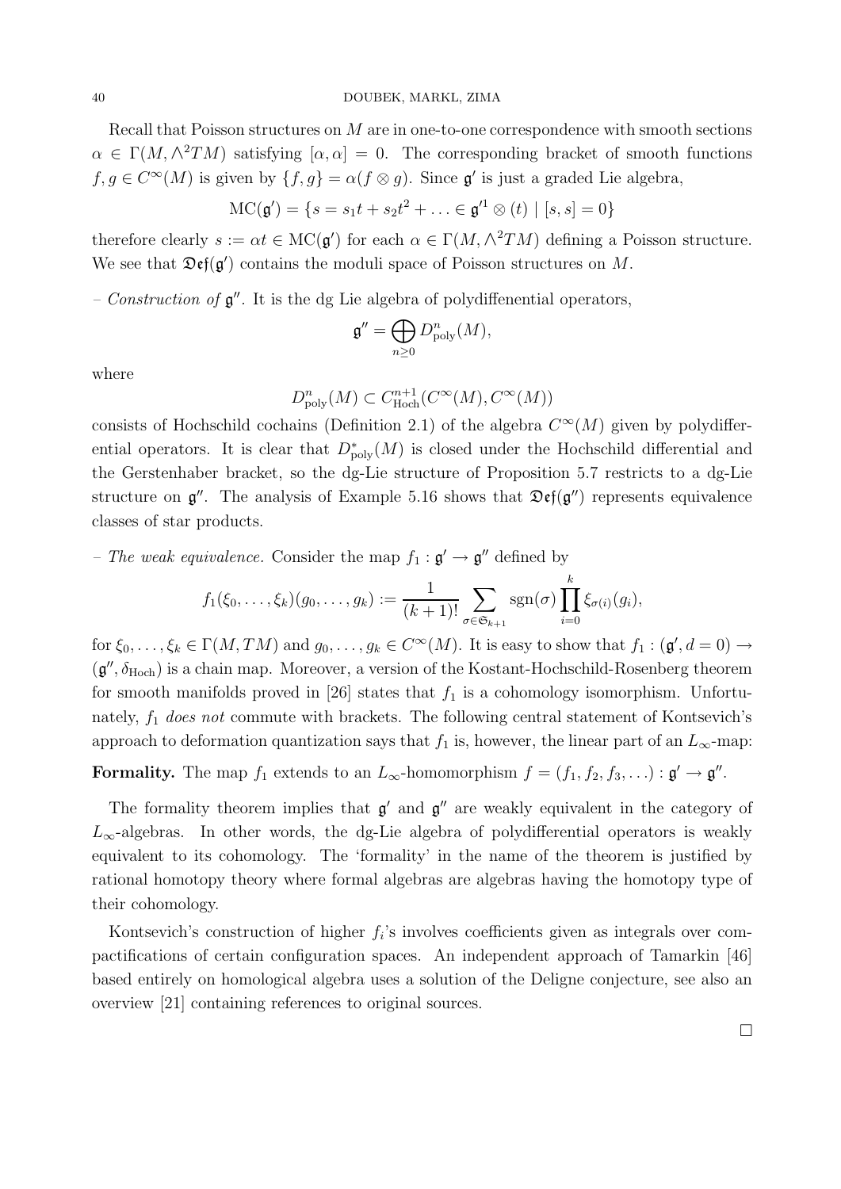Recall that Poisson structures on $M$ are in one-to-one correspondence with smooth sections $\alpha \in \Gamma(M, \wedge^2 TM)$ satisfying $[\alpha, \alpha] = 0$. The corresponding bracket of smooth functions $f, g \in C^\infty(M)$ is given by $\{f, g\} = \alpha(f \otimes g)$. Since $\mathfrak{g}'$ is just a graded Lie algebra,

$$\mathrm{MC}(\mathfrak{g}') = \{s = s_1 t + s_2 t^2 + \ldots \in \mathfrak{g}'^1 \otimes (t) \mid [s, s] = 0\}$$

therefore clearly $s := \alpha t \in \mathrm{MC}(\mathfrak{g}')$ for each $\alpha \in \Gamma(M, \wedge^2 TM)$ defining a Poisson structure. We see that $\mathfrak{Def}(\mathfrak{g}')$ contains the moduli space of Poisson structures on $M$.

– *Construction of* $\mathfrak{g}''$. It is the dg Lie algebra of polydiffenential operators,

$$\mathfrak{g}'' = \bigoplus_{n \geq 0} D^n_{\mathrm{poly}}(M),$$

where

$$D^n_{\mathrm{poly}}(M) \subset C^{n+1}_{\mathrm{Hoch}}(C^\infty(M), C^\infty(M))$$

consists of Hochschild cochains (Definition 2.1) of the algebra $C^\infty(M)$ given by polydifferential operators. It is clear that $D^*_{\mathrm{poly}}(M)$ is closed under the Hochschild differential and the Gerstenhaber bracket, so the dg-Lie structure of Proposition 5.7 restricts to a dg-Lie structure on $\mathfrak{g}''$. The analysis of Example 5.16 shows that $\mathfrak{Def}(\mathfrak{g}'')$ represents equivalence classes of star products.

– *The weak equivalence*. Consider the map $f_1 : \mathfrak{g}' \to \mathfrak{g}''$ defined by

$$f_1(\xi_0, \ldots, \xi_k)(g_0, \ldots, g_k) := \frac{1}{(k+1)!} \sum_{\sigma \in \mathfrak{S}_{k+1}} \mathrm{sgn}(\sigma) \prod_{i=0}^{k} \xi_{\sigma(i)}(g_i),$$

for $\xi_0, \ldots, \xi_k \in \Gamma(M, TM)$ and $g_0, \ldots, g_k \in C^\infty(M)$. It is easy to show that $f_1 : (\mathfrak{g}', d = 0) \to (\mathfrak{g}'', \delta_{\mathrm{Hoch}})$ is a chain map. Moreover, a version of the Kostant-Hochschild-Rosenberg theorem for smooth manifolds proved in [26] states that $f_1$ is a cohomology isomorphism. Unfortunately, $f_1$ *does not* commute with brackets. The following central statement of Kontsevich's approach to deformation quantization says that $f_1$ is, however, the linear part of an $L_\infty$-map:

**Formality.** The map $f_1$ extends to an $L_\infty$-homomorphism $f = (f_1, f_2, f_3, \ldots) : \mathfrak{g}' \to \mathfrak{g}''$.

The formality theorem implies that $\mathfrak{g}'$ and $\mathfrak{g}''$ are weakly equivalent in the category of $L_\infty$-algebras. In other words, the dg-Lie algebra of polydifferential operators is weakly equivalent to its cohomology. The 'formality' in the name of the theorem is justified by rational homotopy theory where formal algebras are algebras having the homotopy type of their cohomology.

Kontsevich's construction of higher $f_i$'s involves coefficients given as integrals over compactifications of certain configuration spaces. An independent approach of Tamarkin [46] based entirely on homological algebra uses a solution of the Deligne conjecture, see also an overview [21] containing references to original sources.

□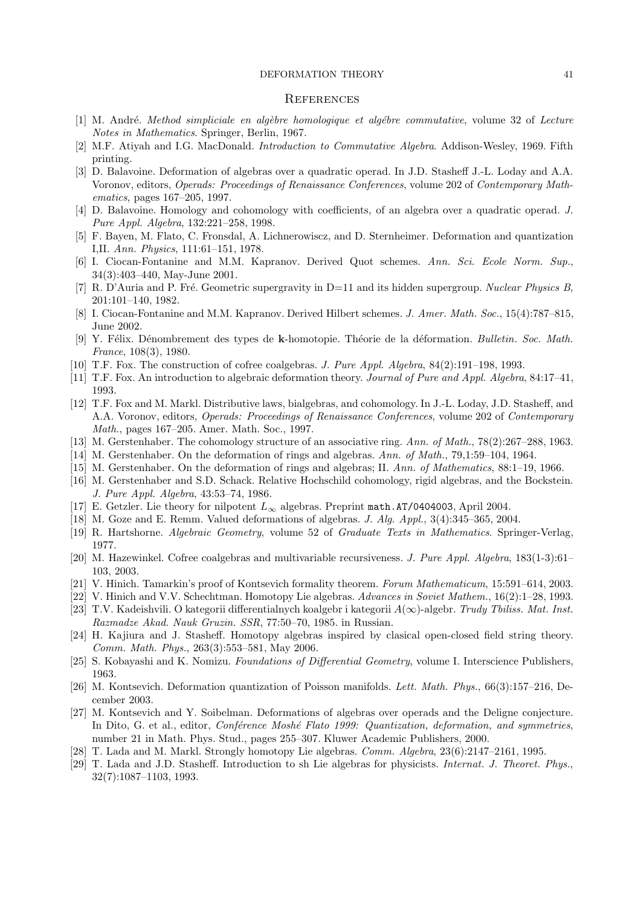## References

[1] M. André. *Method simpliciale en algèbre homologique et algébre commutative*, volume 32 of *Lecture Notes in Mathematics*. Springer, Berlin, 1967.

[2] M.F. Atiyah and I.G. MacDonald. *Introduction to Commutative Algebra*. Addison-Wesley, 1969. Fifth printing.

[3] D. Balavoine. Deformation of algebras over a quadratic operad. In J.D. Stasheff J.-L. Loday and A.A. Voronov, editors, *Operads: Proceedings of Renaissance Conferences*, volume 202 of *Contemporary Mathematics*, pages 167–205, 1997.

[4] D. Balavoine. Homology and cohomology with coefficients, of an algebra over a quadratic operad. *J. Pure Appl. Algebra*, 132:221–258, 1998.

[5] F. Bayen, M. Flato, C. Fronsdal, A. Lichnerowiscz, and D. Sternheimer. Deformation and quantization I,II. *Ann. Physics*, 111:61–151, 1978.

[6] I. Ciocan-Fontanine and M.M. Kapranov. Derived Quot schemes. *Ann. Sci. Ecole Norm. Sup.*, 34(3):403–440, May-June 2001.

[7] R. D'Auria and P. Fré. Geometric supergravity in D=11 and its hidden supergroup. *Nuclear Physics B*, 201:101–140, 1982.

[8] I. Ciocan-Fontanine and M.M. Kapranov. Derived Hilbert schemes. *J. Amer. Math. Soc.*, 15(4):787–815, June 2002.

[9] Y. Félix. Dénombrement des types de **k**-homotopie. Théorie de la déformation. *Bulletin. Soc. Math. France*, 108(3), 1980.

[10] T.F. Fox. The construction of cofree coalgebras. *J. Pure Appl. Algebra*, 84(2):191–198, 1993.

[11] T.F. Fox. An introduction to algebraic deformation theory. *Journal of Pure and Appl. Algebra*, 84:17–41, 1993.

[12] T.F. Fox and M. Markl. Distributive laws, bialgebras, and cohomology. In J.-L. Loday, J.D. Stasheff, and A.A. Voronov, editors, *Operads: Proceedings of Renaissance Conferences*, volume 202 of *Contemporary Math.*, pages 167–205. Amer. Math. Soc., 1997.

[13] M. Gerstenhaber. The cohomology structure of an associative ring. *Ann. of Math.*, 78(2):267–288, 1963.

[14] M. Gerstenhaber. On the deformation of rings and algebras. *Ann. of Math.*, 79,1:59–104, 1964.

[15] M. Gerstenhaber. On the deformation of rings and algebras; II. *Ann. of Mathematics*, 88:1–19, 1966.

[16] M. Gerstenhaber and S.D. Schack. Relative Hochschild cohomology, rigid algebras, and the Bockstein. *J. Pure Appl. Algebra*, 43:53–74, 1986.

[17] E. Getzler. Lie theory for nilpotent $L_\infty$ algebras. Preprint `math.AT/0404003`, April 2004.

[18] M. Goze and E. Remm. Valued deformations of algebras. *J. Alg. Appl.*, 3(4):345–365, 2004.

[19] R. Hartshorne. *Algebraic Geometry*, volume 52 of *Graduate Texts in Mathematics*. Springer-Verlag, 1977.

[20] M. Hazewinkel. Cofree coalgebras and multivariable recursiveness. *J. Pure Appl. Algebra*, 183(1-3):61–103, 2003.

[21] V. Hinich. Tamarkin's proof of Kontsevich formality theorem. *Forum Mathematicum*, 15:591–614, 2003.

[22] V. Hinich and V.V. Schechtman. Homotopy Lie algebras. *Advances in Soviet Mathem.*, 16(2):1–28, 1993.

[23] T.V. Kadeishvili. O kategorii differentialnych koalgebr i kategorii $A(\infty)$-algebr. *Trudy Tbiliss. Mat. Inst. Razmadze Akad. Nauk Gruzin. SSR*, 77:50–70, 1985. in Russian.

[24] H. Kajiura and J. Stasheff. Homotopy algebras inspired by clasical open-closed field string theory. *Comm. Math. Phys.*, 263(3):553–581, May 2006.

[25] S. Kobayashi and K. Nomizu. *Foundations of Differential Geometry*, volume I. Interscience Publishers, 1963.

[26] M. Kontsevich. Deformation quantization of Poisson manifolds. *Lett. Math. Phys.*, 66(3):157–216, December 2003.

[27] M. Kontsevich and Y. Soibelman. Deformations of algebras over operads and the Deligne conjecture. In Dito, G. et al., editor, *Conférence Moshé Flato 1999: Quantization, deformation, and symmetries*, number 21 in Math. Phys. Stud., pages 255–307. Kluwer Academic Publishers, 2000.

[28] T. Lada and M. Markl. Strongly homotopy Lie algebras. *Comm. Algebra*, 23(6):2147–2161, 1995.

[29] T. Lada and J.D. Stasheff. Introduction to sh Lie algebras for physicists. *Internat. J. Theoret. Phys.*, 32(7):1087–1103, 1993.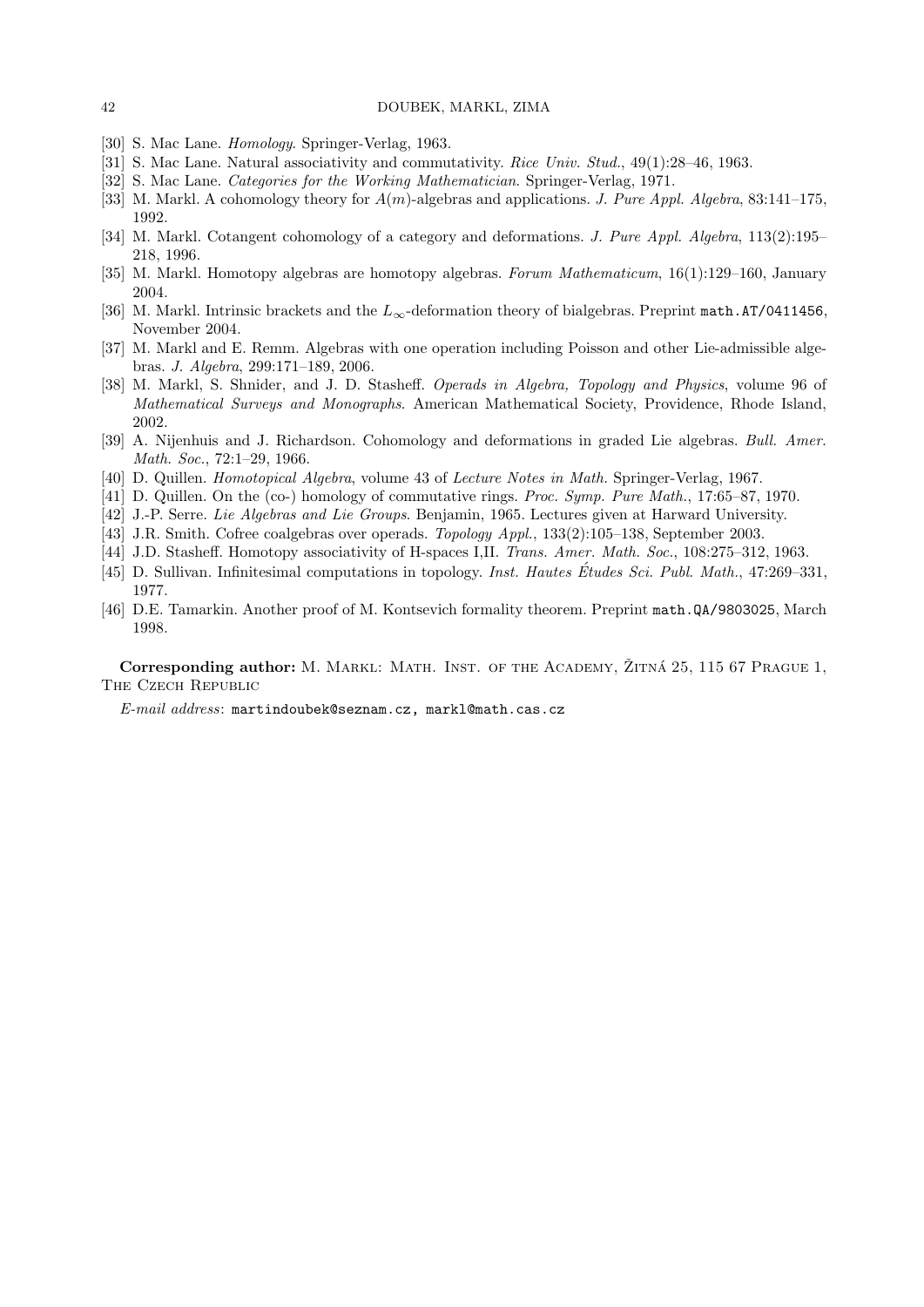[30] S. Mac Lane. *Homology*. Springer-Verlag, 1963.

[31] S. Mac Lane. Natural associativity and commutativity. *Rice Univ. Stud.*, 49(1):28–46, 1963.

[32] S. Mac Lane. *Categories for the Working Mathematician*. Springer-Verlag, 1971.

[33] M. Markl. A cohomology theory for $A(m)$-algebras and applications. *J. Pure Appl. Algebra*, 83:141–175, 1992.

[34] M. Markl. Cotangent cohomology of a category and deformations. *J. Pure Appl. Algebra*, 113(2):195–218, 1996.

[35] M. Markl. Homotopy algebras are homotopy algebras. *Forum Mathematicum*, 16(1):129–160, January 2004.

[36] M. Markl. Intrinsic brackets and the $L_\infty$-deformation theory of bialgebras. Preprint `math.AT/0411456`, November 2004.

[37] M. Markl and E. Remm. Algebras with one operation including Poisson and other Lie-admissible algebras. *J. Algebra*, 299:171–189, 2006.

[38] M. Markl, S. Shnider, and J. D. Stasheff. *Operads in Algebra, Topology and Physics*, volume 96 of *Mathematical Surveys and Monographs*. American Mathematical Society, Providence, Rhode Island, 2002.

[39] A. Nijenhuis and J. Richardson. Cohomology and deformations in graded Lie algebras. *Bull. Amer. Math. Soc.*, 72:1–29, 1966.

[40] D. Quillen. *Homotopical Algebra*, volume 43 of *Lecture Notes in Math.* Springer-Verlag, 1967.

[41] D. Quillen. On the (co-) homology of commutative rings. *Proc. Symp. Pure Math.*, 17:65–87, 1970.

[42] J.-P. Serre. *Lie Algebras and Lie Groups*. Benjamin, 1965. Lectures given at Harward University.

[43] J.R. Smith. Cofree coalgebras over operads. *Topology Appl.*, 133(2):105–138, September 2003.

[44] J.D. Stasheff. Homotopy associativity of H-spaces I,II. *Trans. Amer. Math. Soc.*, 108:275–312, 1963.

[45] D. Sullivan. Infinitesimal computations in topology. *Inst. Hautes Études Sci. Publ. Math.*, 47:269–331, 1977.

[46] D.E. Tamarkin. Another proof of M. Kontsevich formality theorem. Preprint `math.QA/9803025`, March 1998.

**Corresponding author:** M. Markl: Math. Inst. of the Academy, Žitná 25, 115 67 Prague 1, The Czech Republic

*E-mail address*: `martindoubek@seznam.cz, markl@math.cas.cz`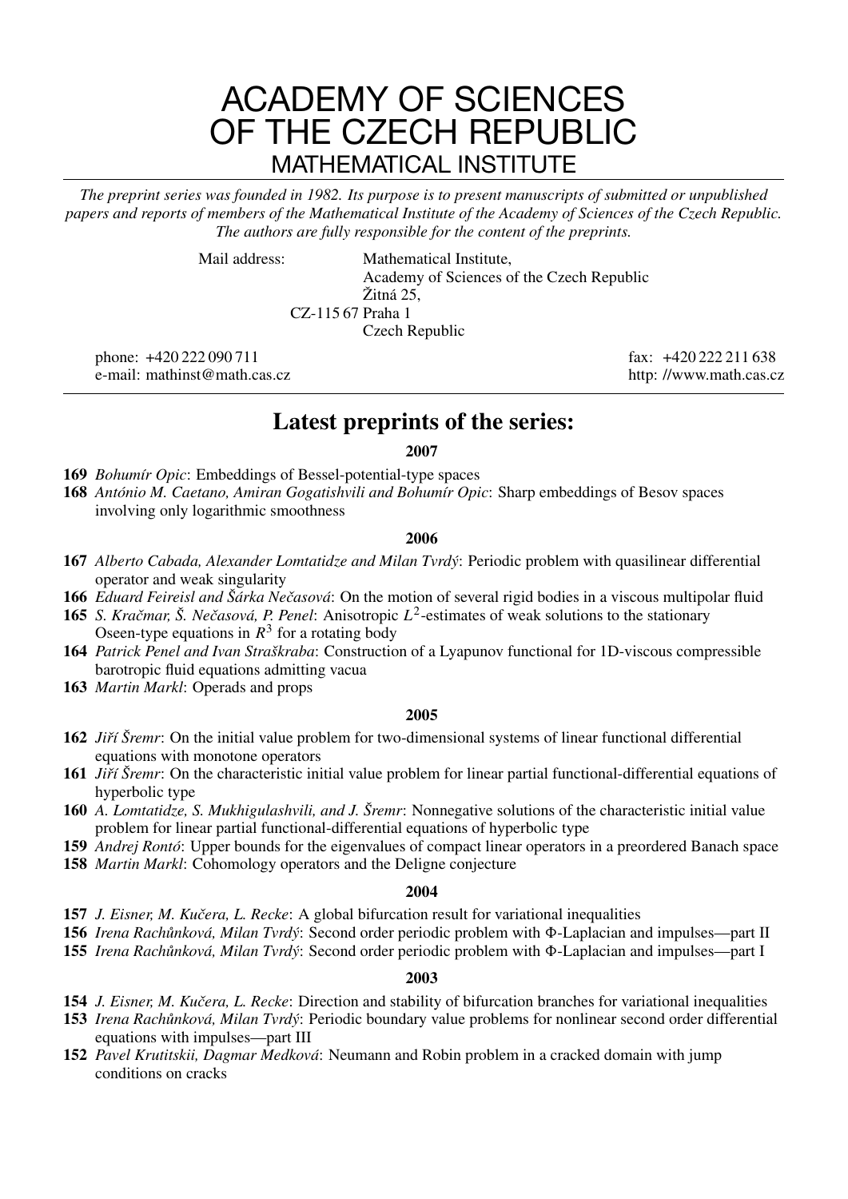# ACADEMY OF SCIENCES OF THE CZECH REPUBLIC

## MATHEMATICAL INSTITUTE

*The preprint series was founded in 1982. Its purpose is to present manuscripts of submitted or unpublished papers and reports of members of the Mathematical Institute of the Academy of Sciences of the Czech Republic. The authors are fully responsible for the content of the preprints.*

Mail address: Mathematical Institute,
Academy of Sciences of the Czech Republic
Žitná 25,
CZ-115 67 Praha 1
Czech Republic

phone: +420 222 090 711
e-mail: mathinst@math.cas.cz

fax: +420 222 211 638
http: //www.math.cas.cz

## Latest preprints of the series:

**2007**

**169** *Bohumír Opic*: Embeddings of Bessel-potential-type spaces

**168** *António M. Caetano, Amiran Gogatishvili and Bohumír Opic*: Sharp embeddings of Besov spaces involving only logarithmic smoothness

**2006**

**167** *Alberto Cabada, Alexander Lomtatidze and Milan Tvrdý*: Periodic problem with quasilinear differential operator and weak singularity

**166** *Eduard Feireisl and Šárka Nečasová*: On the motion of several rigid bodies in a viscous multipolar fluid

**165** *S. Kračmar, Š. Nečasová, P. Penel*: Anisotropic $L^2$-estimates of weak solutions to the stationary Oseen-type equations in $R^3$ for a rotating body

**164** *Patrick Penel and Ivan Straškraba*: Construction of a Lyapunov functional for 1D-viscous compressible barotropic fluid equations admitting vacua

**163** *Martin Markl*: Operads and props

**2005**

**162** *Jiří Šremr*: On the initial value problem for two-dimensional systems of linear functional differential equations with monotone operators

**161** *Jiří Šremr*: On the characteristic initial value problem for linear partial functional-differential equations of hyperbolic type

**160** *A. Lomtatidze, S. Mukhigulashvili, and J. Šremr*: Nonnegative solutions of the characteristic initial value problem for linear partial functional-differential equations of hyperbolic type

**159** *Andrej Rontó*: Upper bounds for the eigenvalues of compact linear operators in a preordered Banach space

**158** *Martin Markl*: Cohomology operators and the Deligne conjecture

**2004**

**157** *J. Eisner, M. Kučera, L. Recke*: A global bifurcation result for variational inequalities

**156** *Irena Rachůnková, Milan Tvrdý*: Second order periodic problem with Φ-Laplacian and impulses—part II

**155** *Irena Rachůnková, Milan Tvrdý*: Second order periodic problem with Φ-Laplacian and impulses—part I

**2003**

**154** *J. Eisner, M. Kučera, L. Recke*: Direction and stability of bifurcation branches for variational inequalities

**153** *Irena Rachůnková, Milan Tvrdý*: Periodic boundary value problems for nonlinear second order differential equations with impulses—part III

**152** *Pavel Krutitskii, Dagmar Medková*: Neumann and Robin problem in a cracked domain with jump conditions on cracks